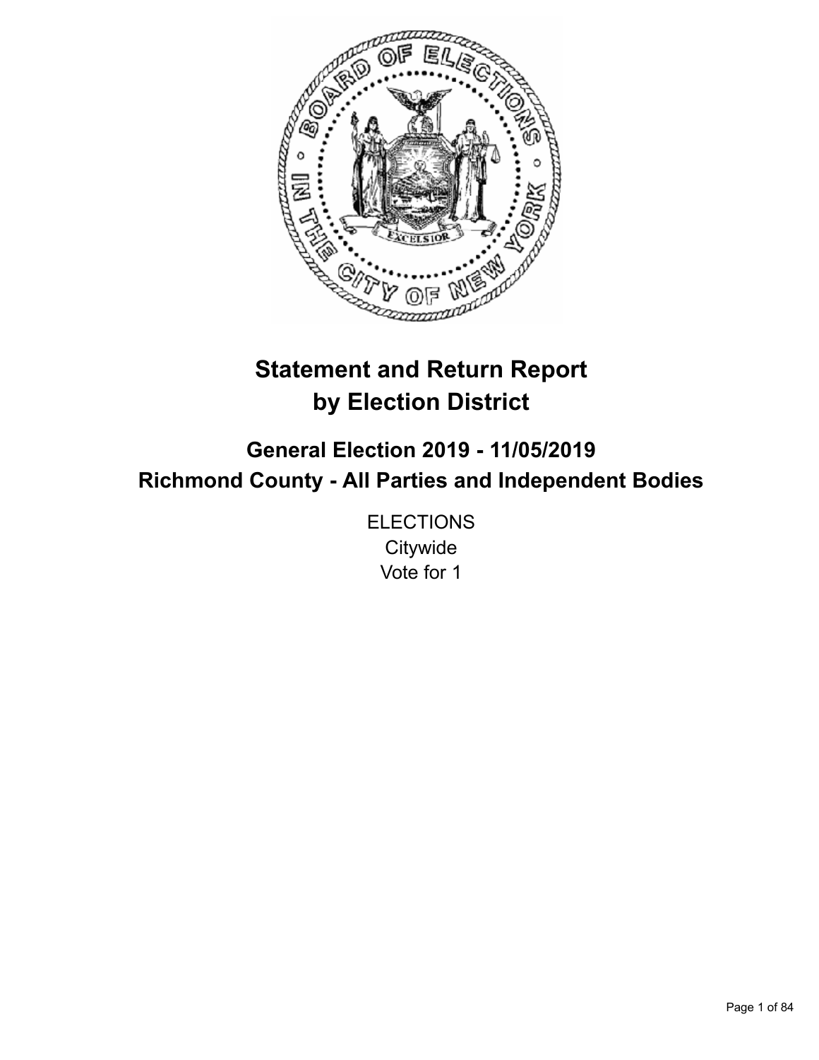# Statement and Return Report by Election District

## General Election 2019 - 11/05/2019
## Richmond County - All Parties and Independent Bodies

ELECTIONS
Citywide
Vote for 1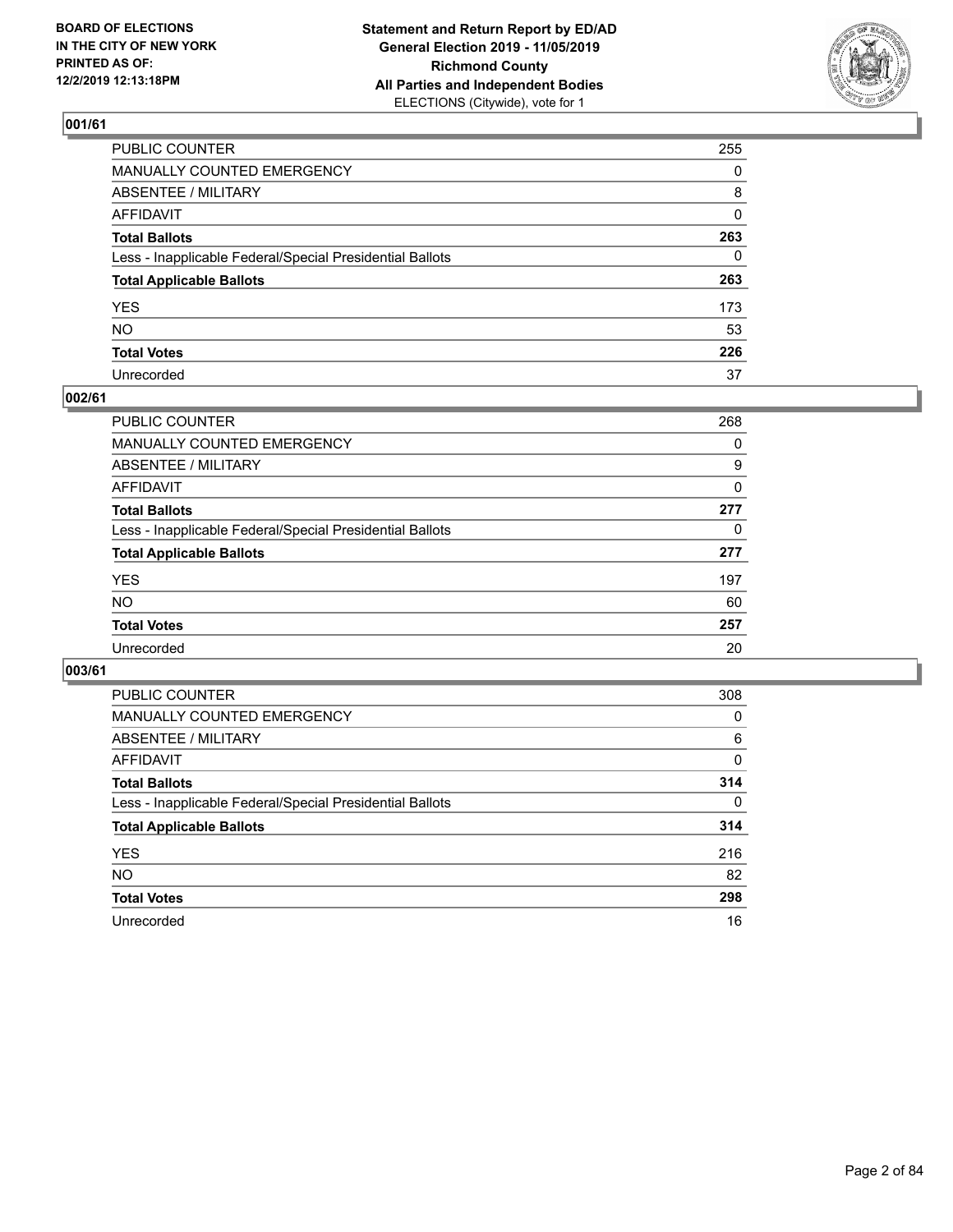### 001/61

| | |
|---|---|
| PUBLIC COUNTER | 255 |
| MANUALLY COUNTED EMERGENCY | 0 |
| ABSENTEE / MILITARY | 8 |
| AFFIDAVIT | 0 |
| **Total Ballots** | **263** |
| Less - Inapplicable Federal/Special Presidential Ballots | 0 |
| **Total Applicable Ballots** | **263** |
| YES | 173 |
| NO | 53 |
| **Total Votes** | **226** |
| Unrecorded | 37 |

### 002/61

| | |
|---|---|
| PUBLIC COUNTER | 268 |
| MANUALLY COUNTED EMERGENCY | 0 |
| ABSENTEE / MILITARY | 9 |
| AFFIDAVIT | 0 |
| **Total Ballots** | **277** |
| Less - Inapplicable Federal/Special Presidential Ballots | 0 |
| **Total Applicable Ballots** | **277** |
| YES | 197 |
| NO | 60 |
| **Total Votes** | **257** |
| Unrecorded | 20 |

### 003/61

| | |
|---|---|
| PUBLIC COUNTER | 308 |
| MANUALLY COUNTED EMERGENCY | 0 |
| ABSENTEE / MILITARY | 6 |
| AFFIDAVIT | 0 |
| **Total Ballots** | **314** |
| Less - Inapplicable Federal/Special Presidential Ballots | 0 |
| **Total Applicable Ballots** | **314** |
| YES | 216 |
| NO | 82 |
| **Total Votes** | **298** |
| Unrecorded | 16 |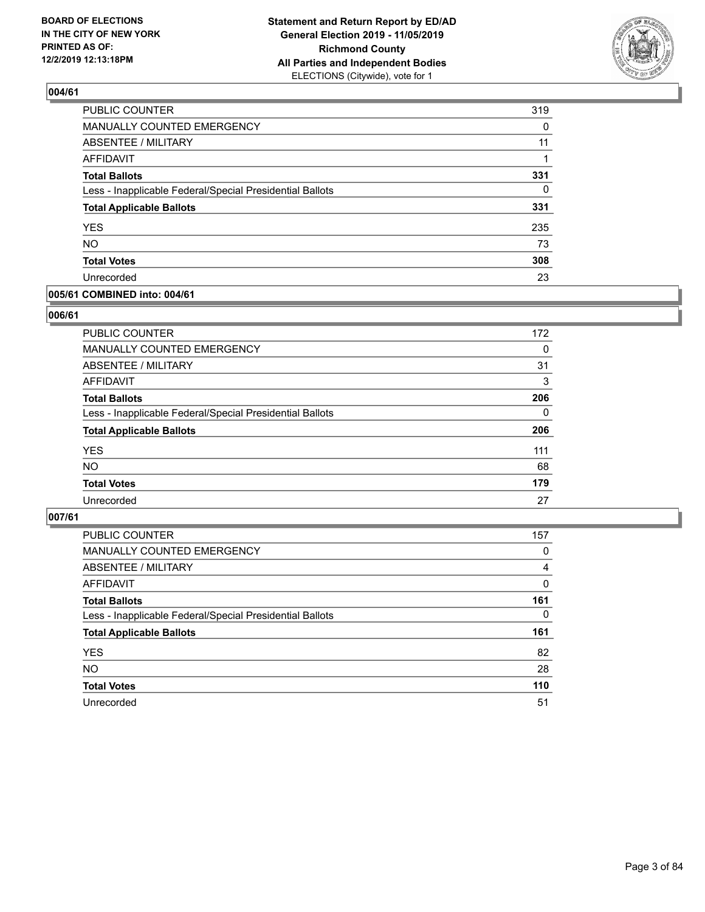## 004/61

| | |
|---|---|
| PUBLIC COUNTER | 319 |
| MANUALLY COUNTED EMERGENCY | 0 |
| ABSENTEE / MILITARY | 11 |
| AFFIDAVIT | 1 |
| **Total Ballots** | **331** |
| Less - Inapplicable Federal/Special Presidential Ballots | 0 |
| **Total Applicable Ballots** | **331** |
| YES | 235 |
| NO | 73 |
| **Total Votes** | **308** |
| Unrecorded | 23 |

## 005/61 COMBINED into: 004/61

## 006/61

| | |
|---|---|
| PUBLIC COUNTER | 172 |
| MANUALLY COUNTED EMERGENCY | 0 |
| ABSENTEE / MILITARY | 31 |
| AFFIDAVIT | 3 |
| **Total Ballots** | **206** |
| Less - Inapplicable Federal/Special Presidential Ballots | 0 |
| **Total Applicable Ballots** | **206** |
| YES | 111 |
| NO | 68 |
| **Total Votes** | **179** |
| Unrecorded | 27 |

## 007/61

| | |
|---|---|
| PUBLIC COUNTER | 157 |
| MANUALLY COUNTED EMERGENCY | 0 |
| ABSENTEE / MILITARY | 4 |
| AFFIDAVIT | 0 |
| **Total Ballots** | **161** |
| Less - Inapplicable Federal/Special Presidential Ballots | 0 |
| **Total Applicable Ballots** | **161** |
| YES | 82 |
| NO | 28 |
| **Total Votes** | **110** |
| Unrecorded | 51 |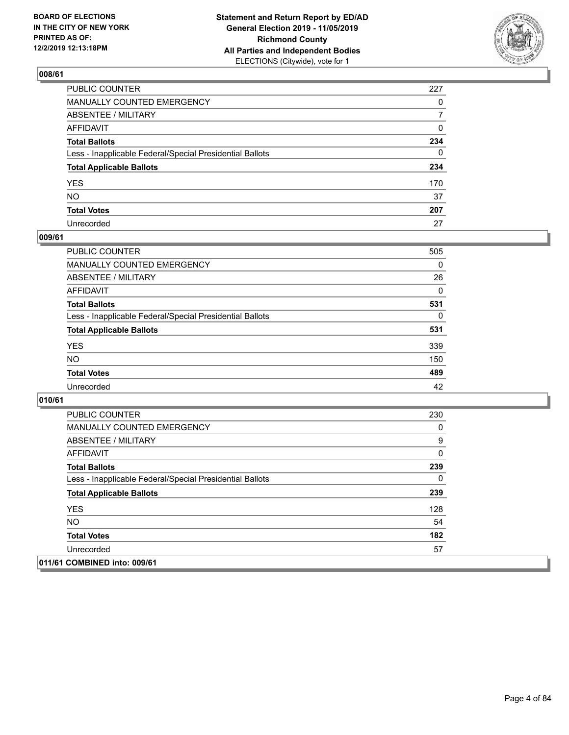BOARD OF ELECTIONS
IN THE CITY OF NEW YORK
PRINTED AS OF:
12/2/2019 12:13:18PM

**Statement and Return Report by ED/AD**
**General Election 2019 - 11/05/2019**
**Richmond County**
**All Parties and Independent Bodies**
ELECTIONS (Citywide), vote for 1

### 008/61

| | |
|---|---|
| PUBLIC COUNTER | 227 |
| MANUALLY COUNTED EMERGENCY | 0 |
| ABSENTEE / MILITARY | 7 |
| AFFIDAVIT | 0 |
| **Total Ballots** | **234** |
| Less - Inapplicable Federal/Special Presidential Ballots | 0 |
| **Total Applicable Ballots** | **234** |
| YES | 170 |
| NO | 37 |
| **Total Votes** | **207** |
| Unrecorded | 27 |

### 009/61

| | |
|---|---|
| PUBLIC COUNTER | 505 |
| MANUALLY COUNTED EMERGENCY | 0 |
| ABSENTEE / MILITARY | 26 |
| AFFIDAVIT | 0 |
| **Total Ballots** | **531** |
| Less - Inapplicable Federal/Special Presidential Ballots | 0 |
| **Total Applicable Ballots** | **531** |
| YES | 339 |
| NO | 150 |
| **Total Votes** | **489** |
| Unrecorded | 42 |

### 010/61

| | |
|---|---|
| PUBLIC COUNTER | 230 |
| MANUALLY COUNTED EMERGENCY | 0 |
| ABSENTEE / MILITARY | 9 |
| AFFIDAVIT | 0 |
| **Total Ballots** | **239** |
| Less - Inapplicable Federal/Special Presidential Ballots | 0 |
| **Total Applicable Ballots** | **239** |
| YES | 128 |
| NO | 54 |
| **Total Votes** | **182** |
| Unrecorded | 57 |

### 011/61 COMBINED into: 009/61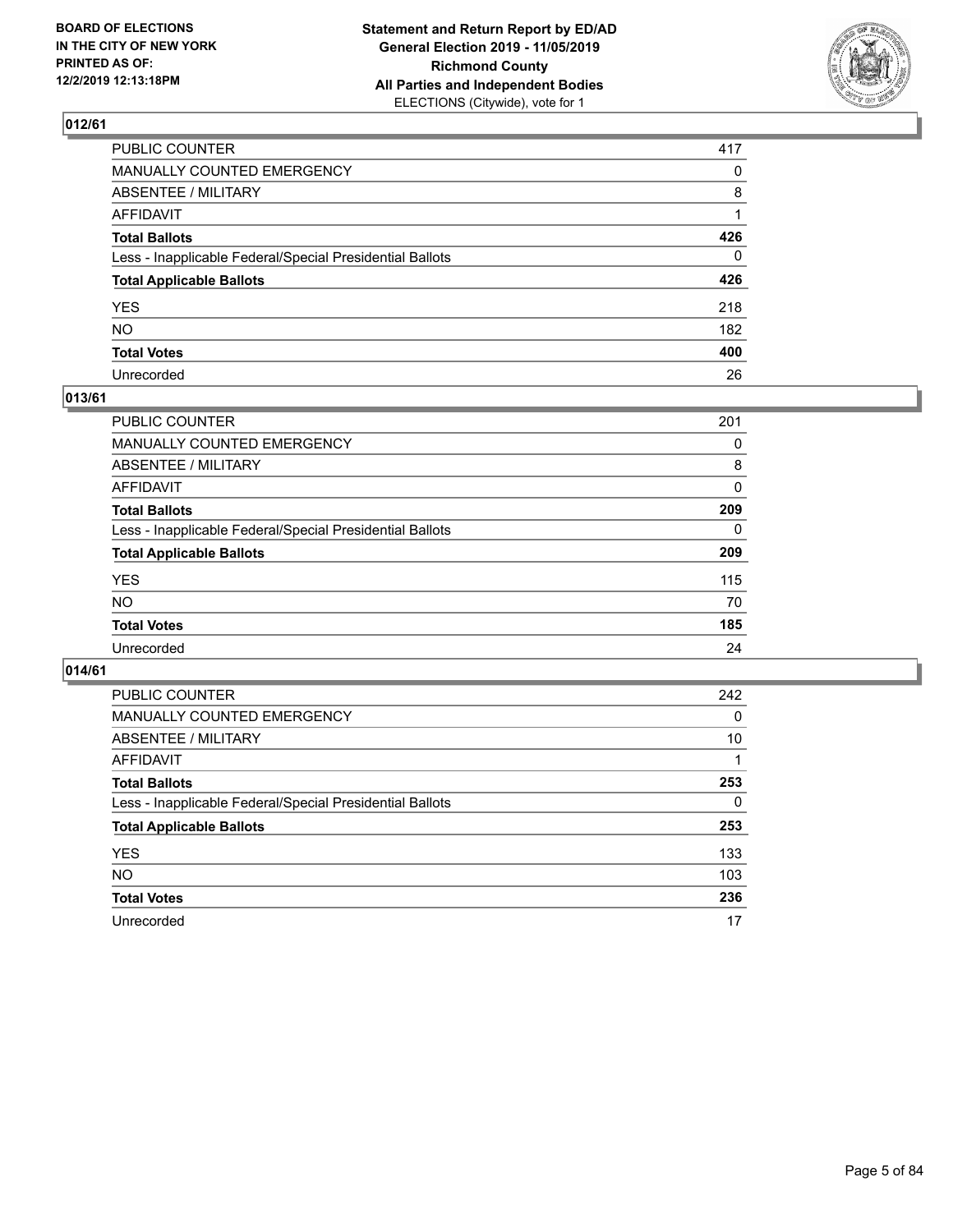BOARD OF ELECTIONS
IN THE CITY OF NEW YORK
PRINTED AS OF:
12/2/2019 12:13:18PM

**Statement and Return Report by ED/AD**
**General Election 2019 - 11/05/2019**
**Richmond County**
**All Parties and Independent Bodies**
ELECTIONS (Citywide), vote for 1

## 012/61

| | |
|---|---|
| PUBLIC COUNTER | 417 |
| MANUALLY COUNTED EMERGENCY | 0 |
| ABSENTEE / MILITARY | 8 |
| AFFIDAVIT | 1 |
| **Total Ballots** | **426** |
| Less - Inapplicable Federal/Special Presidential Ballots | 0 |
| **Total Applicable Ballots** | **426** |
| YES | 218 |
| NO | 182 |
| **Total Votes** | **400** |
| Unrecorded | 26 |

## 013/61

| | |
|---|---|
| PUBLIC COUNTER | 201 |
| MANUALLY COUNTED EMERGENCY | 0 |
| ABSENTEE / MILITARY | 8 |
| AFFIDAVIT | 0 |
| **Total Ballots** | **209** |
| Less - Inapplicable Federal/Special Presidential Ballots | 0 |
| **Total Applicable Ballots** | **209** |
| YES | 115 |
| NO | 70 |
| **Total Votes** | **185** |
| Unrecorded | 24 |

## 014/61

| | |
|---|---|
| PUBLIC COUNTER | 242 |
| MANUALLY COUNTED EMERGENCY | 0 |
| ABSENTEE / MILITARY | 10 |
| AFFIDAVIT | 1 |
| **Total Ballots** | **253** |
| Less - Inapplicable Federal/Special Presidential Ballots | 0 |
| **Total Applicable Ballots** | **253** |
| YES | 133 |
| NO | 103 |
| **Total Votes** | **236** |
| Unrecorded | 17 |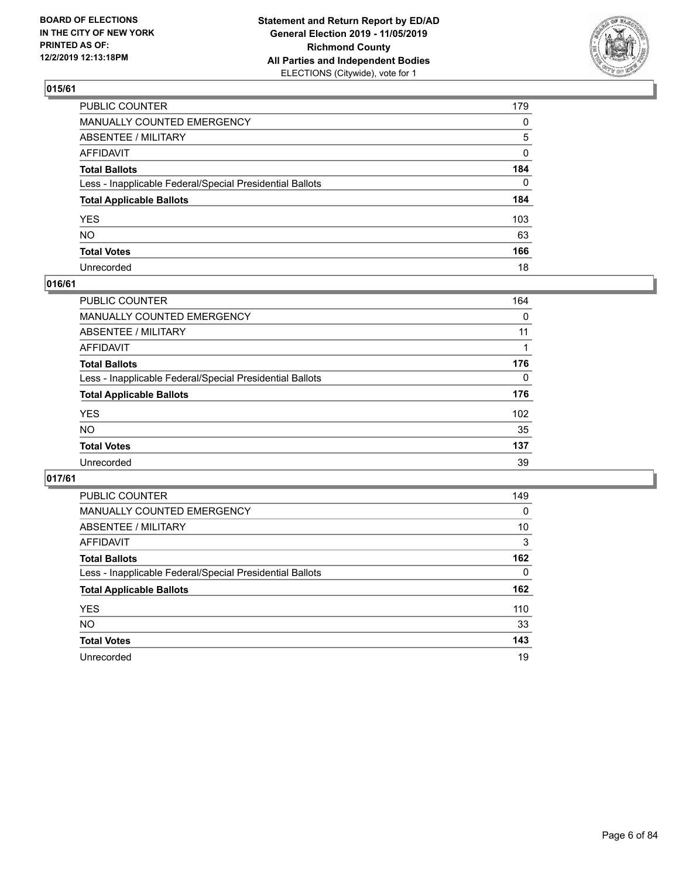## 015/61

| | |
|---|---|
| PUBLIC COUNTER | 179 |
| MANUALLY COUNTED EMERGENCY | 0 |
| ABSENTEE / MILITARY | 5 |
| AFFIDAVIT | 0 |
| **Total Ballots** | **184** |
| Less - Inapplicable Federal/Special Presidential Ballots | 0 |
| **Total Applicable Ballots** | **184** |
| YES | 103 |
| NO | 63 |
| **Total Votes** | **166** |
| Unrecorded | 18 |

## 016/61

| | |
|---|---|
| PUBLIC COUNTER | 164 |
| MANUALLY COUNTED EMERGENCY | 0 |
| ABSENTEE / MILITARY | 11 |
| AFFIDAVIT | 1 |
| **Total Ballots** | **176** |
| Less - Inapplicable Federal/Special Presidential Ballots | 0 |
| **Total Applicable Ballots** | **176** |
| YES | 102 |
| NO | 35 |
| **Total Votes** | **137** |
| Unrecorded | 39 |

## 017/61

| | |
|---|---|
| PUBLIC COUNTER | 149 |
| MANUALLY COUNTED EMERGENCY | 0 |
| ABSENTEE / MILITARY | 10 |
| AFFIDAVIT | 3 |
| **Total Ballots** | **162** |
| Less - Inapplicable Federal/Special Presidential Ballots | 0 |
| **Total Applicable Ballots** | **162** |
| YES | 110 |
| NO | 33 |
| **Total Votes** | **143** |
| Unrecorded | 19 |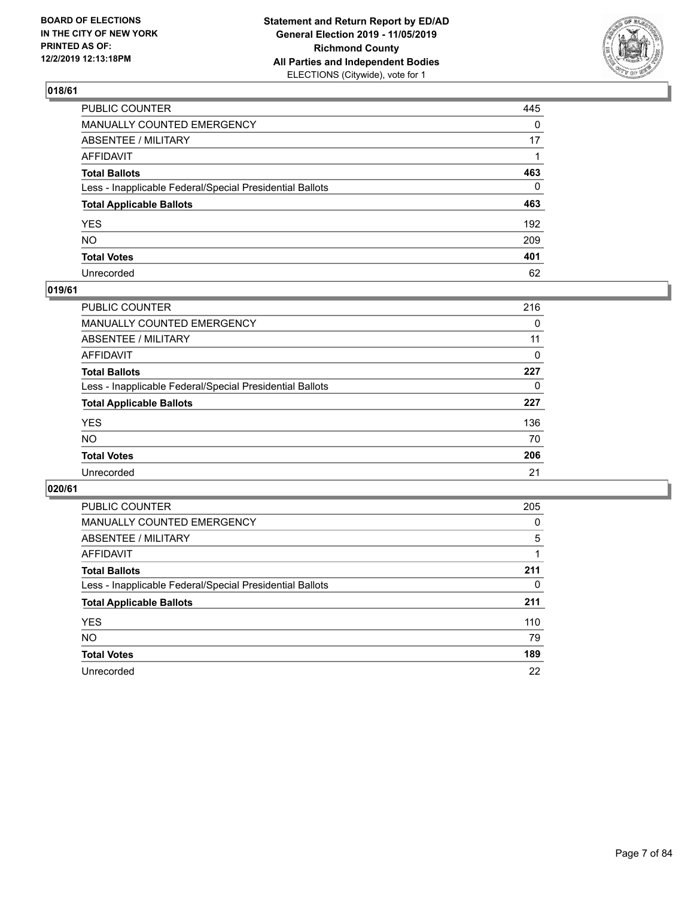## 018/61

| | |
|---|---|
| PUBLIC COUNTER | 445 |
| MANUALLY COUNTED EMERGENCY | 0 |
| ABSENTEE / MILITARY | 17 |
| AFFIDAVIT | 1 |
| **Total Ballots** | **463** |
| Less - Inapplicable Federal/Special Presidential Ballots | 0 |
| **Total Applicable Ballots** | **463** |
| YES | 192 |
| NO | 209 |
| **Total Votes** | **401** |
| Unrecorded | 62 |

## 019/61

| | |
|---|---|
| PUBLIC COUNTER | 216 |
| MANUALLY COUNTED EMERGENCY | 0 |
| ABSENTEE / MILITARY | 11 |
| AFFIDAVIT | 0 |
| **Total Ballots** | **227** |
| Less - Inapplicable Federal/Special Presidential Ballots | 0 |
| **Total Applicable Ballots** | **227** |
| YES | 136 |
| NO | 70 |
| **Total Votes** | **206** |
| Unrecorded | 21 |

## 020/61

| | |
|---|---|
| PUBLIC COUNTER | 205 |
| MANUALLY COUNTED EMERGENCY | 0 |
| ABSENTEE / MILITARY | 5 |
| AFFIDAVIT | 1 |
| **Total Ballots** | **211** |
| Less - Inapplicable Federal/Special Presidential Ballots | 0 |
| **Total Applicable Ballots** | **211** |
| YES | 110 |
| NO | 79 |
| **Total Votes** | **189** |
| Unrecorded | 22 |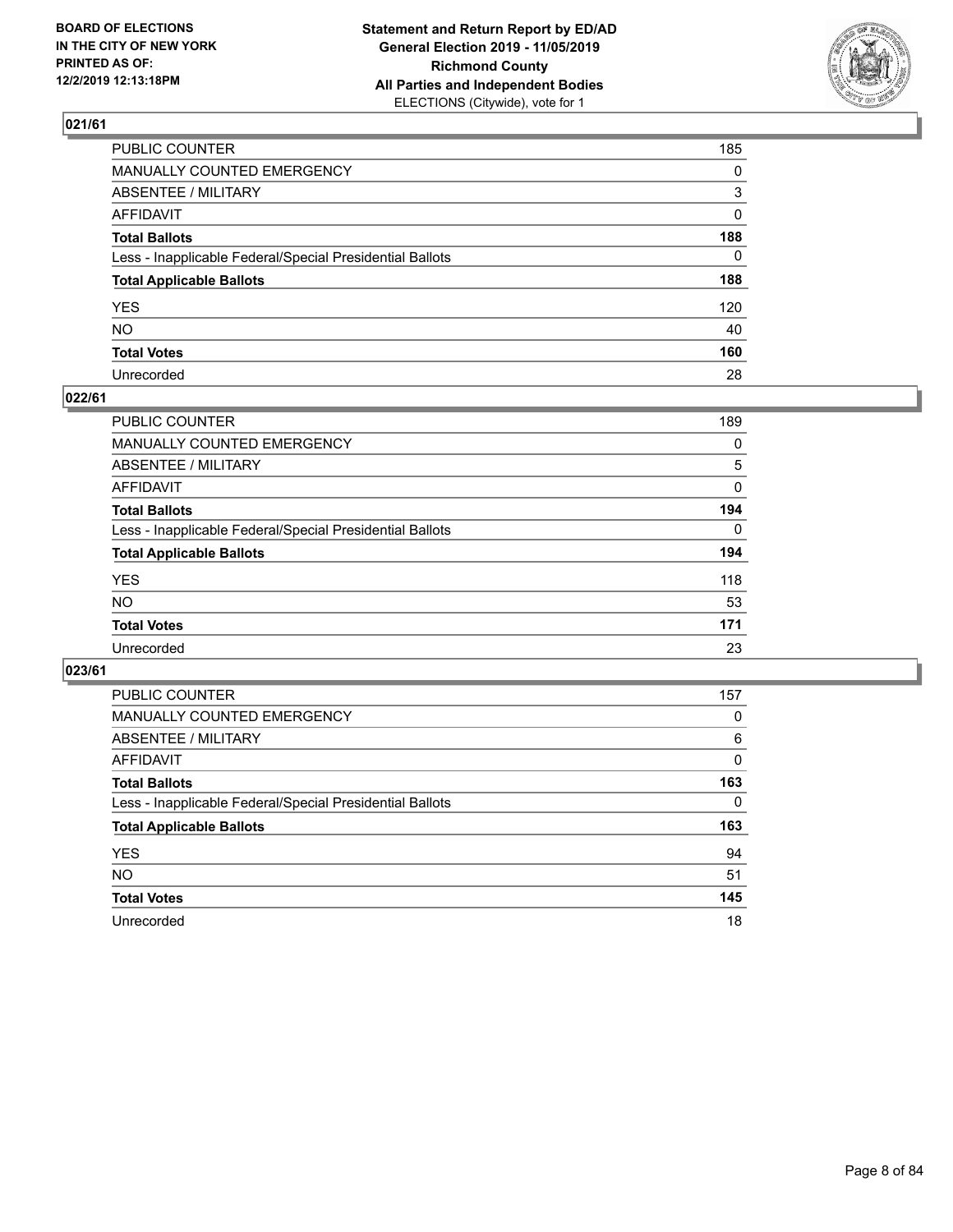## 021/61

| | |
|---|---|
| PUBLIC COUNTER | 185 |
| MANUALLY COUNTED EMERGENCY | 0 |
| ABSENTEE / MILITARY | 3 |
| AFFIDAVIT | 0 |
| **Total Ballots** | **188** |
| Less - Inapplicable Federal/Special Presidential Ballots | 0 |
| **Total Applicable Ballots** | **188** |
| YES | 120 |
| NO | 40 |
| **Total Votes** | **160** |
| Unrecorded | 28 |

## 022/61

| | |
|---|---|
| PUBLIC COUNTER | 189 |
| MANUALLY COUNTED EMERGENCY | 0 |
| ABSENTEE / MILITARY | 5 |
| AFFIDAVIT | 0 |
| **Total Ballots** | **194** |
| Less - Inapplicable Federal/Special Presidential Ballots | 0 |
| **Total Applicable Ballots** | **194** |
| YES | 118 |
| NO | 53 |
| **Total Votes** | **171** |
| Unrecorded | 23 |

## 023/61

| | |
|---|---|
| PUBLIC COUNTER | 157 |
| MANUALLY COUNTED EMERGENCY | 0 |
| ABSENTEE / MILITARY | 6 |
| AFFIDAVIT | 0 |
| **Total Ballots** | **163** |
| Less - Inapplicable Federal/Special Presidential Ballots | 0 |
| **Total Applicable Ballots** | **163** |
| YES | 94 |
| NO | 51 |
| **Total Votes** | **145** |
| Unrecorded | 18 |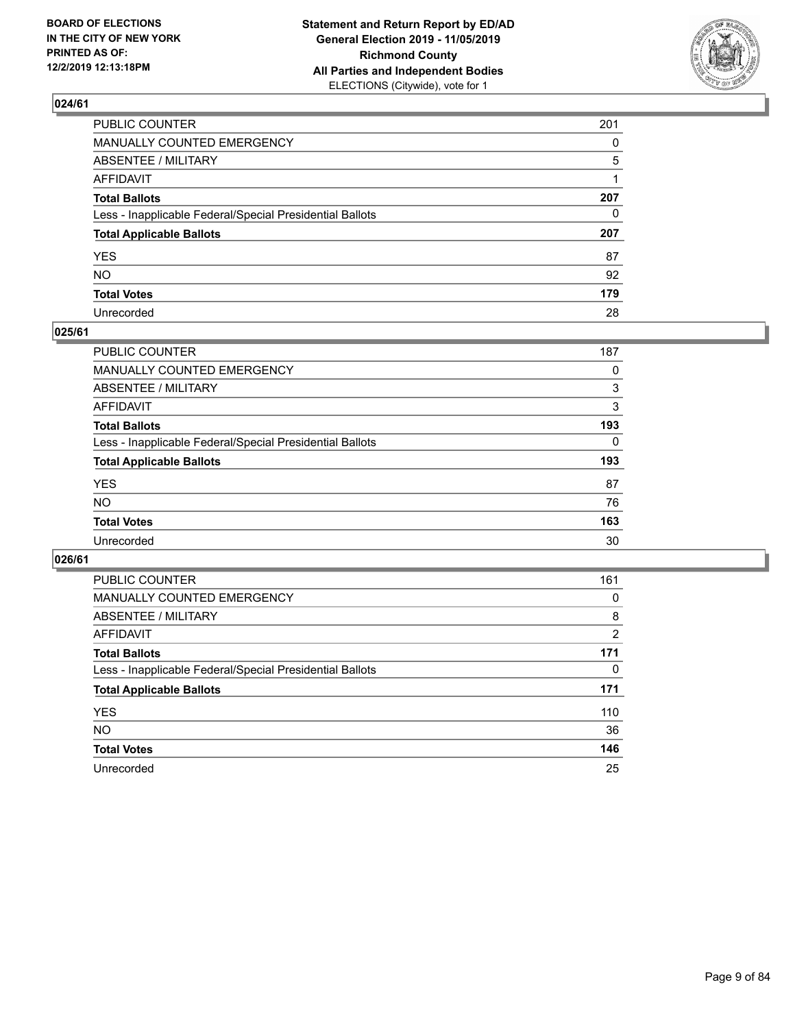## 024/61

| | |
|---|---|
| PUBLIC COUNTER | 201 |
| MANUALLY COUNTED EMERGENCY | 0 |
| ABSENTEE / MILITARY | 5 |
| AFFIDAVIT | 1 |
| **Total Ballots** | **207** |
| Less - Inapplicable Federal/Special Presidential Ballots | 0 |
| **Total Applicable Ballots** | **207** |
| YES | 87 |
| NO | 92 |
| **Total Votes** | **179** |
| Unrecorded | 28 |

## 025/61

| | |
|---|---|
| PUBLIC COUNTER | 187 |
| MANUALLY COUNTED EMERGENCY | 0 |
| ABSENTEE / MILITARY | 3 |
| AFFIDAVIT | 3 |
| **Total Ballots** | **193** |
| Less - Inapplicable Federal/Special Presidential Ballots | 0 |
| **Total Applicable Ballots** | **193** |
| YES | 87 |
| NO | 76 |
| **Total Votes** | **163** |
| Unrecorded | 30 |

## 026/61

| | |
|---|---|
| PUBLIC COUNTER | 161 |
| MANUALLY COUNTED EMERGENCY | 0 |
| ABSENTEE / MILITARY | 8 |
| AFFIDAVIT | 2 |
| **Total Ballots** | **171** |
| Less - Inapplicable Federal/Special Presidential Ballots | 0 |
| **Total Applicable Ballots** | **171** |
| YES | 110 |
| NO | 36 |
| **Total Votes** | **146** |
| Unrecorded | 25 |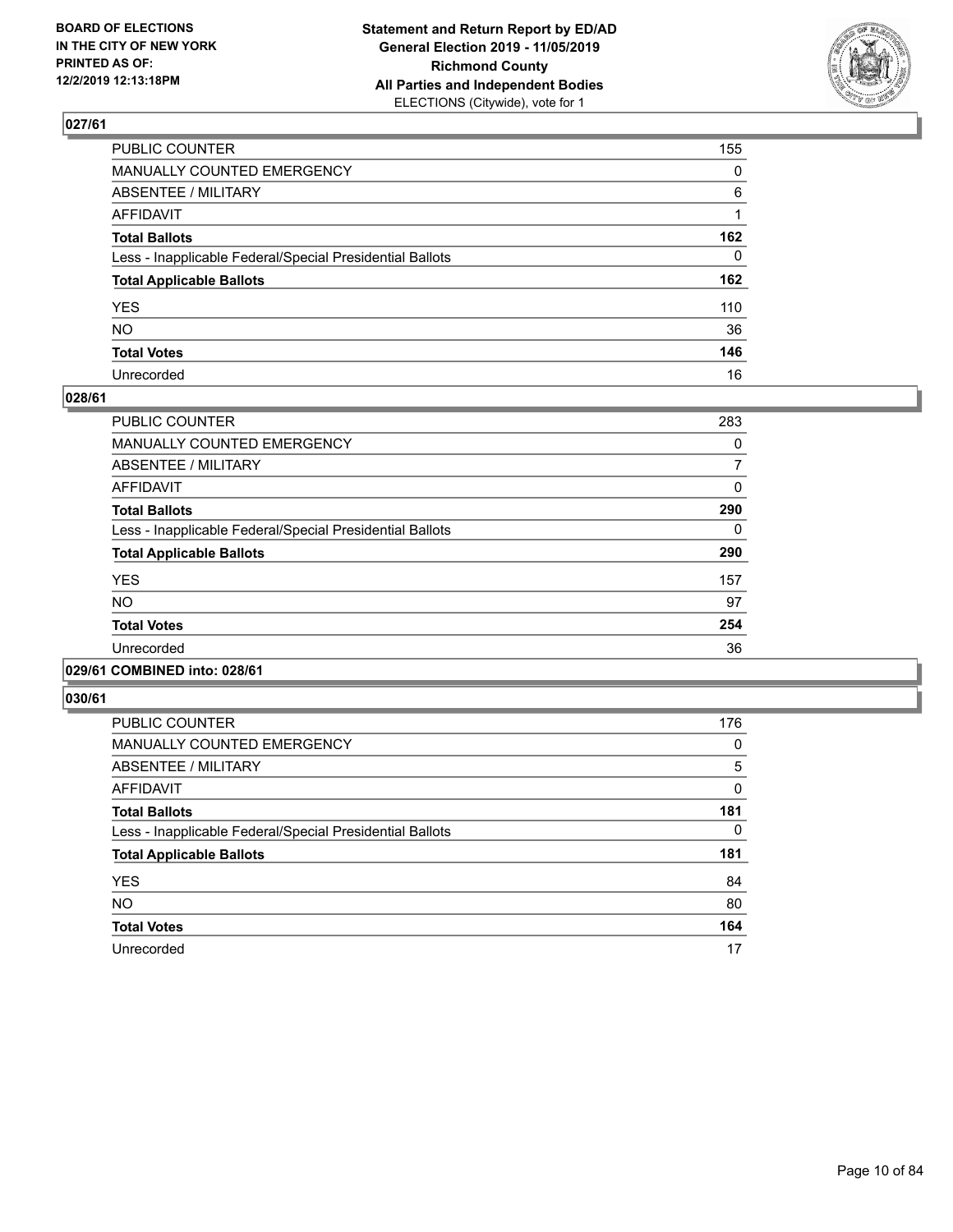## 027/61

| | |
|---|---|
| PUBLIC COUNTER | 155 |
| MANUALLY COUNTED EMERGENCY | 0 |
| ABSENTEE / MILITARY | 6 |
| AFFIDAVIT | 1 |
| **Total Ballots** | **162** |
| Less - Inapplicable Federal/Special Presidential Ballots | 0 |
| **Total Applicable Ballots** | **162** |
| YES | 110 |
| NO | 36 |
| **Total Votes** | **146** |
| Unrecorded | 16 |

## 028/61

| | |
|---|---|
| PUBLIC COUNTER | 283 |
| MANUALLY COUNTED EMERGENCY | 0 |
| ABSENTEE / MILITARY | 7 |
| AFFIDAVIT | 0 |
| **Total Ballots** | **290** |
| Less - Inapplicable Federal/Special Presidential Ballots | 0 |
| **Total Applicable Ballots** | **290** |
| YES | 157 |
| NO | 97 |
| **Total Votes** | **254** |
| Unrecorded | 36 |

## 029/61 COMBINED into: 028/61

## 030/61

| | |
|---|---|
| PUBLIC COUNTER | 176 |
| MANUALLY COUNTED EMERGENCY | 0 |
| ABSENTEE / MILITARY | 5 |
| AFFIDAVIT | 0 |
| **Total Ballots** | **181** |
| Less - Inapplicable Federal/Special Presidential Ballots | 0 |
| **Total Applicable Ballots** | **181** |
| YES | 84 |
| NO | 80 |
| **Total Votes** | **164** |
| Unrecorded | 17 |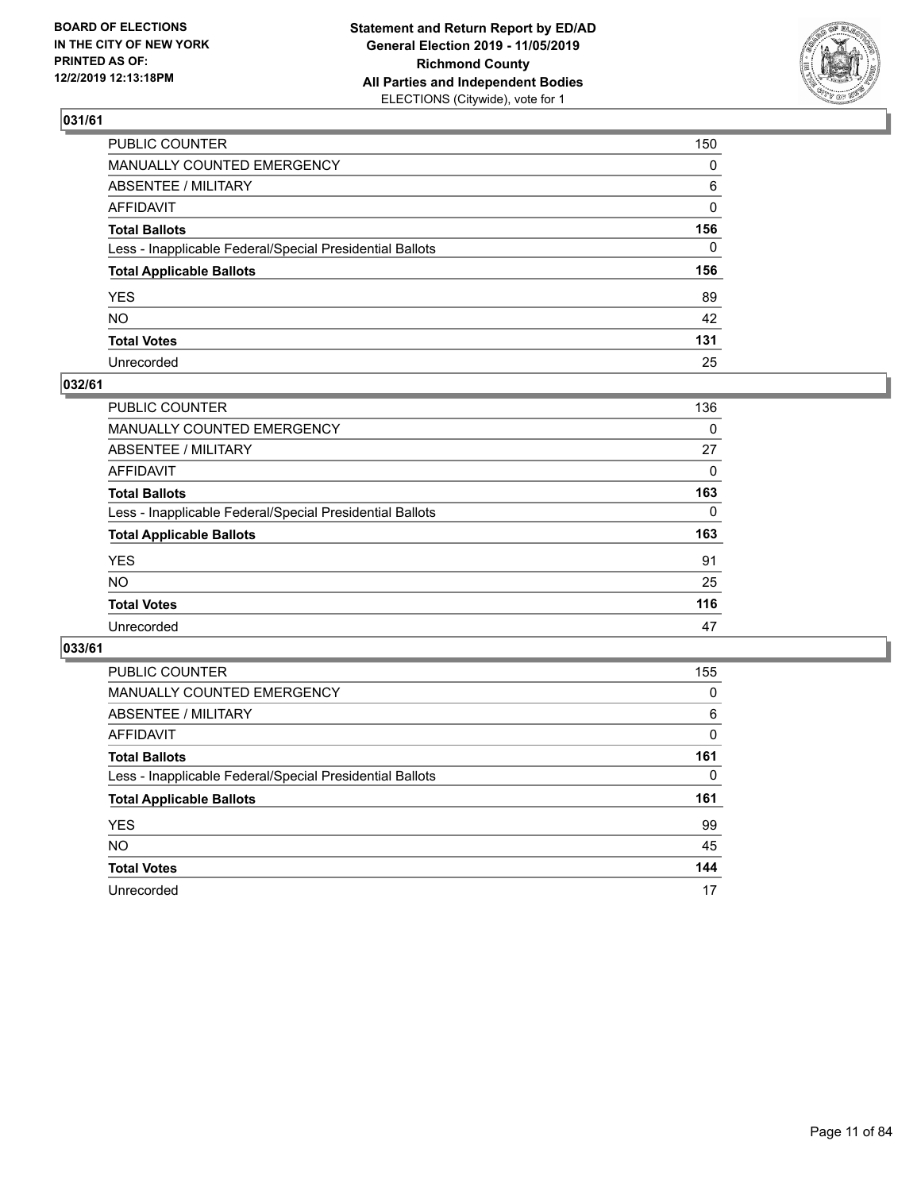## 031/61

| | |
|---|---|
| PUBLIC COUNTER | 150 |
| MANUALLY COUNTED EMERGENCY | 0 |
| ABSENTEE / MILITARY | 6 |
| AFFIDAVIT | 0 |
| **Total Ballots** | **156** |
| Less - Inapplicable Federal/Special Presidential Ballots | 0 |
| **Total Applicable Ballots** | **156** |
| YES | 89 |
| NO | 42 |
| **Total Votes** | **131** |
| Unrecorded | 25 |

## 032/61

| | |
|---|---|
| PUBLIC COUNTER | 136 |
| MANUALLY COUNTED EMERGENCY | 0 |
| ABSENTEE / MILITARY | 27 |
| AFFIDAVIT | 0 |
| **Total Ballots** | **163** |
| Less - Inapplicable Federal/Special Presidential Ballots | 0 |
| **Total Applicable Ballots** | **163** |
| YES | 91 |
| NO | 25 |
| **Total Votes** | **116** |
| Unrecorded | 47 |

## 033/61

| | |
|---|---|
| PUBLIC COUNTER | 155 |
| MANUALLY COUNTED EMERGENCY | 0 |
| ABSENTEE / MILITARY | 6 |
| AFFIDAVIT | 0 |
| **Total Ballots** | **161** |
| Less - Inapplicable Federal/Special Presidential Ballots | 0 |
| **Total Applicable Ballots** | **161** |
| YES | 99 |
| NO | 45 |
| **Total Votes** | **144** |
| Unrecorded | 17 |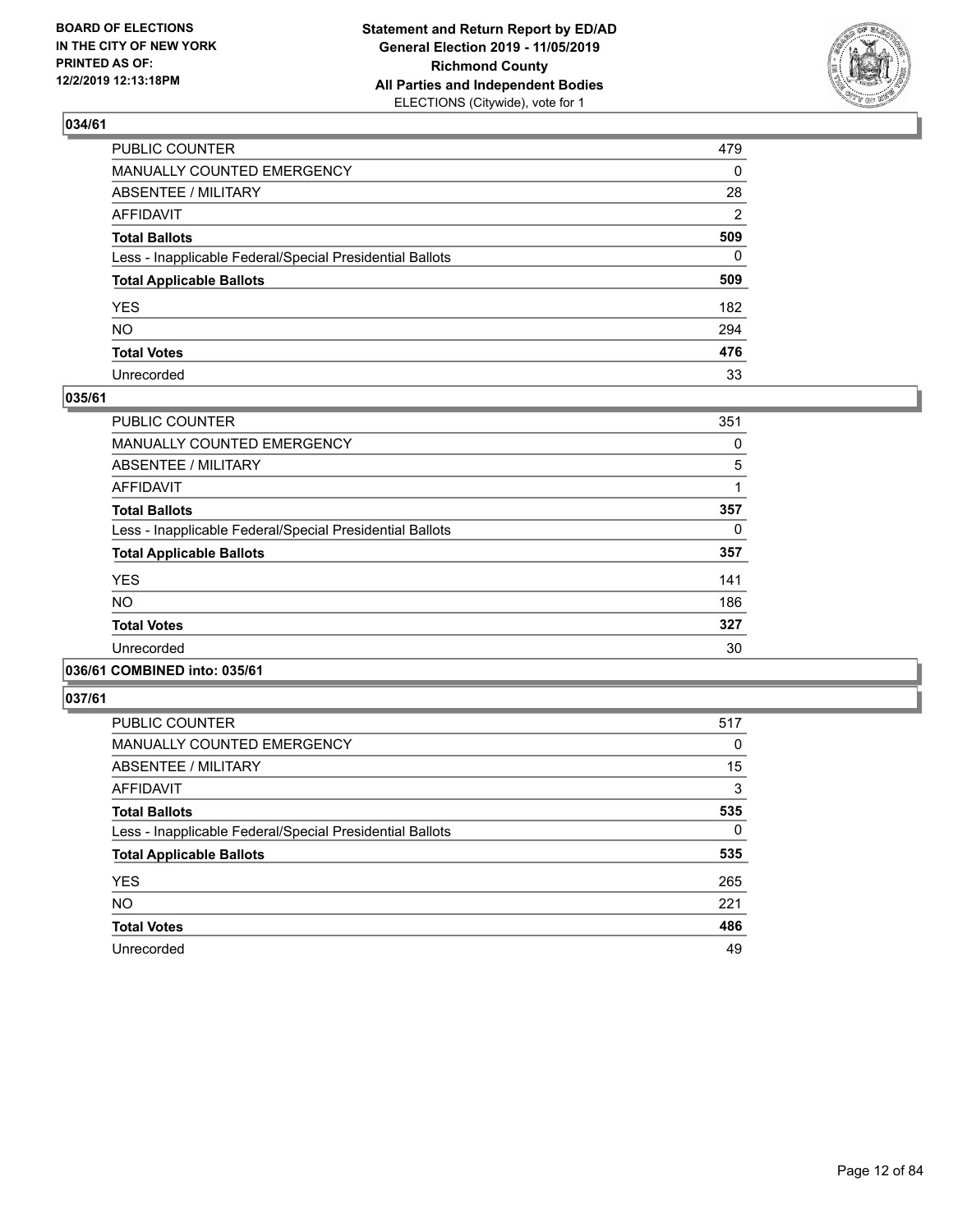**BOARD OF ELECTIONS IN THE CITY OF NEW YORK PRINTED AS OF: 12/2/2019 12:13:18PM**

**Statement and Return Report by ED/AD General Election 2019 - 11/05/2019 Richmond County All Parties and Independent Bodies** ELECTIONS (Citywide), vote for 1

### 034/61

| | |
|---|---|
| PUBLIC COUNTER | 479 |
| MANUALLY COUNTED EMERGENCY | 0 |
| ABSENTEE / MILITARY | 28 |
| AFFIDAVIT | 2 |
| **Total Ballots** | **509** |
| Less - Inapplicable Federal/Special Presidential Ballots | 0 |
| **Total Applicable Ballots** | **509** |
| YES | 182 |
| NO | 294 |
| **Total Votes** | **476** |
| Unrecorded | 33 |

### 035/61

| | |
|---|---|
| PUBLIC COUNTER | 351 |
| MANUALLY COUNTED EMERGENCY | 0 |
| ABSENTEE / MILITARY | 5 |
| AFFIDAVIT | 1 |
| **Total Ballots** | **357** |
| Less - Inapplicable Federal/Special Presidential Ballots | 0 |
| **Total Applicable Ballots** | **357** |
| YES | 141 |
| NO | 186 |
| **Total Votes** | **327** |
| Unrecorded | 30 |

### 036/61 COMBINED into: 035/61

### 037/61

| | |
|---|---|
| PUBLIC COUNTER | 517 |
| MANUALLY COUNTED EMERGENCY | 0 |
| ABSENTEE / MILITARY | 15 |
| AFFIDAVIT | 3 |
| **Total Ballots** | **535** |
| Less - Inapplicable Federal/Special Presidential Ballots | 0 |
| **Total Applicable Ballots** | **535** |
| YES | 265 |
| NO | 221 |
| **Total Votes** | **486** |
| Unrecorded | 49 |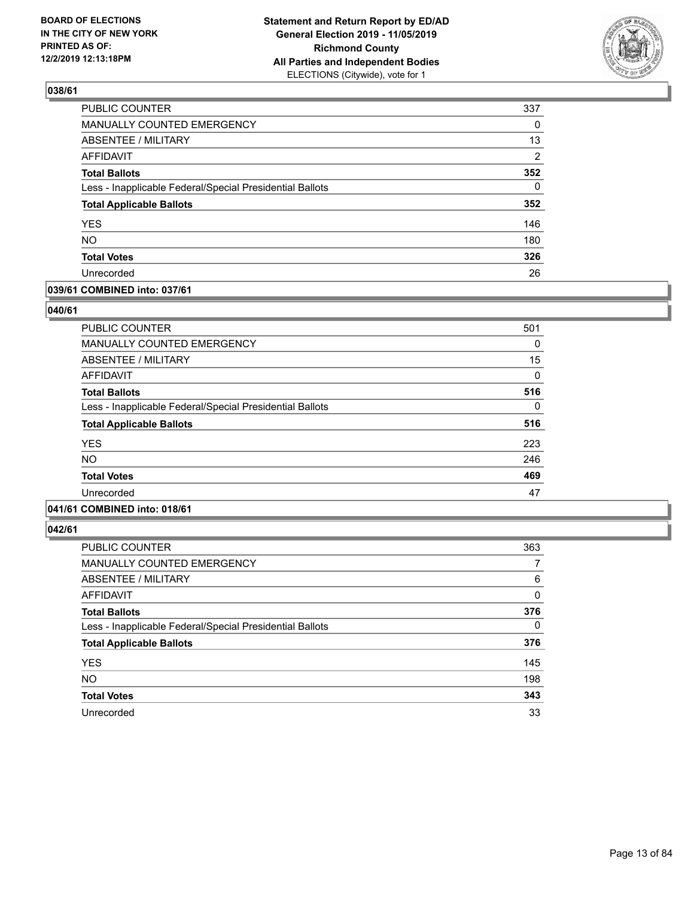## 038/61

| | |
|---|---|
| PUBLIC COUNTER | 337 |
| MANUALLY COUNTED EMERGENCY | 0 |
| ABSENTEE / MILITARY | 13 |
| AFFIDAVIT | 2 |
| **Total Ballots** | **352** |
| Less - Inapplicable Federal/Special Presidential Ballots | 0 |
| **Total Applicable Ballots** | **352** |
| YES | 146 |
| NO | 180 |
| **Total Votes** | **326** |
| Unrecorded | 26 |

## 039/61 COMBINED into: 037/61

## 040/61

| | |
|---|---|
| PUBLIC COUNTER | 501 |
| MANUALLY COUNTED EMERGENCY | 0 |
| ABSENTEE / MILITARY | 15 |
| AFFIDAVIT | 0 |
| **Total Ballots** | **516** |
| Less - Inapplicable Federal/Special Presidential Ballots | 0 |
| **Total Applicable Ballots** | **516** |
| YES | 223 |
| NO | 246 |
| **Total Votes** | **469** |
| Unrecorded | 47 |

## 041/61 COMBINED into: 018/61

## 042/61

| | |
|---|---|
| PUBLIC COUNTER | 363 |
| MANUALLY COUNTED EMERGENCY | 7 |
| ABSENTEE / MILITARY | 6 |
| AFFIDAVIT | 0 |
| **Total Ballots** | **376** |
| Less - Inapplicable Federal/Special Presidential Ballots | 0 |
| **Total Applicable Ballots** | **376** |
| YES | 145 |
| NO | 198 |
| **Total Votes** | **343** |
| Unrecorded | 33 |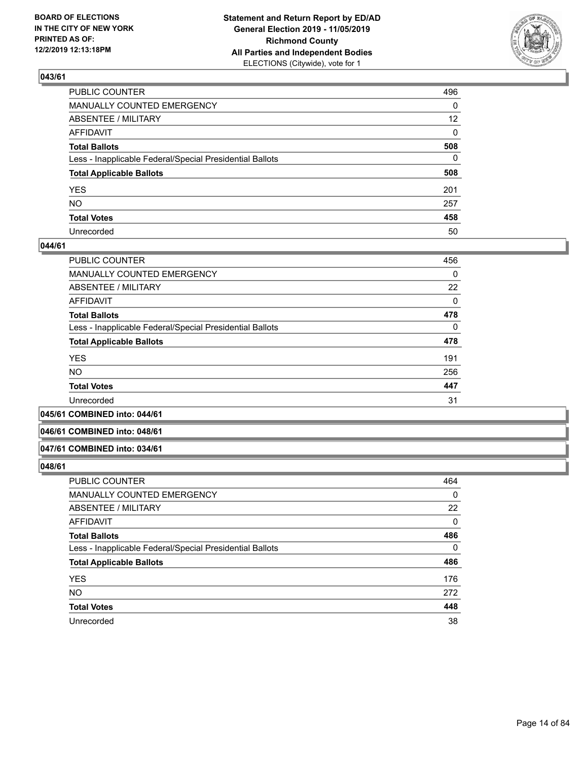## 043/61

| | |
|---|---|
| PUBLIC COUNTER | 496 |
| MANUALLY COUNTED EMERGENCY | 0 |
| ABSENTEE / MILITARY | 12 |
| AFFIDAVIT | 0 |
| **Total Ballots** | **508** |
| Less - Inapplicable Federal/Special Presidential Ballots | 0 |
| **Total Applicable Ballots** | **508** |
| YES | 201 |
| NO | 257 |
| **Total Votes** | **458** |
| Unrecorded | 50 |

## 044/61

| | |
|---|---|
| PUBLIC COUNTER | 456 |
| MANUALLY COUNTED EMERGENCY | 0 |
| ABSENTEE / MILITARY | 22 |
| AFFIDAVIT | 0 |
| **Total Ballots** | **478** |
| Less - Inapplicable Federal/Special Presidential Ballots | 0 |
| **Total Applicable Ballots** | **478** |
| YES | 191 |
| NO | 256 |
| **Total Votes** | **447** |
| Unrecorded | 31 |

## 045/61 COMBINED into: 044/61

## 046/61 COMBINED into: 048/61

## 047/61 COMBINED into: 034/61

## 048/61

| | |
|---|---|
| PUBLIC COUNTER | 464 |
| MANUALLY COUNTED EMERGENCY | 0 |
| ABSENTEE / MILITARY | 22 |
| AFFIDAVIT | 0 |
| **Total Ballots** | **486** |
| Less - Inapplicable Federal/Special Presidential Ballots | 0 |
| **Total Applicable Ballots** | **486** |
| YES | 176 |
| NO | 272 |
| **Total Votes** | **448** |
| Unrecorded | 38 |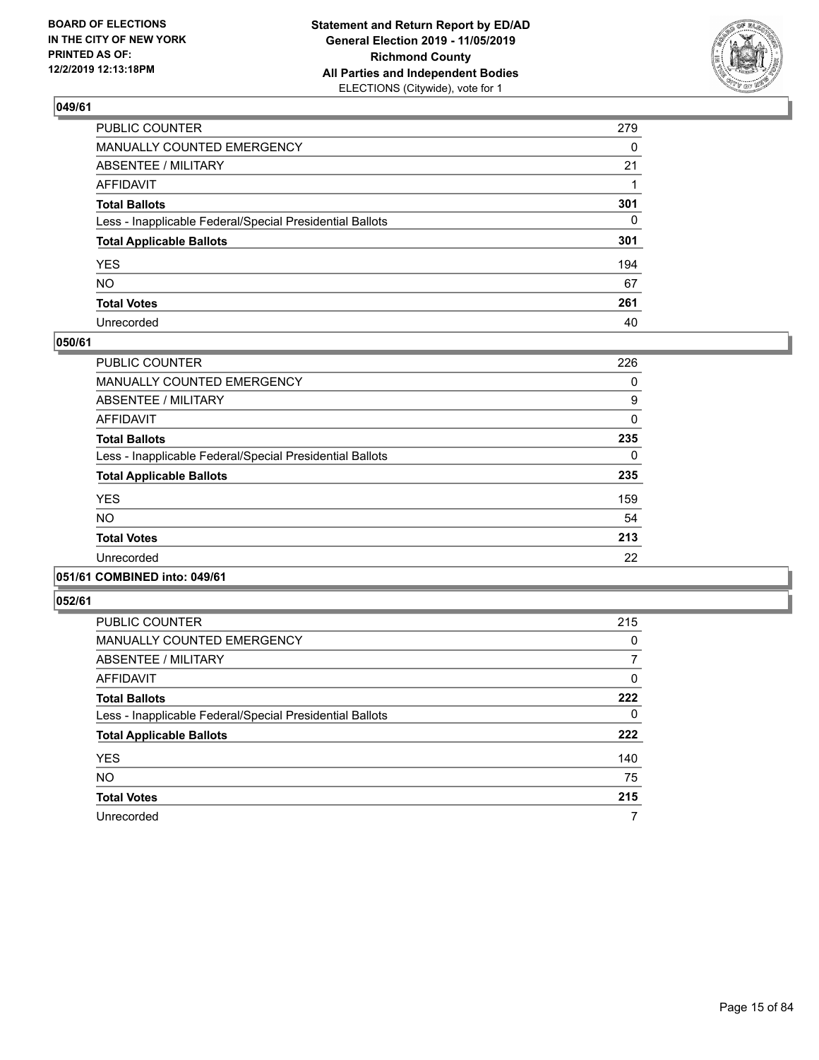**BOARD OF ELECTIONS IN THE CITY OF NEW YORK PRINTED AS OF: 12/2/2019 12:13:18PM**

**Statement and Return Report by ED/AD General Election 2019 - 11/05/2019 Richmond County All Parties and Independent Bodies**
ELECTIONS (Citywide), vote for 1

## 049/61

| | |
|---|---|
| PUBLIC COUNTER | 279 |
| MANUALLY COUNTED EMERGENCY | 0 |
| ABSENTEE / MILITARY | 21 |
| AFFIDAVIT | 1 |
| **Total Ballots** | **301** |
| Less - Inapplicable Federal/Special Presidential Ballots | 0 |
| **Total Applicable Ballots** | **301** |
| YES | 194 |
| NO | 67 |
| **Total Votes** | **261** |
| Unrecorded | 40 |

## 050/61

| | |
|---|---|
| PUBLIC COUNTER | 226 |
| MANUALLY COUNTED EMERGENCY | 0 |
| ABSENTEE / MILITARY | 9 |
| AFFIDAVIT | 0 |
| **Total Ballots** | **235** |
| Less - Inapplicable Federal/Special Presidential Ballots | 0 |
| **Total Applicable Ballots** | **235** |
| YES | 159 |
| NO | 54 |
| **Total Votes** | **213** |
| Unrecorded | 22 |

## 051/61 COMBINED into: 049/61

## 052/61

| | |
|---|---|
| PUBLIC COUNTER | 215 |
| MANUALLY COUNTED EMERGENCY | 0 |
| ABSENTEE / MILITARY | 7 |
| AFFIDAVIT | 0 |
| **Total Ballots** | **222** |
| Less - Inapplicable Federal/Special Presidential Ballots | 0 |
| **Total Applicable Ballots** | **222** |
| YES | 140 |
| NO | 75 |
| **Total Votes** | **215** |
| Unrecorded | 7 |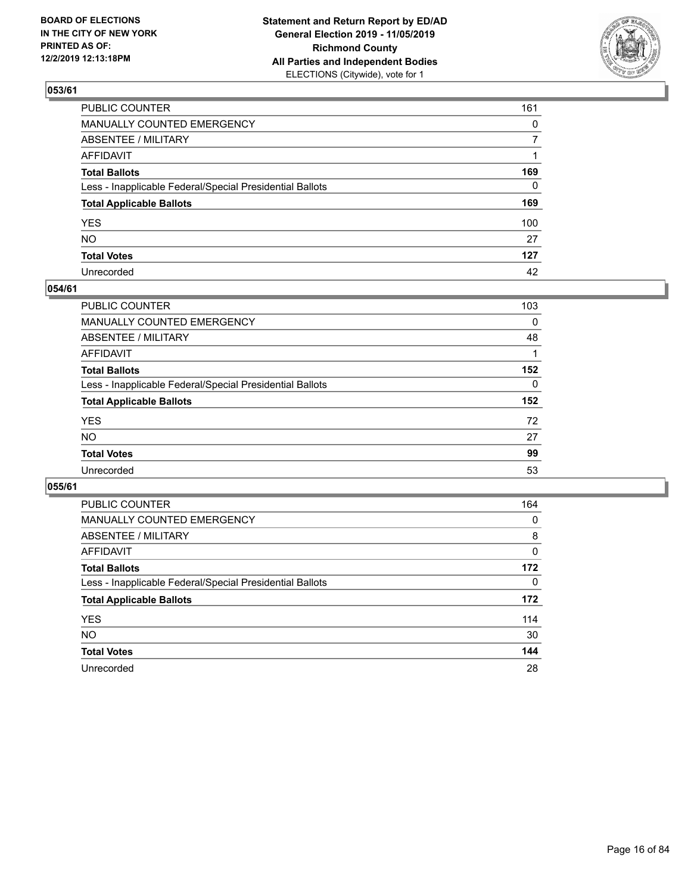BOARD OF ELECTIONS
IN THE CITY OF NEW YORK
PRINTED AS OF:
12/2/2019 12:13:18PM

**Statement and Return Report by ED/AD**
**General Election 2019 - 11/05/2019**
**Richmond County**
**All Parties and Independent Bodies**
ELECTIONS (Citywide), vote for 1

## 053/61

| | |
|---|---|
| PUBLIC COUNTER | 161 |
| MANUALLY COUNTED EMERGENCY | 0 |
| ABSENTEE / MILITARY | 7 |
| AFFIDAVIT | 1 |
| **Total Ballots** | **169** |
| Less - Inapplicable Federal/Special Presidential Ballots | 0 |
| **Total Applicable Ballots** | **169** |
| YES | 100 |
| NO | 27 |
| **Total Votes** | **127** |
| Unrecorded | 42 |

## 054/61

| | |
|---|---|
| PUBLIC COUNTER | 103 |
| MANUALLY COUNTED EMERGENCY | 0 |
| ABSENTEE / MILITARY | 48 |
| AFFIDAVIT | 1 |
| **Total Ballots** | **152** |
| Less - Inapplicable Federal/Special Presidential Ballots | 0 |
| **Total Applicable Ballots** | **152** |
| YES | 72 |
| NO | 27 |
| **Total Votes** | **99** |
| Unrecorded | 53 |

## 055/61

| | |
|---|---|
| PUBLIC COUNTER | 164 |
| MANUALLY COUNTED EMERGENCY | 0 |
| ABSENTEE / MILITARY | 8 |
| AFFIDAVIT | 0 |
| **Total Ballots** | **172** |
| Less - Inapplicable Federal/Special Presidential Ballots | 0 |
| **Total Applicable Ballots** | **172** |
| YES | 114 |
| NO | 30 |
| **Total Votes** | **144** |
| Unrecorded | 28 |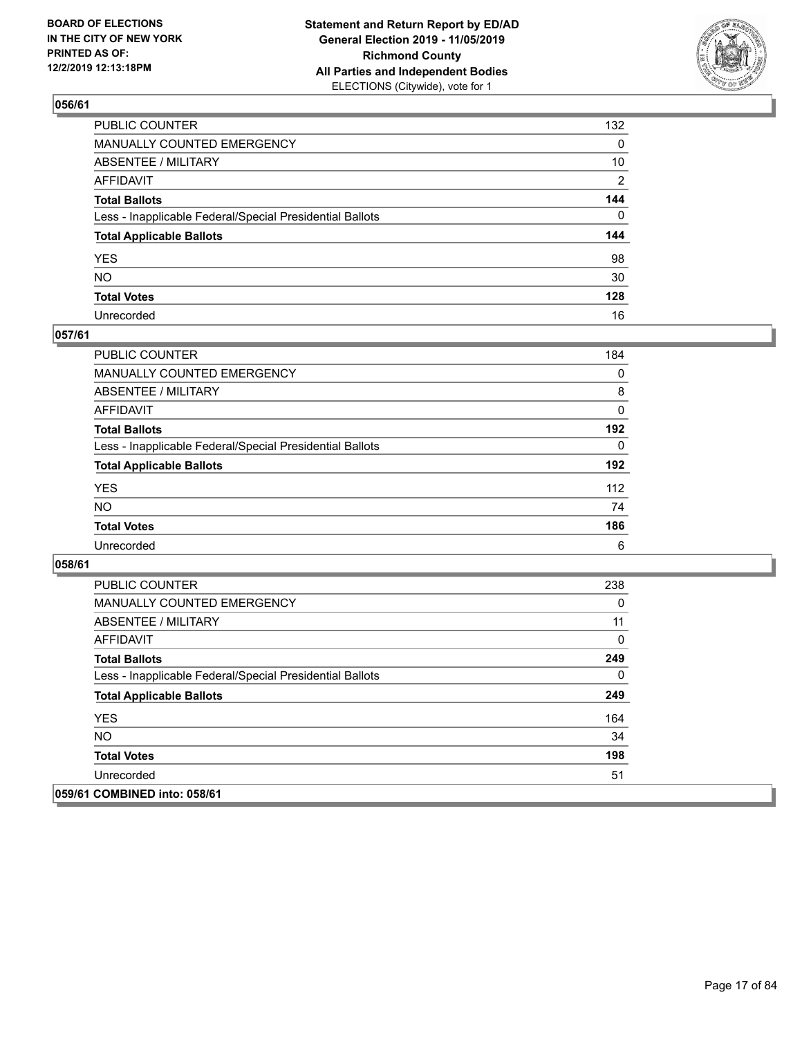## 056/61

| | |
|---|---|
| PUBLIC COUNTER | 132 |
| MANUALLY COUNTED EMERGENCY | 0 |
| ABSENTEE / MILITARY | 10 |
| AFFIDAVIT | 2 |
| **Total Ballots** | **144** |
| Less - Inapplicable Federal/Special Presidential Ballots | 0 |
| **Total Applicable Ballots** | **144** |
| YES | 98 |
| NO | 30 |
| **Total Votes** | **128** |
| Unrecorded | 16 |

## 057/61

| | |
|---|---|
| PUBLIC COUNTER | 184 |
| MANUALLY COUNTED EMERGENCY | 0 |
| ABSENTEE / MILITARY | 8 |
| AFFIDAVIT | 0 |
| **Total Ballots** | **192** |
| Less - Inapplicable Federal/Special Presidential Ballots | 0 |
| **Total Applicable Ballots** | **192** |
| YES | 112 |
| NO | 74 |
| **Total Votes** | **186** |
| Unrecorded | 6 |

## 058/61

| | |
|---|---|
| PUBLIC COUNTER | 238 |
| MANUALLY COUNTED EMERGENCY | 0 |
| ABSENTEE / MILITARY | 11 |
| AFFIDAVIT | 0 |
| **Total Ballots** | **249** |
| Less - Inapplicable Federal/Special Presidential Ballots | 0 |
| **Total Applicable Ballots** | **249** |
| YES | 164 |
| NO | 34 |
| **Total Votes** | **198** |
| Unrecorded | 51 |

## 059/61 COMBINED into: 058/61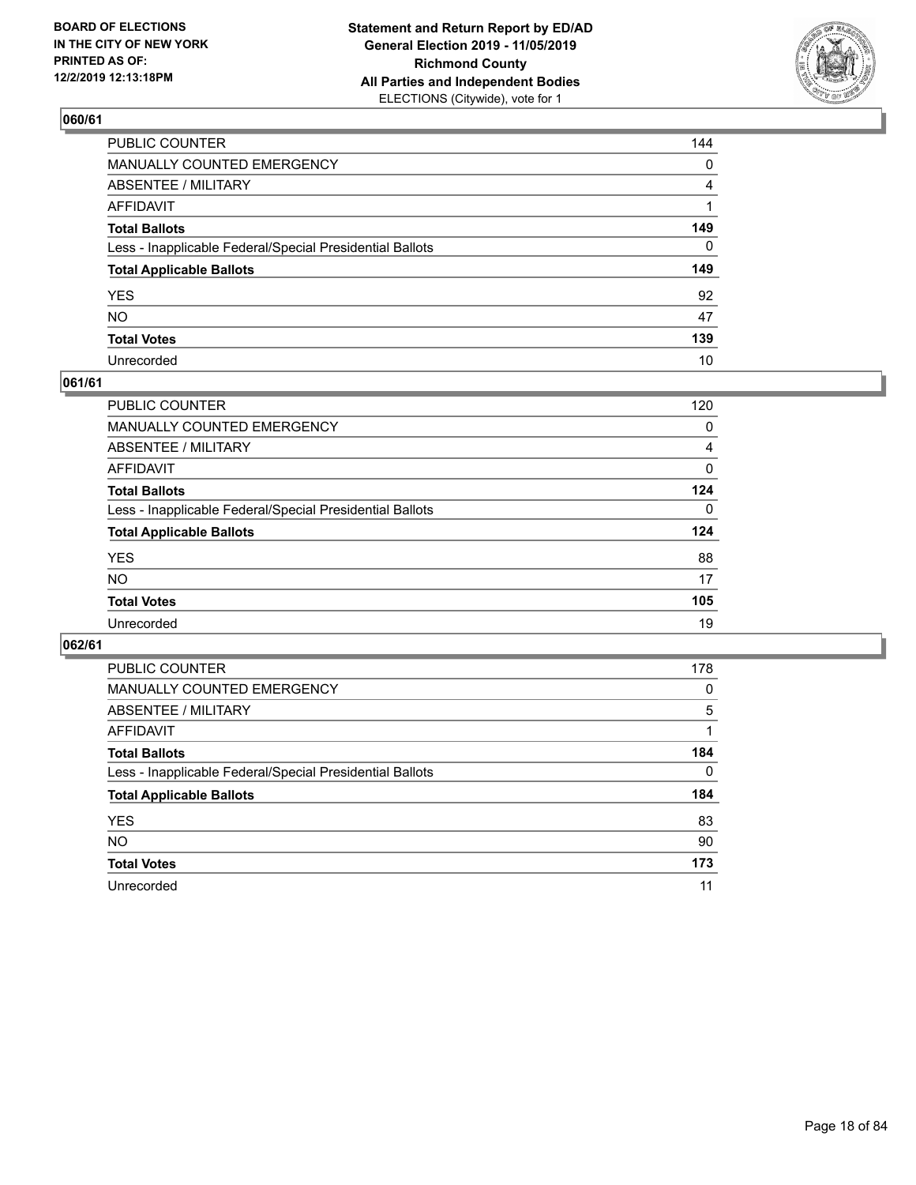**BOARD OF ELECTIONS IN THE CITY OF NEW YORK PRINTED AS OF: 12/2/2019 12:13:18PM**

**Statement and Return Report by ED/AD General Election 2019 - 11/05/2019 Richmond County All Parties and Independent Bodies**
ELECTIONS (Citywide), vote for 1

## 060/61

| | |
|---|---|
| PUBLIC COUNTER | 144 |
| MANUALLY COUNTED EMERGENCY | 0 |
| ABSENTEE / MILITARY | 4 |
| AFFIDAVIT | 1 |
| **Total Ballots** | **149** |
| Less - Inapplicable Federal/Special Presidential Ballots | 0 |
| **Total Applicable Ballots** | **149** |
| YES | 92 |
| NO | 47 |
| **Total Votes** | **139** |
| Unrecorded | 10 |

## 061/61

| | |
|---|---|
| PUBLIC COUNTER | 120 |
| MANUALLY COUNTED EMERGENCY | 0 |
| ABSENTEE / MILITARY | 4 |
| AFFIDAVIT | 0 |
| **Total Ballots** | **124** |
| Less - Inapplicable Federal/Special Presidential Ballots | 0 |
| **Total Applicable Ballots** | **124** |
| YES | 88 |
| NO | 17 |
| **Total Votes** | **105** |
| Unrecorded | 19 |

## 062/61

| | |
|---|---|
| PUBLIC COUNTER | 178 |
| MANUALLY COUNTED EMERGENCY | 0 |
| ABSENTEE / MILITARY | 5 |
| AFFIDAVIT | 1 |
| **Total Ballots** | **184** |
| Less - Inapplicable Federal/Special Presidential Ballots | 0 |
| **Total Applicable Ballots** | **184** |
| YES | 83 |
| NO | 90 |
| **Total Votes** | **173** |
| Unrecorded | 11 |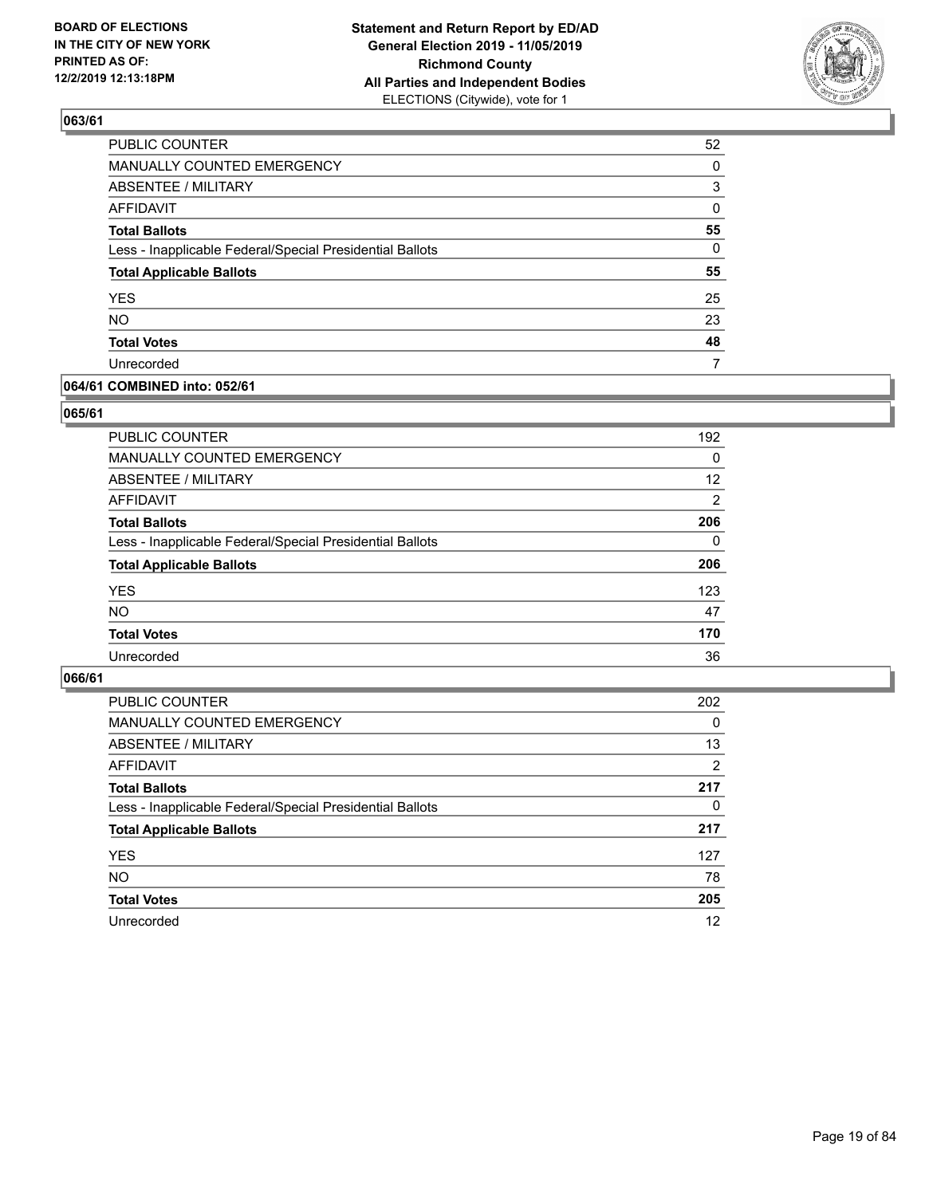## 063/61

| | |
|---|---|
| PUBLIC COUNTER | 52 |
| MANUALLY COUNTED EMERGENCY | 0 |
| ABSENTEE / MILITARY | 3 |
| AFFIDAVIT | 0 |
| **Total Ballots** | **55** |
| Less - Inapplicable Federal/Special Presidential Ballots | 0 |
| **Total Applicable Ballots** | **55** |
| YES | 25 |
| NO | 23 |
| **Total Votes** | **48** |
| Unrecorded | 7 |

## 064/61 COMBINED into: 052/61

## 065/61

| | |
|---|---|
| PUBLIC COUNTER | 192 |
| MANUALLY COUNTED EMERGENCY | 0 |
| ABSENTEE / MILITARY | 12 |
| AFFIDAVIT | 2 |
| **Total Ballots** | **206** |
| Less - Inapplicable Federal/Special Presidential Ballots | 0 |
| **Total Applicable Ballots** | **206** |
| YES | 123 |
| NO | 47 |
| **Total Votes** | **170** |
| Unrecorded | 36 |

## 066/61

| | |
|---|---|
| PUBLIC COUNTER | 202 |
| MANUALLY COUNTED EMERGENCY | 0 |
| ABSENTEE / MILITARY | 13 |
| AFFIDAVIT | 2 |
| **Total Ballots** | **217** |
| Less - Inapplicable Federal/Special Presidential Ballots | 0 |
| **Total Applicable Ballots** | **217** |
| YES | 127 |
| NO | 78 |
| **Total Votes** | **205** |
| Unrecorded | 12 |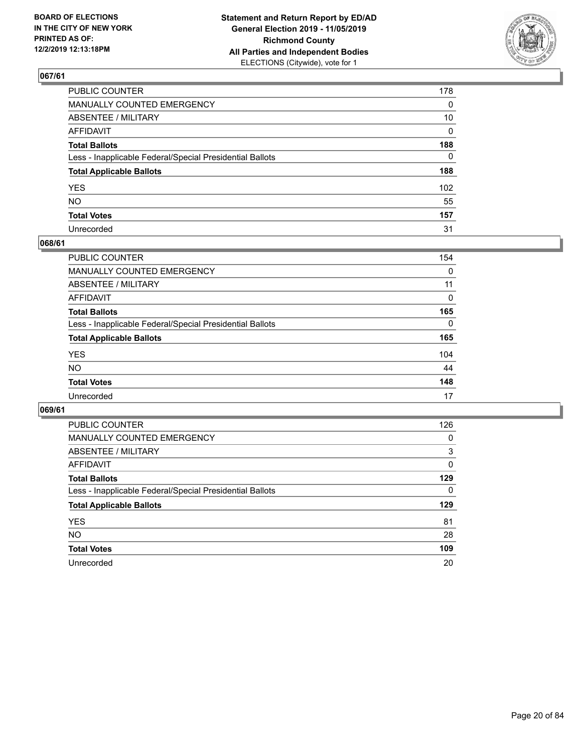BOARD OF ELECTIONS
IN THE CITY OF NEW YORK
PRINTED AS OF:
12/2/2019 12:13:18PM

**Statement and Return Report by ED/AD**
**General Election 2019 - 11/05/2019**
**Richmond County**
**All Parties and Independent Bodies**
ELECTIONS (Citywide), vote for 1

### 067/61

| | |
|---|---|
| PUBLIC COUNTER | 178 |
| MANUALLY COUNTED EMERGENCY | 0 |
| ABSENTEE / MILITARY | 10 |
| AFFIDAVIT | 0 |
| **Total Ballots** | **188** |
| Less - Inapplicable Federal/Special Presidential Ballots | 0 |
| **Total Applicable Ballots** | **188** |
| YES | 102 |
| NO | 55 |
| **Total Votes** | **157** |
| Unrecorded | 31 |

### 068/61

| | |
|---|---|
| PUBLIC COUNTER | 154 |
| MANUALLY COUNTED EMERGENCY | 0 |
| ABSENTEE / MILITARY | 11 |
| AFFIDAVIT | 0 |
| **Total Ballots** | **165** |
| Less - Inapplicable Federal/Special Presidential Ballots | 0 |
| **Total Applicable Ballots** | **165** |
| YES | 104 |
| NO | 44 |
| **Total Votes** | **148** |
| Unrecorded | 17 |

### 069/61

| | |
|---|---|
| PUBLIC COUNTER | 126 |
| MANUALLY COUNTED EMERGENCY | 0 |
| ABSENTEE / MILITARY | 3 |
| AFFIDAVIT | 0 |
| **Total Ballots** | **129** |
| Less - Inapplicable Federal/Special Presidential Ballots | 0 |
| **Total Applicable Ballots** | **129** |
| YES | 81 |
| NO | 28 |
| **Total Votes** | **109** |
| Unrecorded | 20 |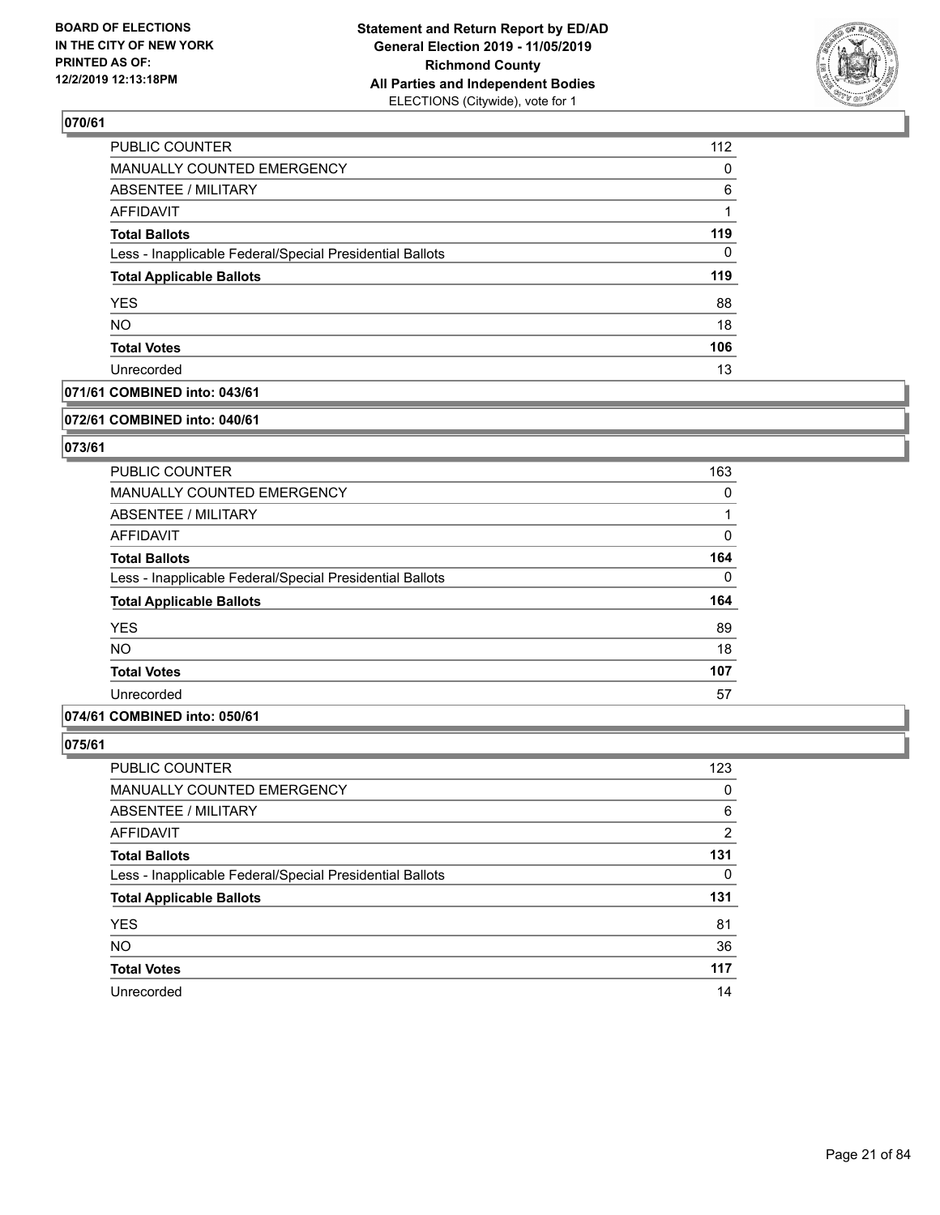### 070/61

| | |
|---|---|
| PUBLIC COUNTER | 112 |
| MANUALLY COUNTED EMERGENCY | 0 |
| ABSENTEE / MILITARY | 6 |
| AFFIDAVIT | 1 |
| **Total Ballots** | **119** |
| Less - Inapplicable Federal/Special Presidential Ballots | 0 |
| **Total Applicable Ballots** | **119** |
| YES | 88 |
| NO | 18 |
| **Total Votes** | **106** |
| Unrecorded | 13 |

### 071/61 COMBINED into: 043/61

### 072/61 COMBINED into: 040/61

### 073/61

| | |
|---|---|
| PUBLIC COUNTER | 163 |
| MANUALLY COUNTED EMERGENCY | 0 |
| ABSENTEE / MILITARY | 1 |
| AFFIDAVIT | 0 |
| **Total Ballots** | **164** |
| Less - Inapplicable Federal/Special Presidential Ballots | 0 |
| **Total Applicable Ballots** | **164** |
| YES | 89 |
| NO | 18 |
| **Total Votes** | **107** |
| Unrecorded | 57 |

### 074/61 COMBINED into: 050/61

### 075/61

| | |
|---|---|
| PUBLIC COUNTER | 123 |
| MANUALLY COUNTED EMERGENCY | 0 |
| ABSENTEE / MILITARY | 6 |
| AFFIDAVIT | 2 |
| **Total Ballots** | **131** |
| Less - Inapplicable Federal/Special Presidential Ballots | 0 |
| **Total Applicable Ballots** | **131** |
| YES | 81 |
| NO | 36 |
| **Total Votes** | **117** |
| Unrecorded | 14 |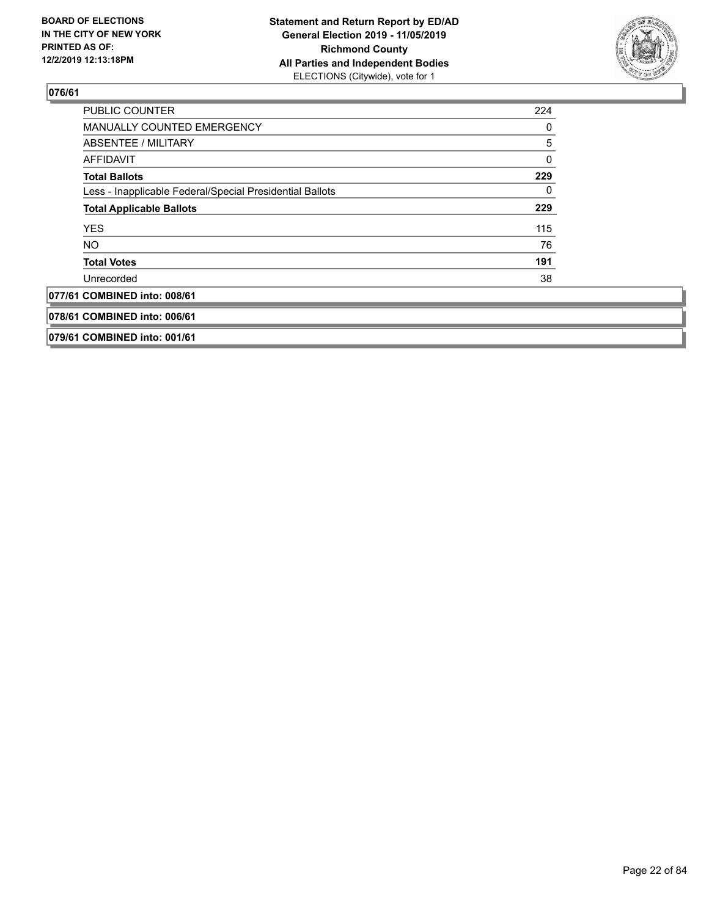## 076/61

| | |
|---|---|
| PUBLIC COUNTER | 224 |
| MANUALLY COUNTED EMERGENCY | 0 |
| ABSENTEE / MILITARY | 5 |
| AFFIDAVIT | 0 |
| **Total Ballots** | **229** |
| Less - Inapplicable Federal/Special Presidential Ballots | 0 |
| **Total Applicable Ballots** | **229** |
| YES | 115 |
| NO | 76 |
| **Total Votes** | **191** |
| Unrecorded | 38 |

## 077/61 COMBINED into: 008/61

## 078/61 COMBINED into: 006/61

## 079/61 COMBINED into: 001/61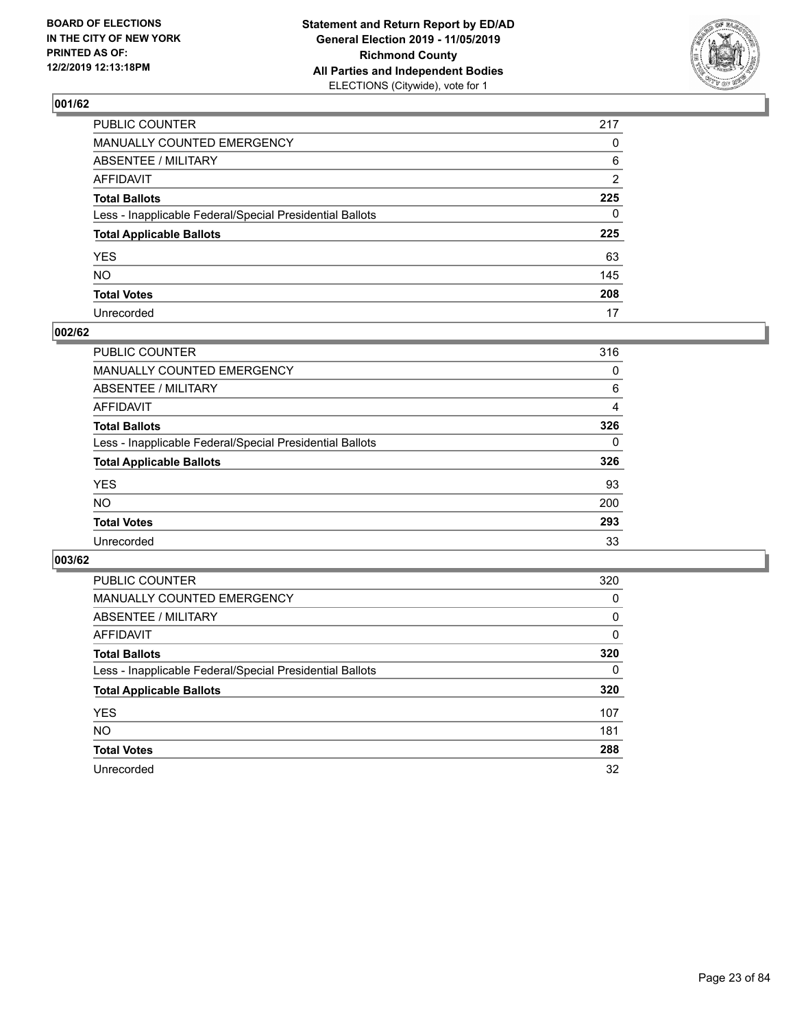BOARD OF ELECTIONS
IN THE CITY OF NEW YORK
PRINTED AS OF:
12/2/2019 12:13:18PM

**Statement and Return Report by ED/AD**
**General Election 2019 - 11/05/2019**
**Richmond County**
**All Parties and Independent Bodies**
ELECTIONS (Citywide), vote for 1

### 001/62

| | |
|---|---|
| PUBLIC COUNTER | 217 |
| MANUALLY COUNTED EMERGENCY | 0 |
| ABSENTEE / MILITARY | 6 |
| AFFIDAVIT | 2 |
| **Total Ballots** | **225** |
| Less - Inapplicable Federal/Special Presidential Ballots | 0 |
| **Total Applicable Ballots** | **225** |
| YES | 63 |
| NO | 145 |
| **Total Votes** | **208** |
| Unrecorded | 17 |

### 002/62

| | |
|---|---|
| PUBLIC COUNTER | 316 |
| MANUALLY COUNTED EMERGENCY | 0 |
| ABSENTEE / MILITARY | 6 |
| AFFIDAVIT | 4 |
| **Total Ballots** | **326** |
| Less - Inapplicable Federal/Special Presidential Ballots | 0 |
| **Total Applicable Ballots** | **326** |
| YES | 93 |
| NO | 200 |
| **Total Votes** | **293** |
| Unrecorded | 33 |

### 003/62

| | |
|---|---|
| PUBLIC COUNTER | 320 |
| MANUALLY COUNTED EMERGENCY | 0 |
| ABSENTEE / MILITARY | 0 |
| AFFIDAVIT | 0 |
| **Total Ballots** | **320** |
| Less - Inapplicable Federal/Special Presidential Ballots | 0 |
| **Total Applicable Ballots** | **320** |
| YES | 107 |
| NO | 181 |
| **Total Votes** | **288** |
| Unrecorded | 32 |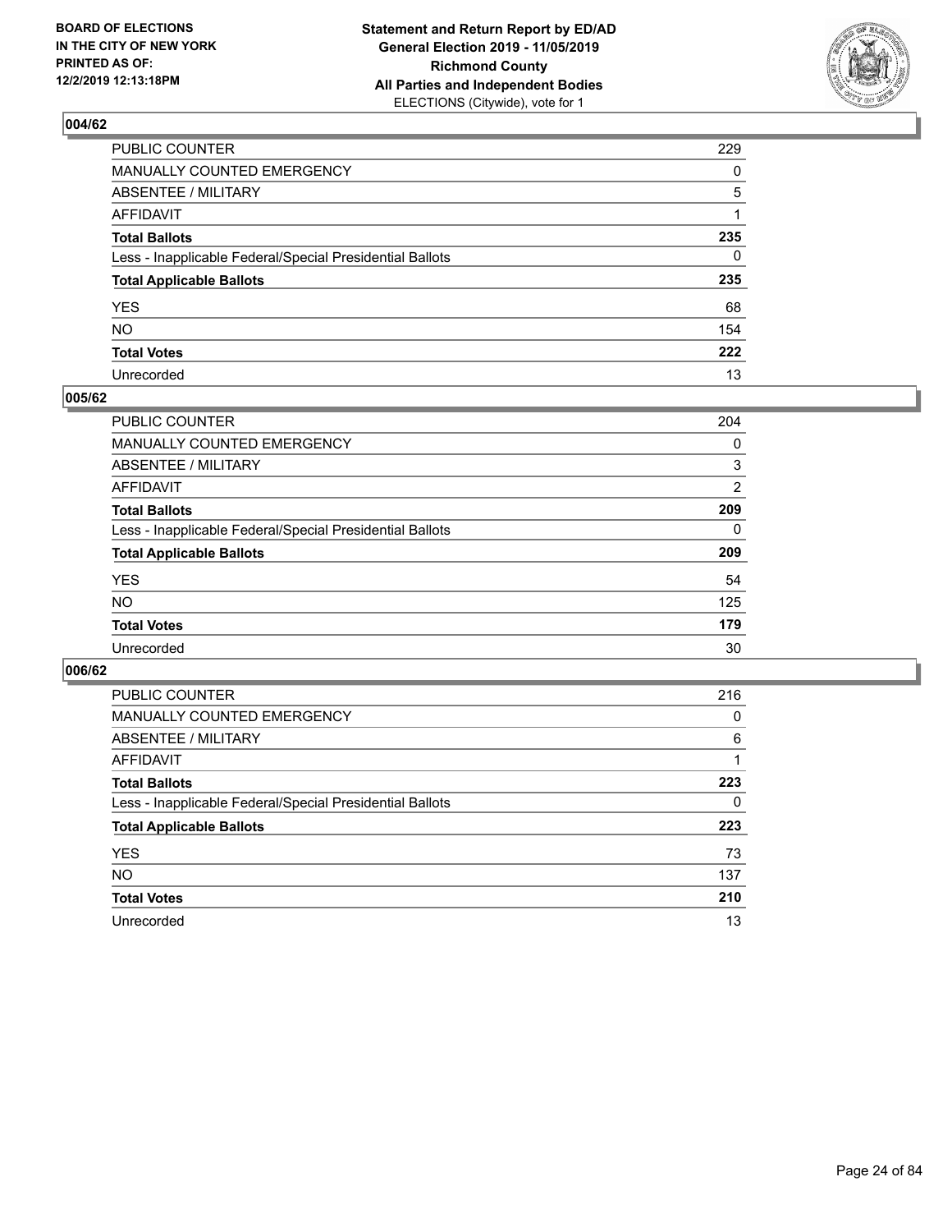BOARD OF ELECTIONS
IN THE CITY OF NEW YORK
PRINTED AS OF:
12/2/2019 12:13:18PM

**Statement and Return Report by ED/AD**
**General Election 2019 - 11/05/2019**
**Richmond County**
**All Parties and Independent Bodies**
ELECTIONS (Citywide), vote for 1

## 004/62

| | |
|---|---|
| PUBLIC COUNTER | 229 |
| MANUALLY COUNTED EMERGENCY | 0 |
| ABSENTEE / MILITARY | 5 |
| AFFIDAVIT | 1 |
| **Total Ballots** | **235** |
| Less - Inapplicable Federal/Special Presidential Ballots | 0 |
| **Total Applicable Ballots** | **235** |
| YES | 68 |
| NO | 154 |
| **Total Votes** | **222** |
| Unrecorded | 13 |

## 005/62

| | |
|---|---|
| PUBLIC COUNTER | 204 |
| MANUALLY COUNTED EMERGENCY | 0 |
| ABSENTEE / MILITARY | 3 |
| AFFIDAVIT | 2 |
| **Total Ballots** | **209** |
| Less - Inapplicable Federal/Special Presidential Ballots | 0 |
| **Total Applicable Ballots** | **209** |
| YES | 54 |
| NO | 125 |
| **Total Votes** | **179** |
| Unrecorded | 30 |

## 006/62

| | |
|---|---|
| PUBLIC COUNTER | 216 |
| MANUALLY COUNTED EMERGENCY | 0 |
| ABSENTEE / MILITARY | 6 |
| AFFIDAVIT | 1 |
| **Total Ballots** | **223** |
| Less - Inapplicable Federal/Special Presidential Ballots | 0 |
| **Total Applicable Ballots** | **223** |
| YES | 73 |
| NO | 137 |
| **Total Votes** | **210** |
| Unrecorded | 13 |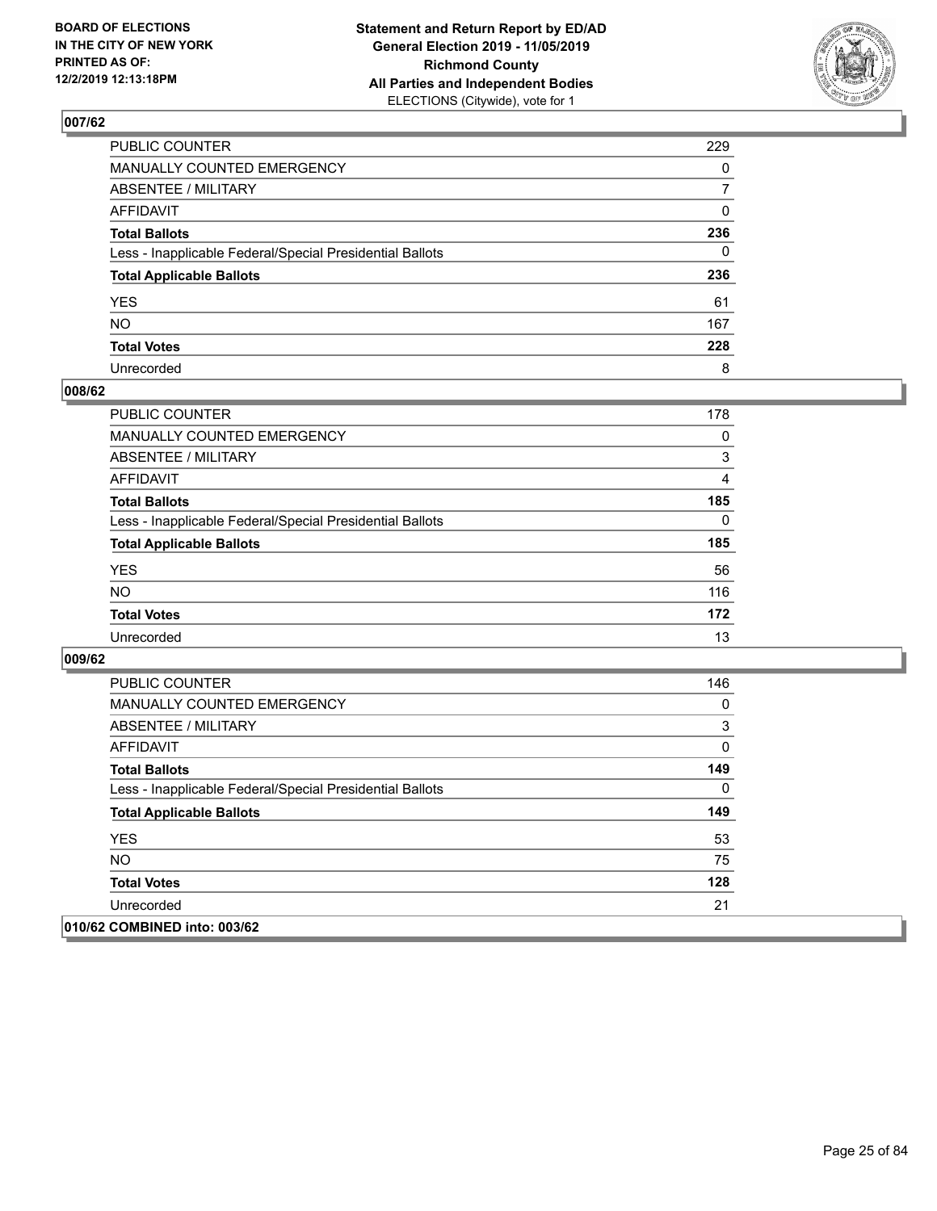## 007/62

| | |
|---|---|
| PUBLIC COUNTER | 229 |
| MANUALLY COUNTED EMERGENCY | 0 |
| ABSENTEE / MILITARY | 7 |
| AFFIDAVIT | 0 |
| **Total Ballots** | **236** |
| Less - Inapplicable Federal/Special Presidential Ballots | 0 |
| **Total Applicable Ballots** | **236** |
| YES | 61 |
| NO | 167 |
| **Total Votes** | **228** |
| Unrecorded | 8 |

## 008/62

| | |
|---|---|
| PUBLIC COUNTER | 178 |
| MANUALLY COUNTED EMERGENCY | 0 |
| ABSENTEE / MILITARY | 3 |
| AFFIDAVIT | 4 |
| **Total Ballots** | **185** |
| Less - Inapplicable Federal/Special Presidential Ballots | 0 |
| **Total Applicable Ballots** | **185** |
| YES | 56 |
| NO | 116 |
| **Total Votes** | **172** |
| Unrecorded | 13 |

## 009/62

| | |
|---|---|
| PUBLIC COUNTER | 146 |
| MANUALLY COUNTED EMERGENCY | 0 |
| ABSENTEE / MILITARY | 3 |
| AFFIDAVIT | 0 |
| **Total Ballots** | **149** |
| Less - Inapplicable Federal/Special Presidential Ballots | 0 |
| **Total Applicable Ballots** | **149** |
| YES | 53 |
| NO | 75 |
| **Total Votes** | **128** |
| Unrecorded | 21 |

## 010/62 COMBINED into: 003/62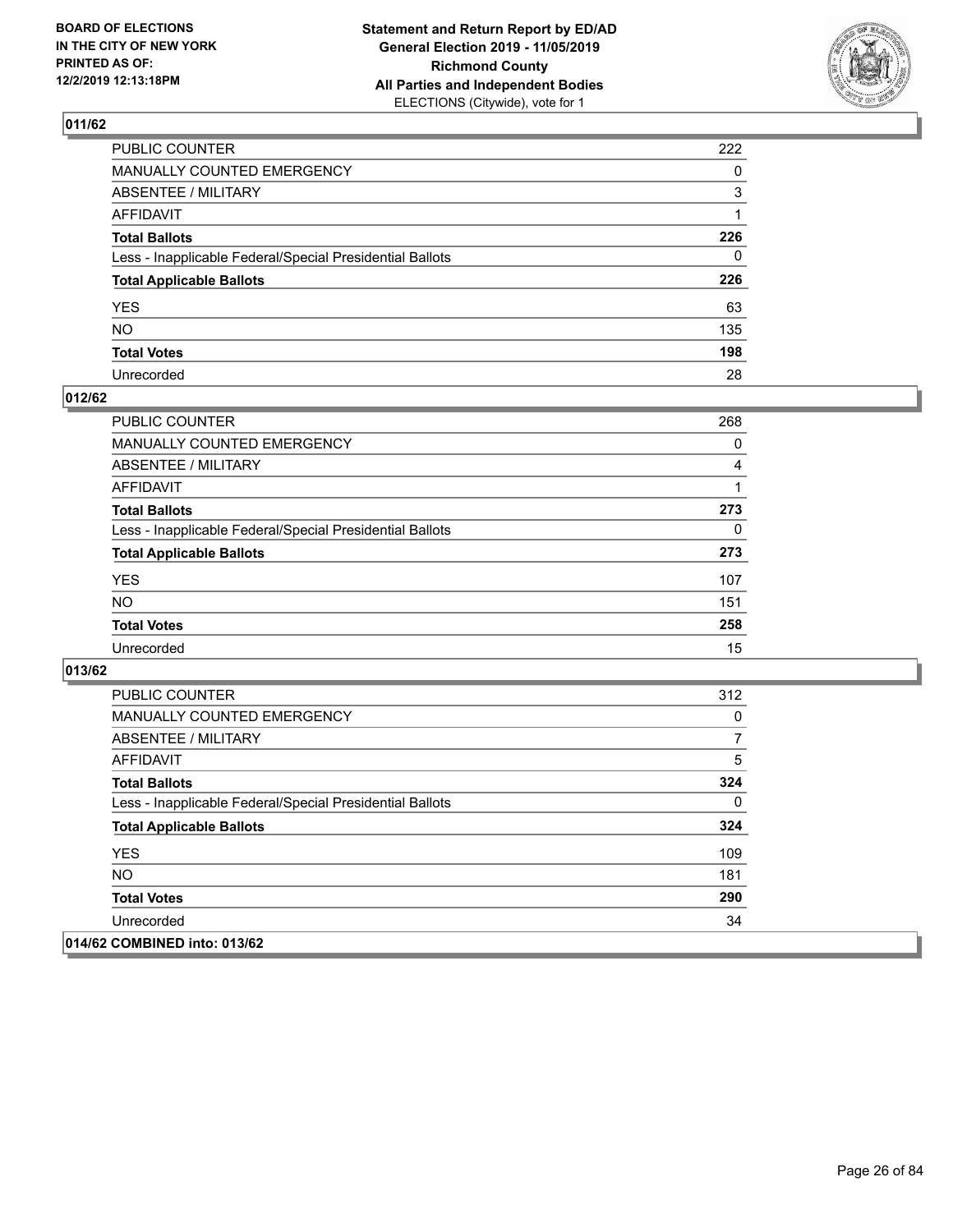## 011/62

| | |
|---|---|
| PUBLIC COUNTER | 222 |
| MANUALLY COUNTED EMERGENCY | 0 |
| ABSENTEE / MILITARY | 3 |
| AFFIDAVIT | 1 |
| **Total Ballots** | **226** |
| Less - Inapplicable Federal/Special Presidential Ballots | 0 |
| **Total Applicable Ballots** | **226** |
| YES | 63 |
| NO | 135 |
| **Total Votes** | **198** |
| Unrecorded | 28 |

## 012/62

| | |
|---|---|
| PUBLIC COUNTER | 268 |
| MANUALLY COUNTED EMERGENCY | 0 |
| ABSENTEE / MILITARY | 4 |
| AFFIDAVIT | 1 |
| **Total Ballots** | **273** |
| Less - Inapplicable Federal/Special Presidential Ballots | 0 |
| **Total Applicable Ballots** | **273** |
| YES | 107 |
| NO | 151 |
| **Total Votes** | **258** |
| Unrecorded | 15 |

## 013/62

| | |
|---|---|
| PUBLIC COUNTER | 312 |
| MANUALLY COUNTED EMERGENCY | 0 |
| ABSENTEE / MILITARY | 7 |
| AFFIDAVIT | 5 |
| **Total Ballots** | **324** |
| Less - Inapplicable Federal/Special Presidential Ballots | 0 |
| **Total Applicable Ballots** | **324** |
| YES | 109 |
| NO | 181 |
| **Total Votes** | **290** |
| Unrecorded | 34 |

## 014/62 COMBINED into: 013/62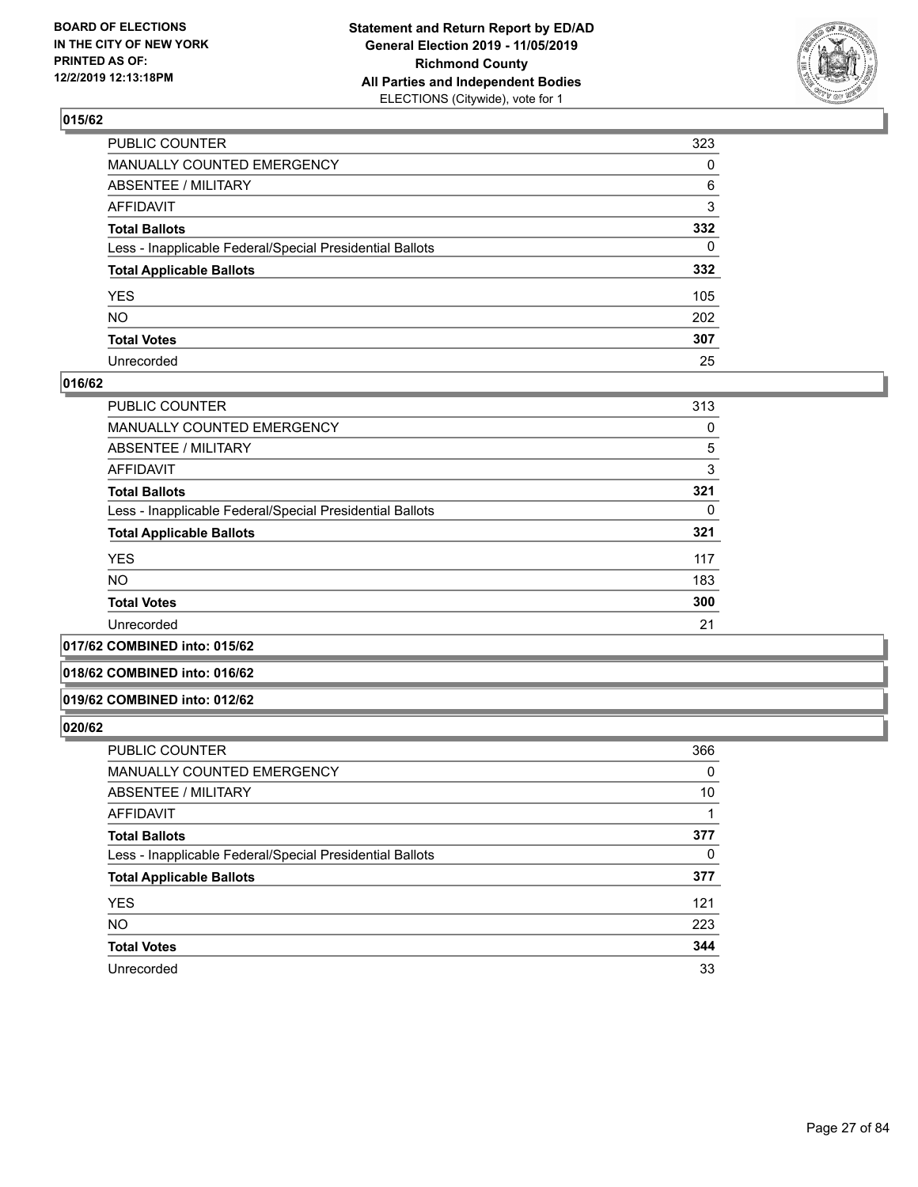### 015/62

| | |
|---|---|
| PUBLIC COUNTER | 323 |
| MANUALLY COUNTED EMERGENCY | 0 |
| ABSENTEE / MILITARY | 6 |
| AFFIDAVIT | 3 |
| **Total Ballots** | **332** |
| Less - Inapplicable Federal/Special Presidential Ballots | 0 |
| **Total Applicable Ballots** | **332** |
| YES | 105 |
| NO | 202 |
| **Total Votes** | **307** |
| Unrecorded | 25 |

### 016/62

| | |
|---|---|
| PUBLIC COUNTER | 313 |
| MANUALLY COUNTED EMERGENCY | 0 |
| ABSENTEE / MILITARY | 5 |
| AFFIDAVIT | 3 |
| **Total Ballots** | **321** |
| Less - Inapplicable Federal/Special Presidential Ballots | 0 |
| **Total Applicable Ballots** | **321** |
| YES | 117 |
| NO | 183 |
| **Total Votes** | **300** |
| Unrecorded | 21 |

### 017/62 COMBINED into: 015/62

### 018/62 COMBINED into: 016/62

### 019/62 COMBINED into: 012/62

### 020/62

| | |
|---|---|
| PUBLIC COUNTER | 366 |
| MANUALLY COUNTED EMERGENCY | 0 |
| ABSENTEE / MILITARY | 10 |
| AFFIDAVIT | 1 |
| **Total Ballots** | **377** |
| Less - Inapplicable Federal/Special Presidential Ballots | 0 |
| **Total Applicable Ballots** | **377** |
| YES | 121 |
| NO | 223 |
| **Total Votes** | **344** |
| Unrecorded | 33 |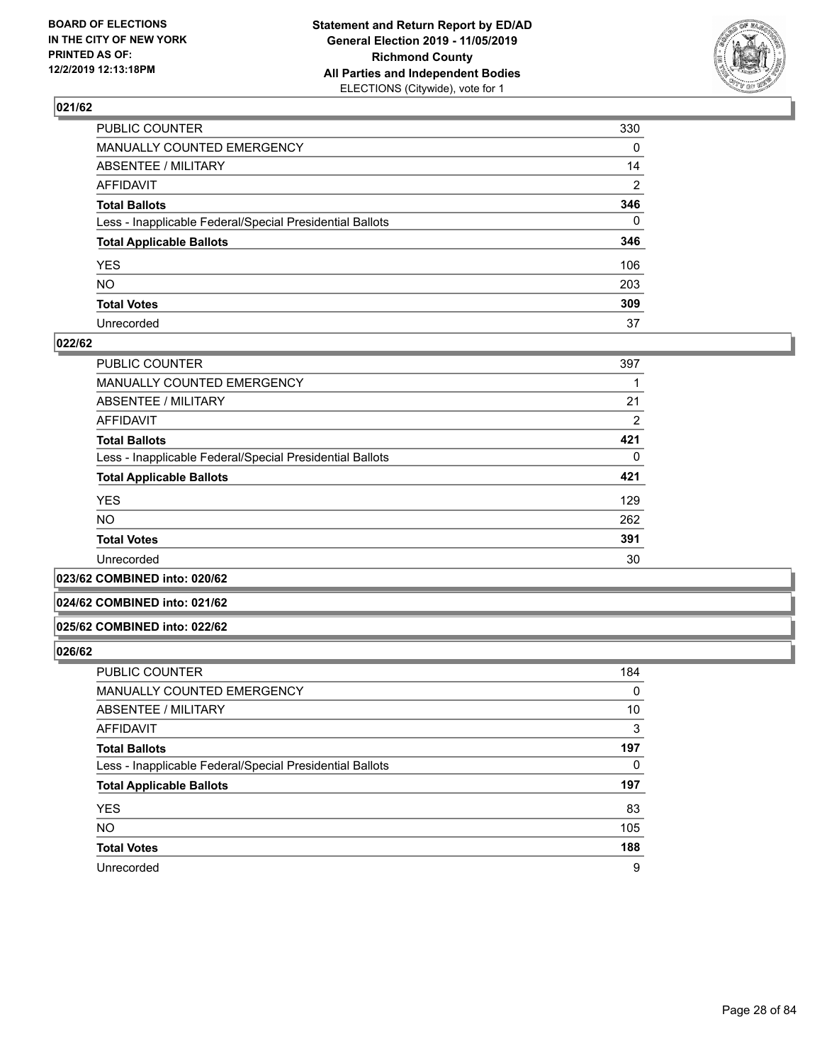**BOARD OF ELECTIONS IN THE CITY OF NEW YORK PRINTED AS OF: 12/2/2019 12:13:18PM**

**Statement and Return Report by ED/AD General Election 2019 - 11/05/2019 Richmond County All Parties and Independent Bodies** ELECTIONS (Citywide), vote for 1

### 021/62

| | |
|---|---|
| PUBLIC COUNTER | 330 |
| MANUALLY COUNTED EMERGENCY | 0 |
| ABSENTEE / MILITARY | 14 |
| AFFIDAVIT | 2 |
| **Total Ballots** | **346** |
| Less - Inapplicable Federal/Special Presidential Ballots | 0 |
| **Total Applicable Ballots** | **346** |
| YES | 106 |
| NO | 203 |
| **Total Votes** | **309** |
| Unrecorded | 37 |

### 022/62

| | |
|---|---|
| PUBLIC COUNTER | 397 |
| MANUALLY COUNTED EMERGENCY | 1 |
| ABSENTEE / MILITARY | 21 |
| AFFIDAVIT | 2 |
| **Total Ballots** | **421** |
| Less - Inapplicable Federal/Special Presidential Ballots | 0 |
| **Total Applicable Ballots** | **421** |
| YES | 129 |
| NO | 262 |
| **Total Votes** | **391** |
| Unrecorded | 30 |

### 023/62 COMBINED into: 020/62

### 024/62 COMBINED into: 021/62

### 025/62 COMBINED into: 022/62

### 026/62

| | |
|---|---|
| PUBLIC COUNTER | 184 |
| MANUALLY COUNTED EMERGENCY | 0 |
| ABSENTEE / MILITARY | 10 |
| AFFIDAVIT | 3 |
| **Total Ballots** | **197** |
| Less - Inapplicable Federal/Special Presidential Ballots | 0 |
| **Total Applicable Ballots** | **197** |
| YES | 83 |
| NO | 105 |
| **Total Votes** | **188** |
| Unrecorded | 9 |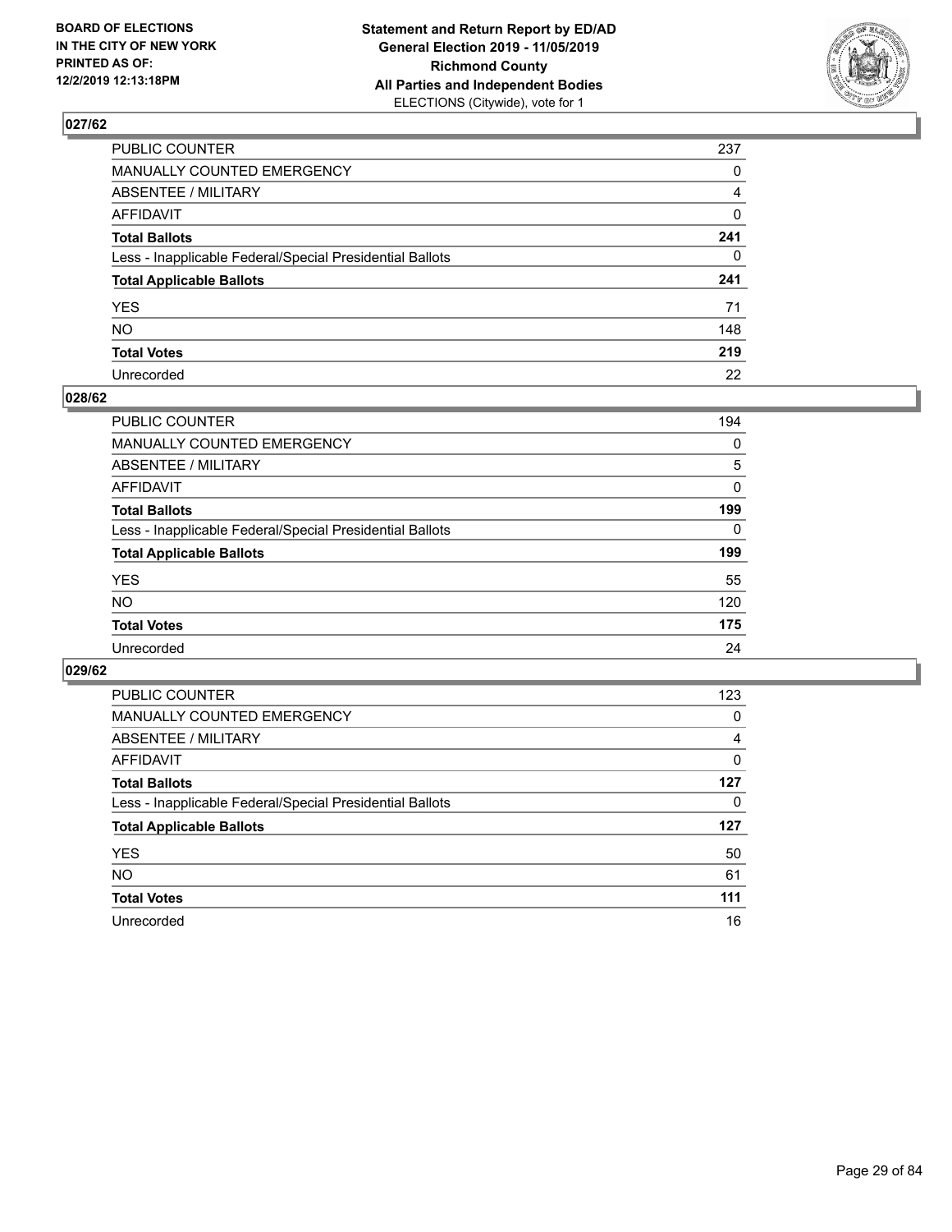## 027/62

| | |
|---|---|
| PUBLIC COUNTER | 237 |
| MANUALLY COUNTED EMERGENCY | 0 |
| ABSENTEE / MILITARY | 4 |
| AFFIDAVIT | 0 |
| **Total Ballots** | **241** |
| Less - Inapplicable Federal/Special Presidential Ballots | 0 |
| **Total Applicable Ballots** | **241** |
| YES | 71 |
| NO | 148 |
| **Total Votes** | **219** |
| Unrecorded | 22 |

## 028/62

| | |
|---|---|
| PUBLIC COUNTER | 194 |
| MANUALLY COUNTED EMERGENCY | 0 |
| ABSENTEE / MILITARY | 5 |
| AFFIDAVIT | 0 |
| **Total Ballots** | **199** |
| Less - Inapplicable Federal/Special Presidential Ballots | 0 |
| **Total Applicable Ballots** | **199** |
| YES | 55 |
| NO | 120 |
| **Total Votes** | **175** |
| Unrecorded | 24 |

## 029/62

| | |
|---|---|
| PUBLIC COUNTER | 123 |
| MANUALLY COUNTED EMERGENCY | 0 |
| ABSENTEE / MILITARY | 4 |
| AFFIDAVIT | 0 |
| **Total Ballots** | **127** |
| Less - Inapplicable Federal/Special Presidential Ballots | 0 |
| **Total Applicable Ballots** | **127** |
| YES | 50 |
| NO | 61 |
| **Total Votes** | **111** |
| Unrecorded | 16 |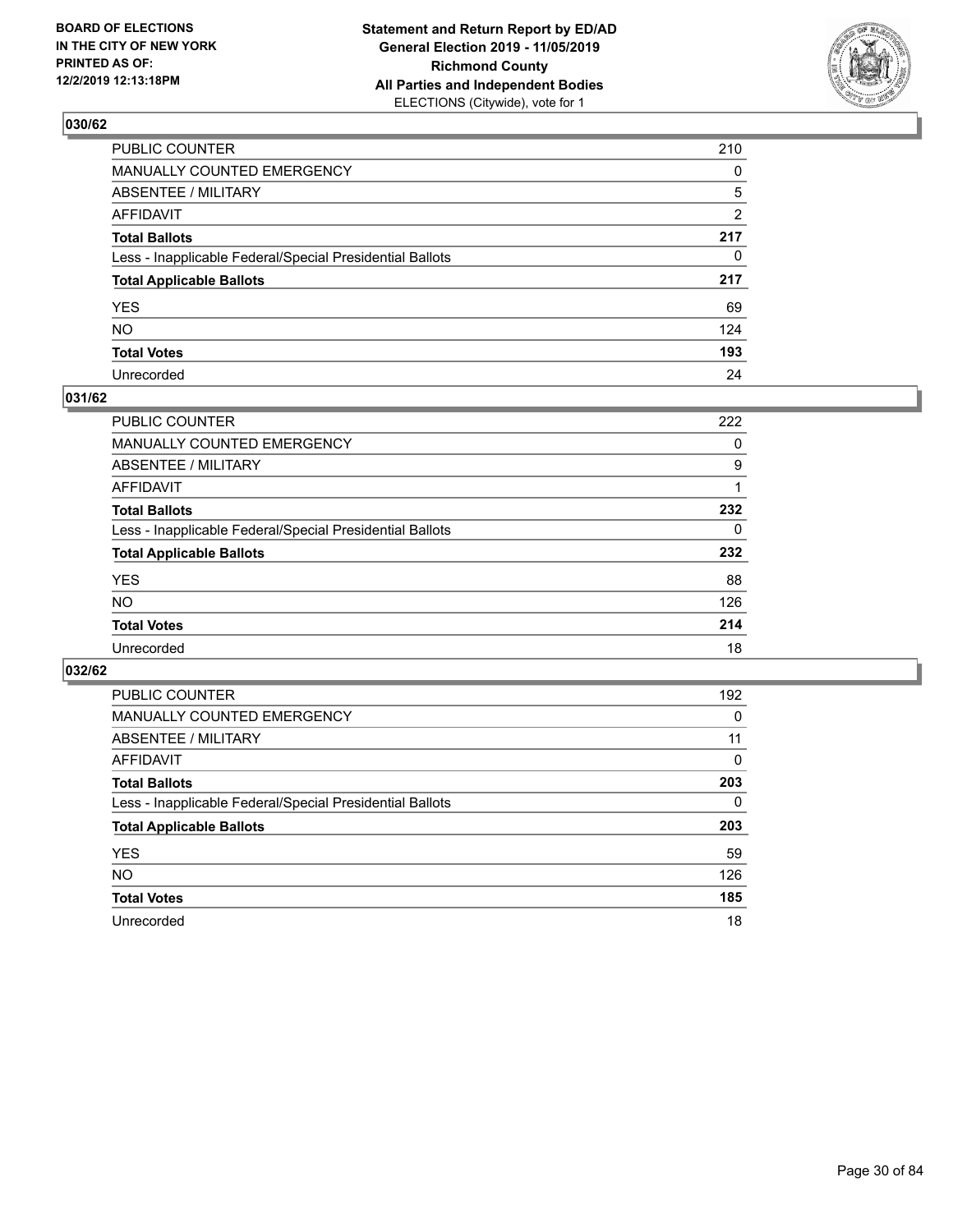BOARD OF ELECTIONS
IN THE CITY OF NEW YORK
PRINTED AS OF:
12/2/2019 12:13:18PM

**Statement and Return Report by ED/AD**
**General Election 2019 - 11/05/2019**
**Richmond County**
**All Parties and Independent Bodies**
ELECTIONS (Citywide), vote for 1

## 030/62

| | |
|---|---|
| PUBLIC COUNTER | 210 |
| MANUALLY COUNTED EMERGENCY | 0 |
| ABSENTEE / MILITARY | 5 |
| AFFIDAVIT | 2 |
| **Total Ballots** | **217** |
| Less - Inapplicable Federal/Special Presidential Ballots | 0 |
| **Total Applicable Ballots** | **217** |
| YES | 69 |
| NO | 124 |
| **Total Votes** | **193** |
| Unrecorded | 24 |

## 031/62

| | |
|---|---|
| PUBLIC COUNTER | 222 |
| MANUALLY COUNTED EMERGENCY | 0 |
| ABSENTEE / MILITARY | 9 |
| AFFIDAVIT | 1 |
| **Total Ballots** | **232** |
| Less - Inapplicable Federal/Special Presidential Ballots | 0 |
| **Total Applicable Ballots** | **232** |
| YES | 88 |
| NO | 126 |
| **Total Votes** | **214** |
| Unrecorded | 18 |

## 032/62

| | |
|---|---|
| PUBLIC COUNTER | 192 |
| MANUALLY COUNTED EMERGENCY | 0 |
| ABSENTEE / MILITARY | 11 |
| AFFIDAVIT | 0 |
| **Total Ballots** | **203** |
| Less - Inapplicable Federal/Special Presidential Ballots | 0 |
| **Total Applicable Ballots** | **203** |
| YES | 59 |
| NO | 126 |
| **Total Votes** | **185** |
| Unrecorded | 18 |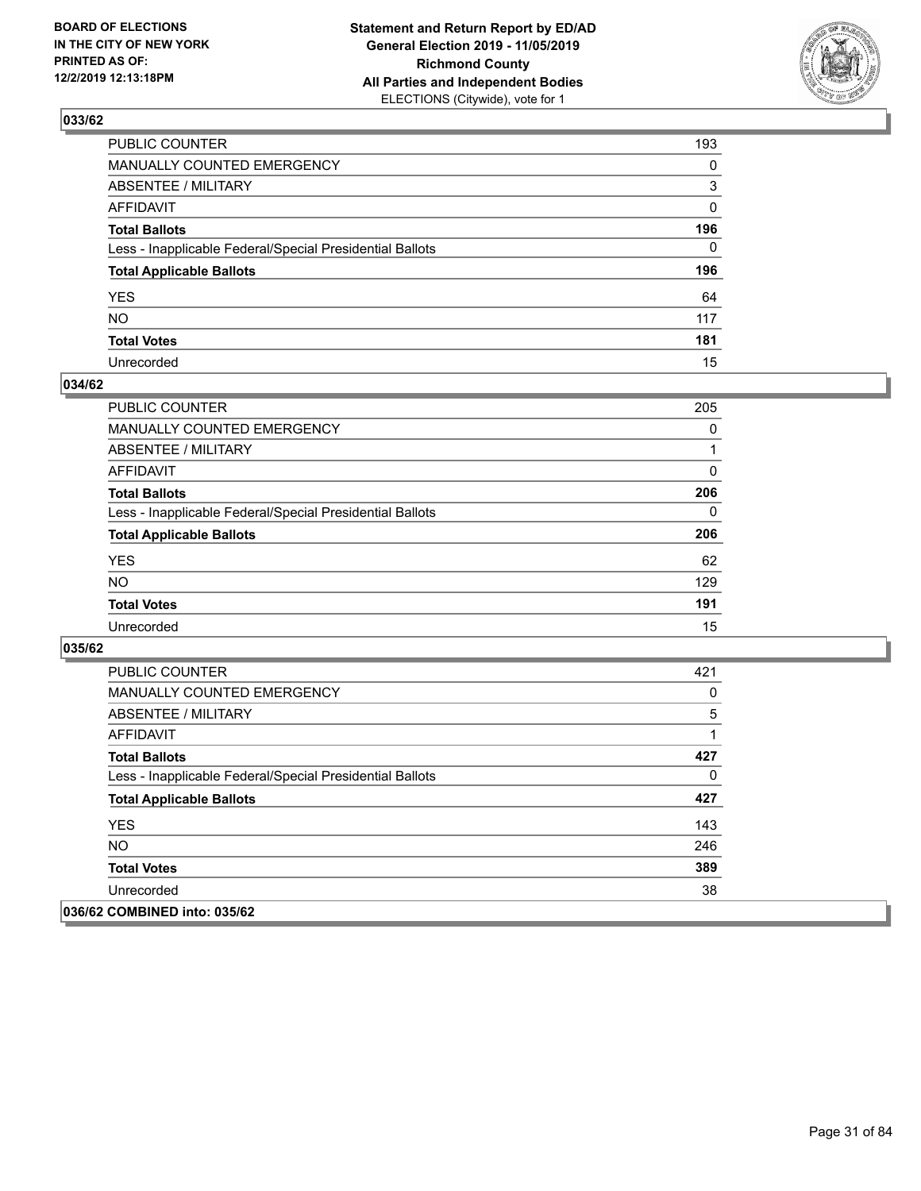## 033/62

| | |
|---|---|
| PUBLIC COUNTER | 193 |
| MANUALLY COUNTED EMERGENCY | 0 |
| ABSENTEE / MILITARY | 3 |
| AFFIDAVIT | 0 |
| **Total Ballots** | **196** |
| Less - Inapplicable Federal/Special Presidential Ballots | 0 |
| **Total Applicable Ballots** | **196** |
| YES | 64 |
| NO | 117 |
| **Total Votes** | **181** |
| Unrecorded | 15 |

## 034/62

| | |
|---|---|
| PUBLIC COUNTER | 205 |
| MANUALLY COUNTED EMERGENCY | 0 |
| ABSENTEE / MILITARY | 1 |
| AFFIDAVIT | 0 |
| **Total Ballots** | **206** |
| Less - Inapplicable Federal/Special Presidential Ballots | 0 |
| **Total Applicable Ballots** | **206** |
| YES | 62 |
| NO | 129 |
| **Total Votes** | **191** |
| Unrecorded | 15 |

## 035/62

| | |
|---|---|
| PUBLIC COUNTER | 421 |
| MANUALLY COUNTED EMERGENCY | 0 |
| ABSENTEE / MILITARY | 5 |
| AFFIDAVIT | 1 |
| **Total Ballots** | **427** |
| Less - Inapplicable Federal/Special Presidential Ballots | 0 |
| **Total Applicable Ballots** | **427** |
| YES | 143 |
| NO | 246 |
| **Total Votes** | **389** |
| Unrecorded | 38 |

## 036/62 COMBINED into: 035/62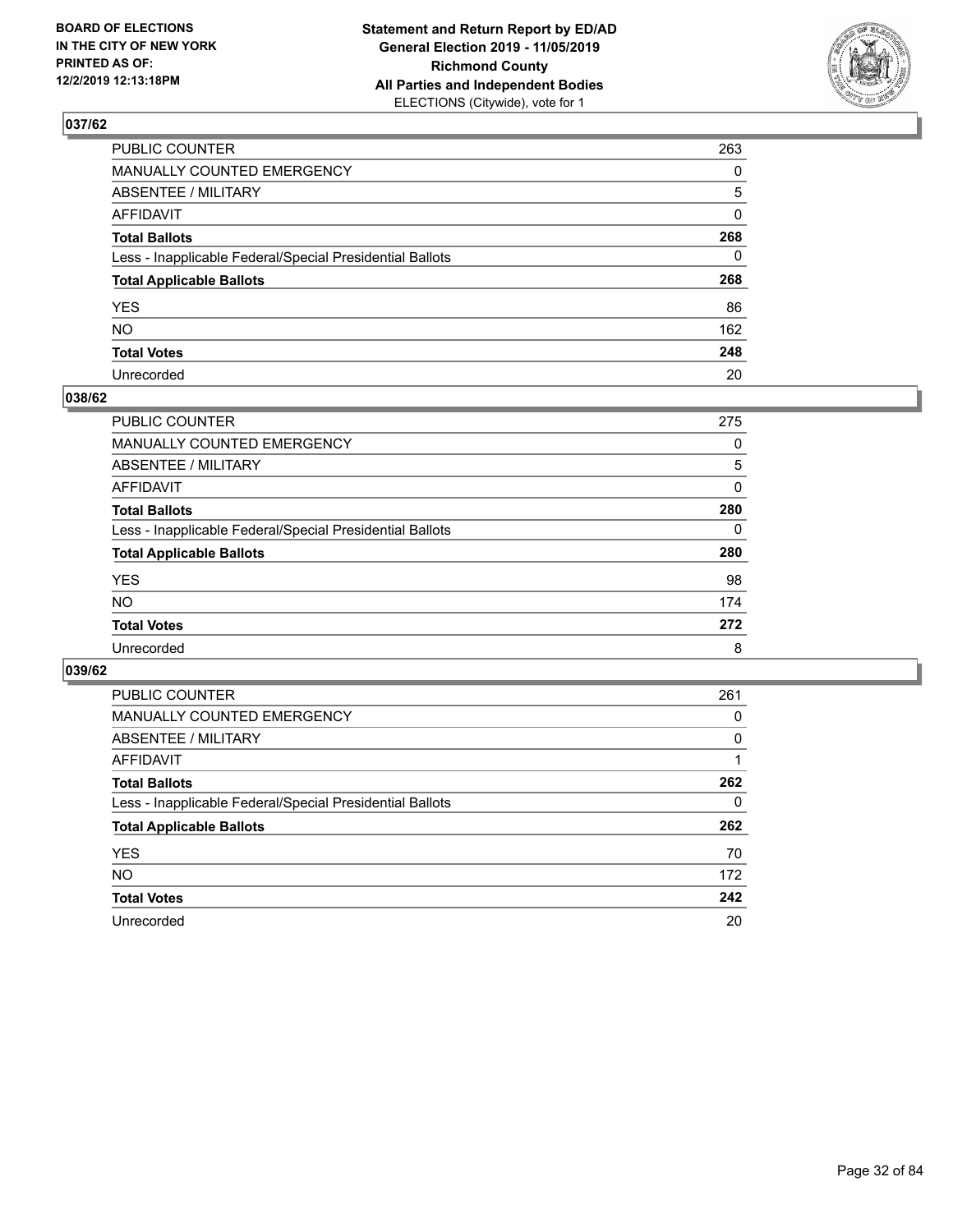BOARD OF ELECTIONS
IN THE CITY OF NEW YORK
PRINTED AS OF:
12/2/2019 12:13:18PM

**Statement and Return Report by ED/AD**
**General Election 2019 - 11/05/2019**
**Richmond County**
**All Parties and Independent Bodies**
ELECTIONS (Citywide), vote for 1

## 037/62

| | |
|---|---|
| PUBLIC COUNTER | 263 |
| MANUALLY COUNTED EMERGENCY | 0 |
| ABSENTEE / MILITARY | 5 |
| AFFIDAVIT | 0 |
| **Total Ballots** | **268** |
| Less - Inapplicable Federal/Special Presidential Ballots | 0 |
| **Total Applicable Ballots** | **268** |
| YES | 86 |
| NO | 162 |
| **Total Votes** | **248** |
| Unrecorded | 20 |

## 038/62

| | |
|---|---|
| PUBLIC COUNTER | 275 |
| MANUALLY COUNTED EMERGENCY | 0 |
| ABSENTEE / MILITARY | 5 |
| AFFIDAVIT | 0 |
| **Total Ballots** | **280** |
| Less - Inapplicable Federal/Special Presidential Ballots | 0 |
| **Total Applicable Ballots** | **280** |
| YES | 98 |
| NO | 174 |
| **Total Votes** | **272** |
| Unrecorded | 8 |

## 039/62

| | |
|---|---|
| PUBLIC COUNTER | 261 |
| MANUALLY COUNTED EMERGENCY | 0 |
| ABSENTEE / MILITARY | 0 |
| AFFIDAVIT | 1 |
| **Total Ballots** | **262** |
| Less - Inapplicable Federal/Special Presidential Ballots | 0 |
| **Total Applicable Ballots** | **262** |
| YES | 70 |
| NO | 172 |
| **Total Votes** | **242** |
| Unrecorded | 20 |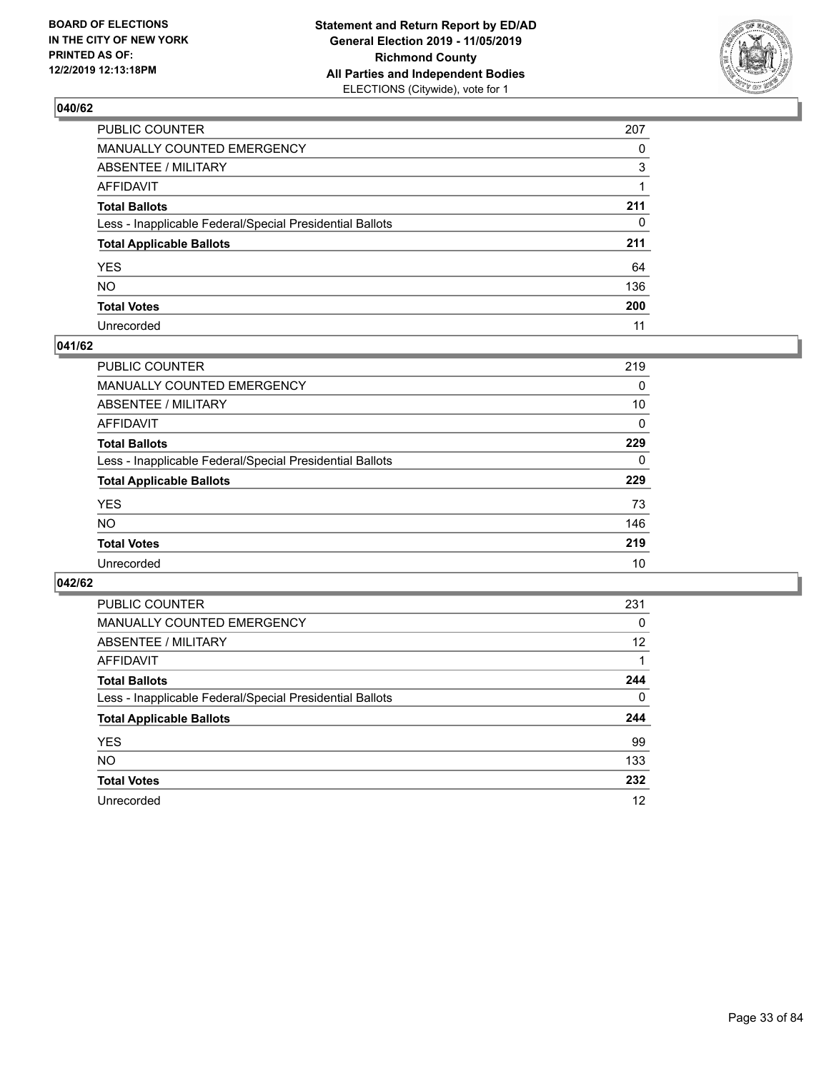BOARD OF ELECTIONS
IN THE CITY OF NEW YORK
PRINTED AS OF:
12/2/2019 12:13:18PM

**Statement and Return Report by ED/AD**
**General Election 2019 - 11/05/2019**
**Richmond County**
**All Parties and Independent Bodies**
ELECTIONS (Citywide), vote for 1

### 040/62

| | |
|---|---|
| PUBLIC COUNTER | 207 |
| MANUALLY COUNTED EMERGENCY | 0 |
| ABSENTEE / MILITARY | 3 |
| AFFIDAVIT | 1 |
| **Total Ballots** | **211** |
| Less - Inapplicable Federal/Special Presidential Ballots | 0 |
| **Total Applicable Ballots** | **211** |
| YES | 64 |
| NO | 136 |
| **Total Votes** | **200** |
| Unrecorded | 11 |

### 041/62

| | |
|---|---|
| PUBLIC COUNTER | 219 |
| MANUALLY COUNTED EMERGENCY | 0 |
| ABSENTEE / MILITARY | 10 |
| AFFIDAVIT | 0 |
| **Total Ballots** | **229** |
| Less - Inapplicable Federal/Special Presidential Ballots | 0 |
| **Total Applicable Ballots** | **229** |
| YES | 73 |
| NO | 146 |
| **Total Votes** | **219** |
| Unrecorded | 10 |

### 042/62

| | |
|---|---|
| PUBLIC COUNTER | 231 |
| MANUALLY COUNTED EMERGENCY | 0 |
| ABSENTEE / MILITARY | 12 |
| AFFIDAVIT | 1 |
| **Total Ballots** | **244** |
| Less - Inapplicable Federal/Special Presidential Ballots | 0 |
| **Total Applicable Ballots** | **244** |
| YES | 99 |
| NO | 133 |
| **Total Votes** | **232** |
| Unrecorded | 12 |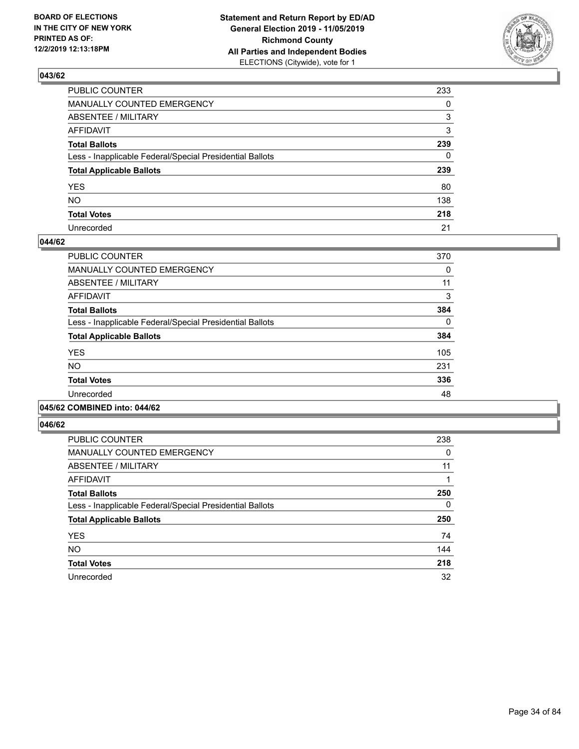**BOARD OF ELECTIONS IN THE CITY OF NEW YORK PRINTED AS OF: 12/2/2019 12:13:18PM**

**Statement and Return Report by ED/AD General Election 2019 - 11/05/2019 Richmond County All Parties and Independent Bodies**
ELECTIONS (Citywide), vote for 1

### 043/62

| | |
|---|---|
| PUBLIC COUNTER | 233 |
| MANUALLY COUNTED EMERGENCY | 0 |
| ABSENTEE / MILITARY | 3 |
| AFFIDAVIT | 3 |
| **Total Ballots** | **239** |
| Less - Inapplicable Federal/Special Presidential Ballots | 0 |
| **Total Applicable Ballots** | **239** |
| YES | 80 |
| NO | 138 |
| **Total Votes** | **218** |
| Unrecorded | 21 |

### 044/62

| | |
|---|---|
| PUBLIC COUNTER | 370 |
| MANUALLY COUNTED EMERGENCY | 0 |
| ABSENTEE / MILITARY | 11 |
| AFFIDAVIT | 3 |
| **Total Ballots** | **384** |
| Less - Inapplicable Federal/Special Presidential Ballots | 0 |
| **Total Applicable Ballots** | **384** |
| YES | 105 |
| NO | 231 |
| **Total Votes** | **336** |
| Unrecorded | 48 |

### 045/62 COMBINED into: 044/62

### 046/62

| | |
|---|---|
| PUBLIC COUNTER | 238 |
| MANUALLY COUNTED EMERGENCY | 0 |
| ABSENTEE / MILITARY | 11 |
| AFFIDAVIT | 1 |
| **Total Ballots** | **250** |
| Less - Inapplicable Federal/Special Presidential Ballots | 0 |
| **Total Applicable Ballots** | **250** |
| YES | 74 |
| NO | 144 |
| **Total Votes** | **218** |
| Unrecorded | 32 |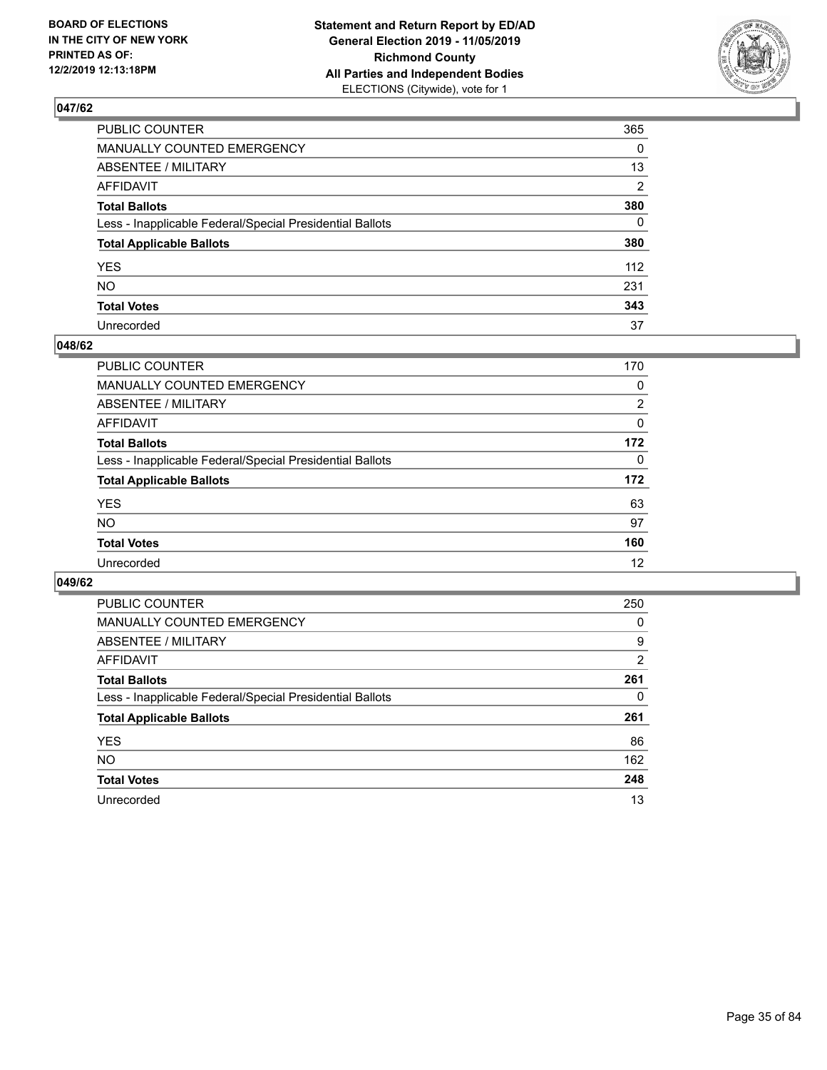BOARD OF ELECTIONS
IN THE CITY OF NEW YORK
PRINTED AS OF:
12/2/2019 12:13:18PM

**Statement and Return Report by ED/AD**
**General Election 2019 - 11/05/2019**
**Richmond County**
**All Parties and Independent Bodies**
ELECTIONS (Citywide), vote for 1

### 047/62

| | |
|---|---|
| PUBLIC COUNTER | 365 |
| MANUALLY COUNTED EMERGENCY | 0 |
| ABSENTEE / MILITARY | 13 |
| AFFIDAVIT | 2 |
| **Total Ballots** | **380** |
| Less - Inapplicable Federal/Special Presidential Ballots | 0 |
| **Total Applicable Ballots** | **380** |
| YES | 112 |
| NO | 231 |
| **Total Votes** | **343** |
| Unrecorded | 37 |

### 048/62

| | |
|---|---|
| PUBLIC COUNTER | 170 |
| MANUALLY COUNTED EMERGENCY | 0 |
| ABSENTEE / MILITARY | 2 |
| AFFIDAVIT | 0 |
| **Total Ballots** | **172** |
| Less - Inapplicable Federal/Special Presidential Ballots | 0 |
| **Total Applicable Ballots** | **172** |
| YES | 63 |
| NO | 97 |
| **Total Votes** | **160** |
| Unrecorded | 12 |

### 049/62

| | |
|---|---|
| PUBLIC COUNTER | 250 |
| MANUALLY COUNTED EMERGENCY | 0 |
| ABSENTEE / MILITARY | 9 |
| AFFIDAVIT | 2 |
| **Total Ballots** | **261** |
| Less - Inapplicable Federal/Special Presidential Ballots | 0 |
| **Total Applicable Ballots** | **261** |
| YES | 86 |
| NO | 162 |
| **Total Votes** | **248** |
| Unrecorded | 13 |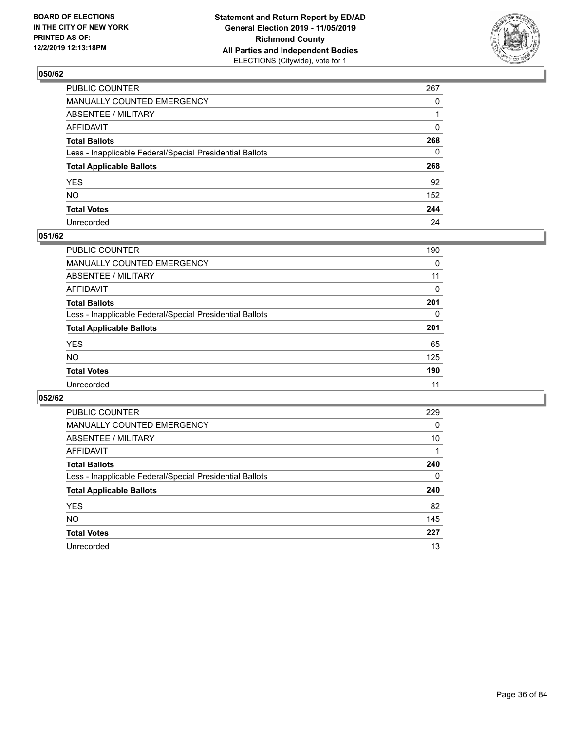BOARD OF ELECTIONS
IN THE CITY OF NEW YORK
PRINTED AS OF:
12/2/2019 12:13:18PM

**Statement and Return Report by ED/AD**
**General Election 2019 - 11/05/2019**
**Richmond County**
**All Parties and Independent Bodies**
ELECTIONS (Citywide), vote for 1

## 050/62

| | |
|---|---|
| PUBLIC COUNTER | 267 |
| MANUALLY COUNTED EMERGENCY | 0 |
| ABSENTEE / MILITARY | 1 |
| AFFIDAVIT | 0 |
| **Total Ballots** | **268** |
| Less - Inapplicable Federal/Special Presidential Ballots | 0 |
| **Total Applicable Ballots** | **268** |
| YES | 92 |
| NO | 152 |
| **Total Votes** | **244** |
| Unrecorded | 24 |

## 051/62

| | |
|---|---|
| PUBLIC COUNTER | 190 |
| MANUALLY COUNTED EMERGENCY | 0 |
| ABSENTEE / MILITARY | 11 |
| AFFIDAVIT | 0 |
| **Total Ballots** | **201** |
| Less - Inapplicable Federal/Special Presidential Ballots | 0 |
| **Total Applicable Ballots** | **201** |
| YES | 65 |
| NO | 125 |
| **Total Votes** | **190** |
| Unrecorded | 11 |

## 052/62

| | |
|---|---|
| PUBLIC COUNTER | 229 |
| MANUALLY COUNTED EMERGENCY | 0 |
| ABSENTEE / MILITARY | 10 |
| AFFIDAVIT | 1 |
| **Total Ballots** | **240** |
| Less - Inapplicable Federal/Special Presidential Ballots | 0 |
| **Total Applicable Ballots** | **240** |
| YES | 82 |
| NO | 145 |
| **Total Votes** | **227** |
| Unrecorded | 13 |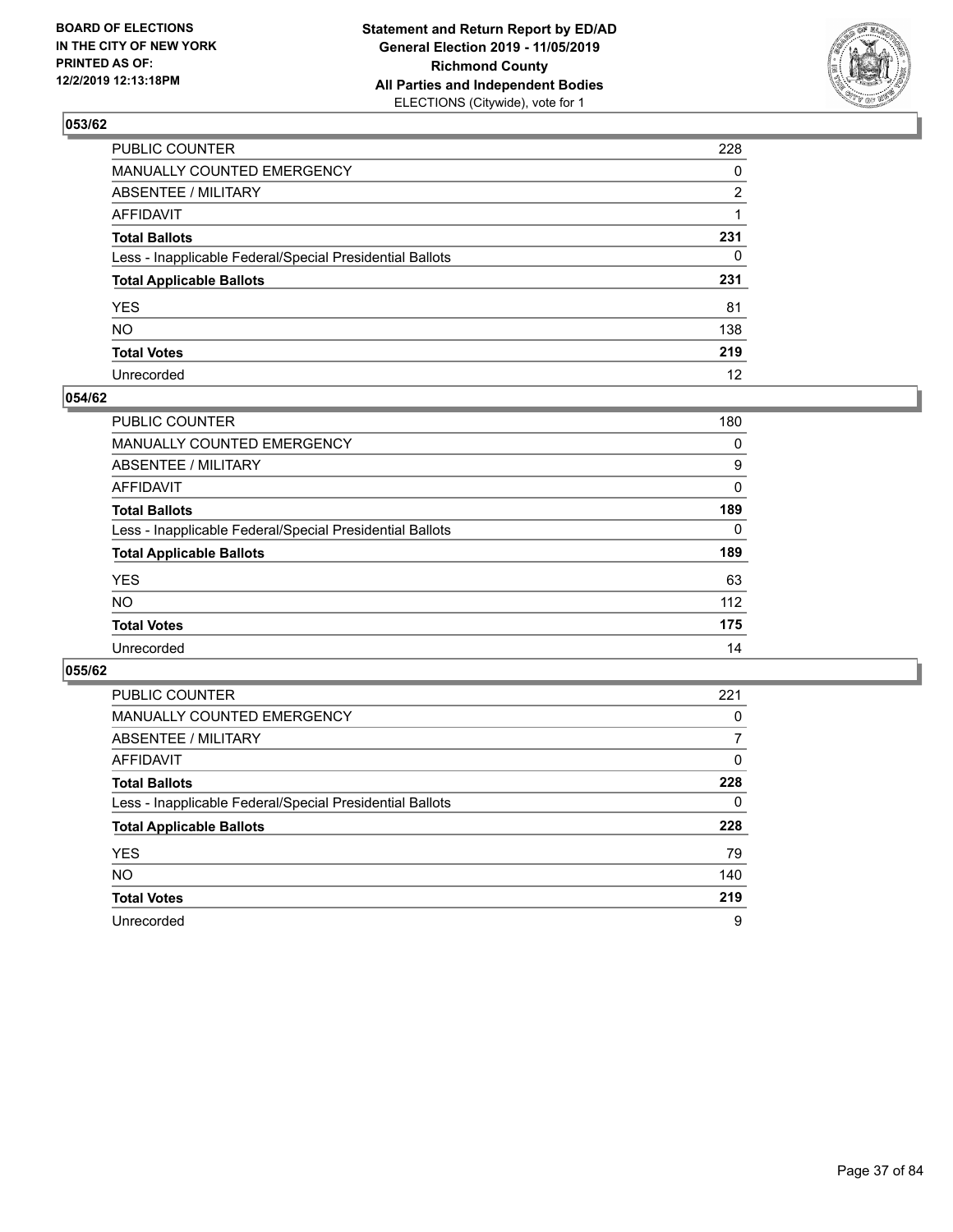BOARD OF ELECTIONS
IN THE CITY OF NEW YORK
PRINTED AS OF:
12/2/2019 12:13:18PM

**Statement and Return Report by ED/AD**
**General Election 2019 - 11/05/2019**
**Richmond County**
**All Parties and Independent Bodies**
ELECTIONS (Citywide), vote for 1

## 053/62

| | |
|---|---|
| PUBLIC COUNTER | 228 |
| MANUALLY COUNTED EMERGENCY | 0 |
| ABSENTEE / MILITARY | 2 |
| AFFIDAVIT | 1 |
| **Total Ballots** | **231** |
| Less - Inapplicable Federal/Special Presidential Ballots | 0 |
| **Total Applicable Ballots** | **231** |
| YES | 81 |
| NO | 138 |
| **Total Votes** | **219** |
| Unrecorded | 12 |

## 054/62

| | |
|---|---|
| PUBLIC COUNTER | 180 |
| MANUALLY COUNTED EMERGENCY | 0 |
| ABSENTEE / MILITARY | 9 |
| AFFIDAVIT | 0 |
| **Total Ballots** | **189** |
| Less - Inapplicable Federal/Special Presidential Ballots | 0 |
| **Total Applicable Ballots** | **189** |
| YES | 63 |
| NO | 112 |
| **Total Votes** | **175** |
| Unrecorded | 14 |

## 055/62

| | |
|---|---|
| PUBLIC COUNTER | 221 |
| MANUALLY COUNTED EMERGENCY | 0 |
| ABSENTEE / MILITARY | 7 |
| AFFIDAVIT | 0 |
| **Total Ballots** | **228** |
| Less - Inapplicable Federal/Special Presidential Ballots | 0 |
| **Total Applicable Ballots** | **228** |
| YES | 79 |
| NO | 140 |
| **Total Votes** | **219** |
| Unrecorded | 9 |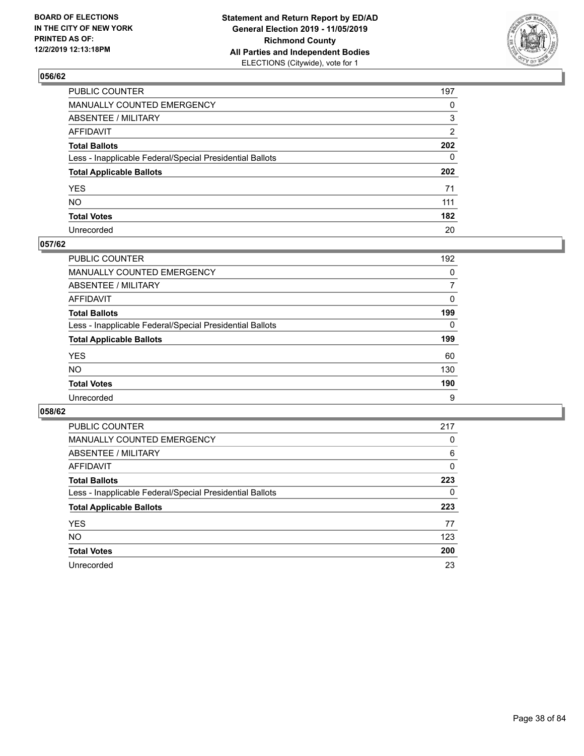BOARD OF ELECTIONS
IN THE CITY OF NEW YORK
PRINTED AS OF:
12/2/2019 12:13:18PM

**Statement and Return Report by ED/AD**
**General Election 2019 - 11/05/2019**
**Richmond County**
**All Parties and Independent Bodies**
ELECTIONS (Citywide), vote for 1

## 056/62

| | |
|---|---|
| PUBLIC COUNTER | 197 |
| MANUALLY COUNTED EMERGENCY | 0 |
| ABSENTEE / MILITARY | 3 |
| AFFIDAVIT | 2 |
| **Total Ballots** | **202** |
| Less - Inapplicable Federal/Special Presidential Ballots | 0 |
| **Total Applicable Ballots** | **202** |
| YES | 71 |
| NO | 111 |
| **Total Votes** | **182** |
| Unrecorded | 20 |

## 057/62

| | |
|---|---|
| PUBLIC COUNTER | 192 |
| MANUALLY COUNTED EMERGENCY | 0 |
| ABSENTEE / MILITARY | 7 |
| AFFIDAVIT | 0 |
| **Total Ballots** | **199** |
| Less - Inapplicable Federal/Special Presidential Ballots | 0 |
| **Total Applicable Ballots** | **199** |
| YES | 60 |
| NO | 130 |
| **Total Votes** | **190** |
| Unrecorded | 9 |

## 058/62

| | |
|---|---|
| PUBLIC COUNTER | 217 |
| MANUALLY COUNTED EMERGENCY | 0 |
| ABSENTEE / MILITARY | 6 |
| AFFIDAVIT | 0 |
| **Total Ballots** | **223** |
| Less - Inapplicable Federal/Special Presidential Ballots | 0 |
| **Total Applicable Ballots** | **223** |
| YES | 77 |
| NO | 123 |
| **Total Votes** | **200** |
| Unrecorded | 23 |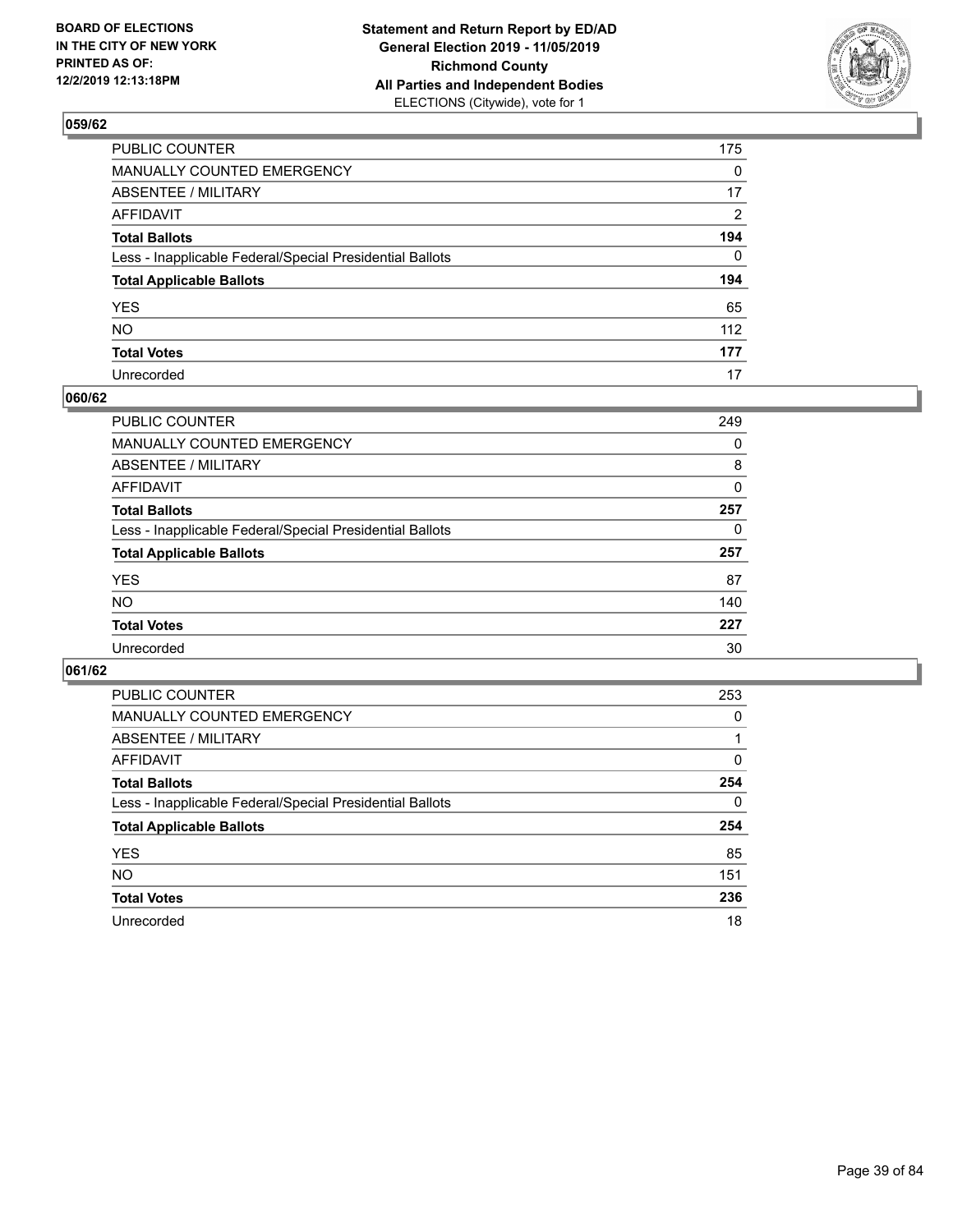BOARD OF ELECTIONS
IN THE CITY OF NEW YORK
PRINTED AS OF:
12/2/2019 12:13:18PM

**Statement and Return Report by ED/AD**
**General Election 2019 - 11/05/2019**
**Richmond County**
**All Parties and Independent Bodies**
ELECTIONS (Citywide), vote for 1

## 059/62

| | |
|---|---|
| PUBLIC COUNTER | 175 |
| MANUALLY COUNTED EMERGENCY | 0 |
| ABSENTEE / MILITARY | 17 |
| AFFIDAVIT | 2 |
| **Total Ballots** | **194** |
| Less - Inapplicable Federal/Special Presidential Ballots | 0 |
| **Total Applicable Ballots** | **194** |
| YES | 65 |
| NO | 112 |
| **Total Votes** | **177** |
| Unrecorded | 17 |

## 060/62

| | |
|---|---|
| PUBLIC COUNTER | 249 |
| MANUALLY COUNTED EMERGENCY | 0 |
| ABSENTEE / MILITARY | 8 |
| AFFIDAVIT | 0 |
| **Total Ballots** | **257** |
| Less - Inapplicable Federal/Special Presidential Ballots | 0 |
| **Total Applicable Ballots** | **257** |
| YES | 87 |
| NO | 140 |
| **Total Votes** | **227** |
| Unrecorded | 30 |

## 061/62

| | |
|---|---|
| PUBLIC COUNTER | 253 |
| MANUALLY COUNTED EMERGENCY | 0 |
| ABSENTEE / MILITARY | 1 |
| AFFIDAVIT | 0 |
| **Total Ballots** | **254** |
| Less - Inapplicable Federal/Special Presidential Ballots | 0 |
| **Total Applicable Ballots** | **254** |
| YES | 85 |
| NO | 151 |
| **Total Votes** | **236** |
| Unrecorded | 18 |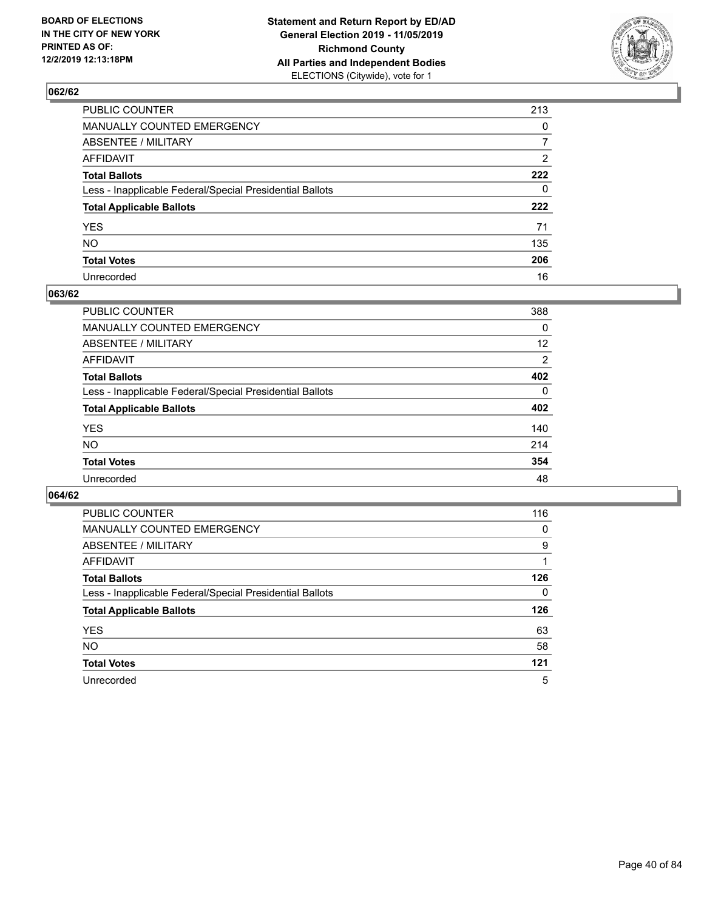## 062/62

| | |
|---|---|
| PUBLIC COUNTER | 213 |
| MANUALLY COUNTED EMERGENCY | 0 |
| ABSENTEE / MILITARY | 7 |
| AFFIDAVIT | 2 |
| **Total Ballots** | **222** |
| Less - Inapplicable Federal/Special Presidential Ballots | 0 |
| **Total Applicable Ballots** | **222** |
| YES | 71 |
| NO | 135 |
| **Total Votes** | **206** |
| Unrecorded | 16 |

## 063/62

| | |
|---|---|
| PUBLIC COUNTER | 388 |
| MANUALLY COUNTED EMERGENCY | 0 |
| ABSENTEE / MILITARY | 12 |
| AFFIDAVIT | 2 |
| **Total Ballots** | **402** |
| Less - Inapplicable Federal/Special Presidential Ballots | 0 |
| **Total Applicable Ballots** | **402** |
| YES | 140 |
| NO | 214 |
| **Total Votes** | **354** |
| Unrecorded | 48 |

## 064/62

| | |
|---|---|
| PUBLIC COUNTER | 116 |
| MANUALLY COUNTED EMERGENCY | 0 |
| ABSENTEE / MILITARY | 9 |
| AFFIDAVIT | 1 |
| **Total Ballots** | **126** |
| Less - Inapplicable Federal/Special Presidential Ballots | 0 |
| **Total Applicable Ballots** | **126** |
| YES | 63 |
| NO | 58 |
| **Total Votes** | **121** |
| Unrecorded | 5 |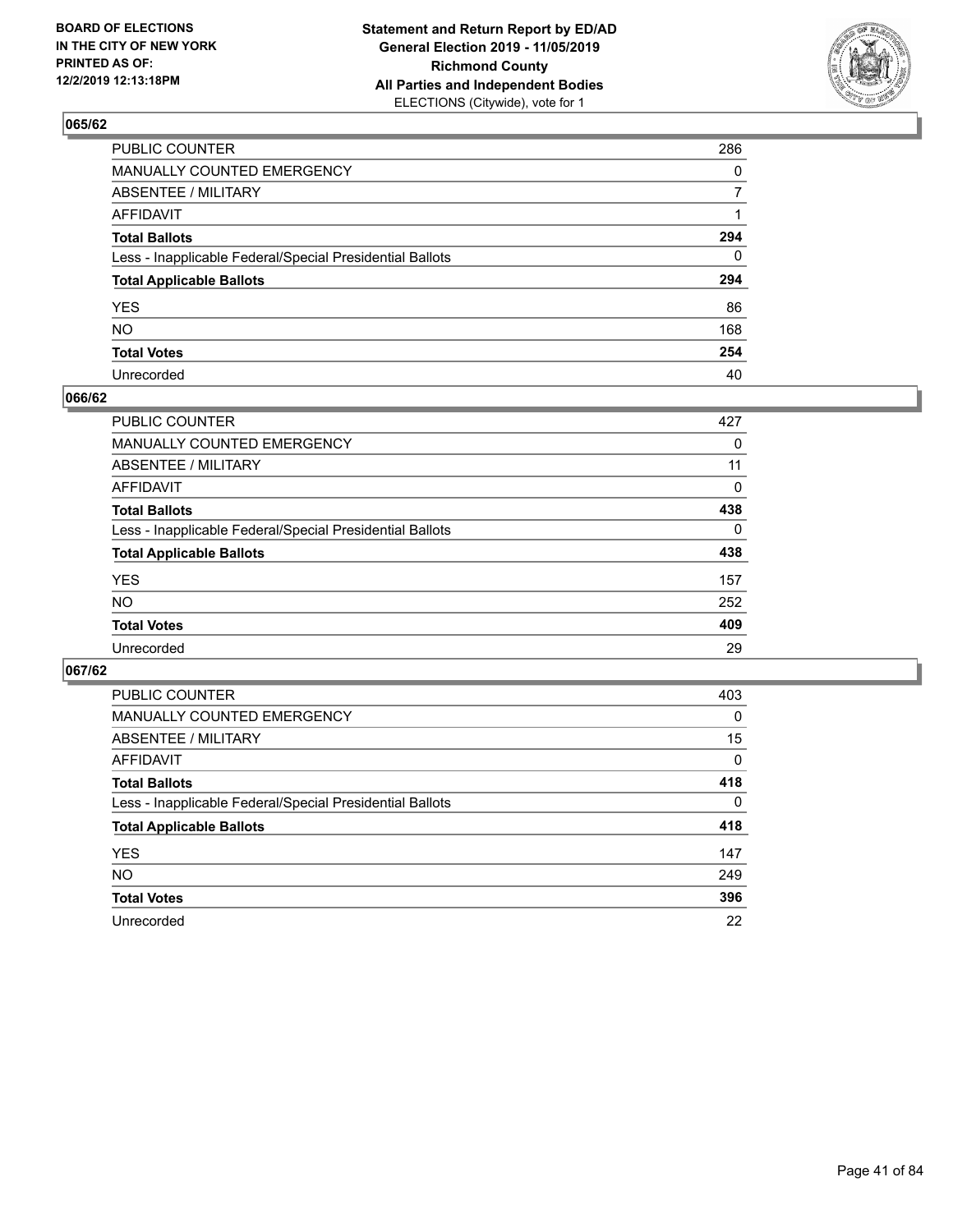**BOARD OF ELECTIONS IN THE CITY OF NEW YORK PRINTED AS OF: 12/2/2019 12:13:18PM**

**Statement and Return Report by ED/AD General Election 2019 - 11/05/2019 Richmond County All Parties and Independent Bodies** ELECTIONS (Citywide), vote for 1

## 065/62

| | |
|---|---|
| PUBLIC COUNTER | 286 |
| MANUALLY COUNTED EMERGENCY | 0 |
| ABSENTEE / MILITARY | 7 |
| AFFIDAVIT | 1 |
| **Total Ballots** | **294** |
| Less - Inapplicable Federal/Special Presidential Ballots | 0 |
| **Total Applicable Ballots** | **294** |
| YES | 86 |
| NO | 168 |
| **Total Votes** | **254** |
| Unrecorded | 40 |

## 066/62

| | |
|---|---|
| PUBLIC COUNTER | 427 |
| MANUALLY COUNTED EMERGENCY | 0 |
| ABSENTEE / MILITARY | 11 |
| AFFIDAVIT | 0 |
| **Total Ballots** | **438** |
| Less - Inapplicable Federal/Special Presidential Ballots | 0 |
| **Total Applicable Ballots** | **438** |
| YES | 157 |
| NO | 252 |
| **Total Votes** | **409** |
| Unrecorded | 29 |

## 067/62

| | |
|---|---|
| PUBLIC COUNTER | 403 |
| MANUALLY COUNTED EMERGENCY | 0 |
| ABSENTEE / MILITARY | 15 |
| AFFIDAVIT | 0 |
| **Total Ballots** | **418** |
| Less - Inapplicable Federal/Special Presidential Ballots | 0 |
| **Total Applicable Ballots** | **418** |
| YES | 147 |
| NO | 249 |
| **Total Votes** | **396** |
| Unrecorded | 22 |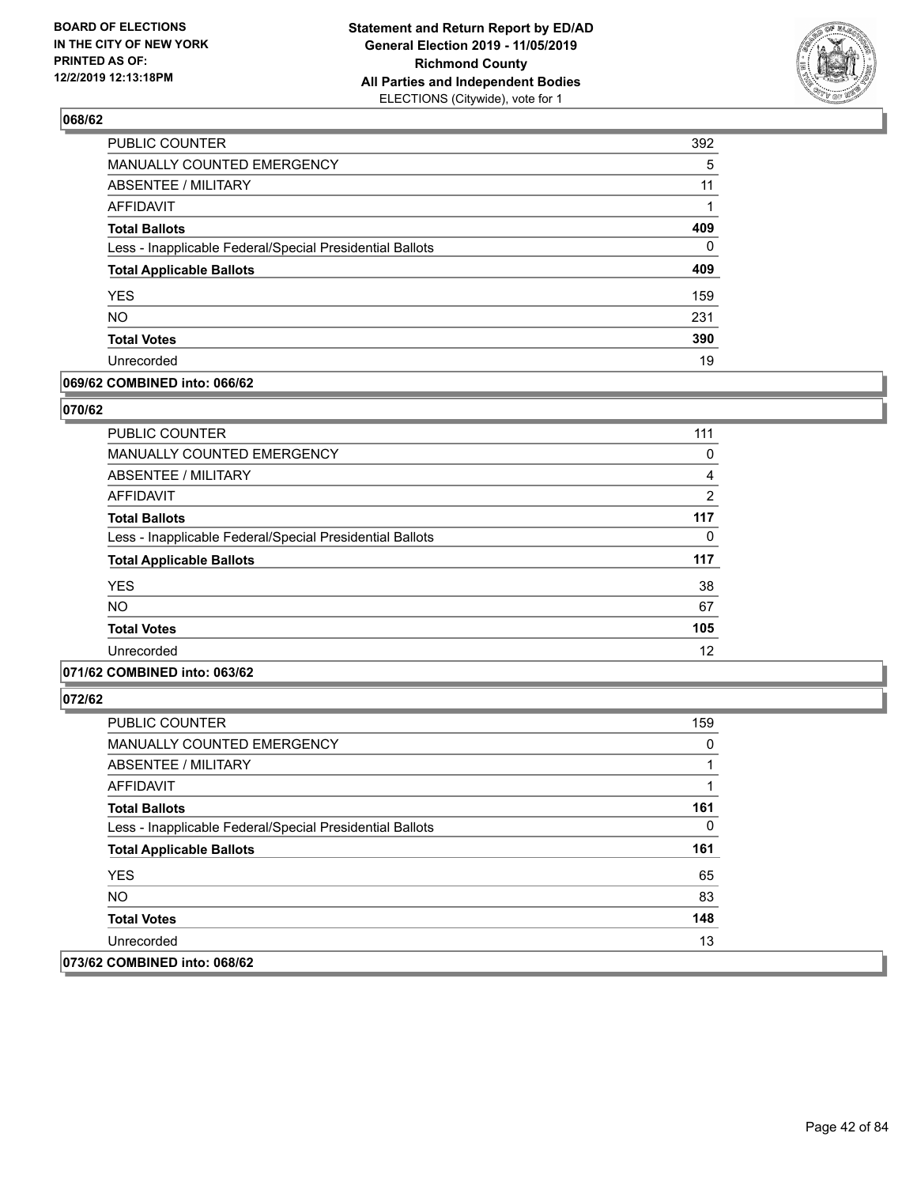### 068/62

| | |
|---|---|
| PUBLIC COUNTER | 392 |
| MANUALLY COUNTED EMERGENCY | 5 |
| ABSENTEE / MILITARY | 11 |
| AFFIDAVIT | 1 |
| **Total Ballots** | **409** |
| Less - Inapplicable Federal/Special Presidential Ballots | 0 |
| **Total Applicable Ballots** | **409** |
| YES | 159 |
| NO | 231 |
| **Total Votes** | **390** |
| Unrecorded | 19 |

### 069/62 COMBINED into: 066/62

### 070/62

| | |
|---|---|
| PUBLIC COUNTER | 111 |
| MANUALLY COUNTED EMERGENCY | 0 |
| ABSENTEE / MILITARY | 4 |
| AFFIDAVIT | 2 |
| **Total Ballots** | **117** |
| Less - Inapplicable Federal/Special Presidential Ballots | 0 |
| **Total Applicable Ballots** | **117** |
| YES | 38 |
| NO | 67 |
| **Total Votes** | **105** |
| Unrecorded | 12 |

### 071/62 COMBINED into: 063/62

### 072/62

| | |
|---|---|
| PUBLIC COUNTER | 159 |
| MANUALLY COUNTED EMERGENCY | 0 |
| ABSENTEE / MILITARY | 1 |
| AFFIDAVIT | 1 |
| **Total Ballots** | **161** |
| Less - Inapplicable Federal/Special Presidential Ballots | 0 |
| **Total Applicable Ballots** | **161** |
| YES | 65 |
| NO | 83 |
| **Total Votes** | **148** |
| Unrecorded | 13 |

### 073/62 COMBINED into: 068/62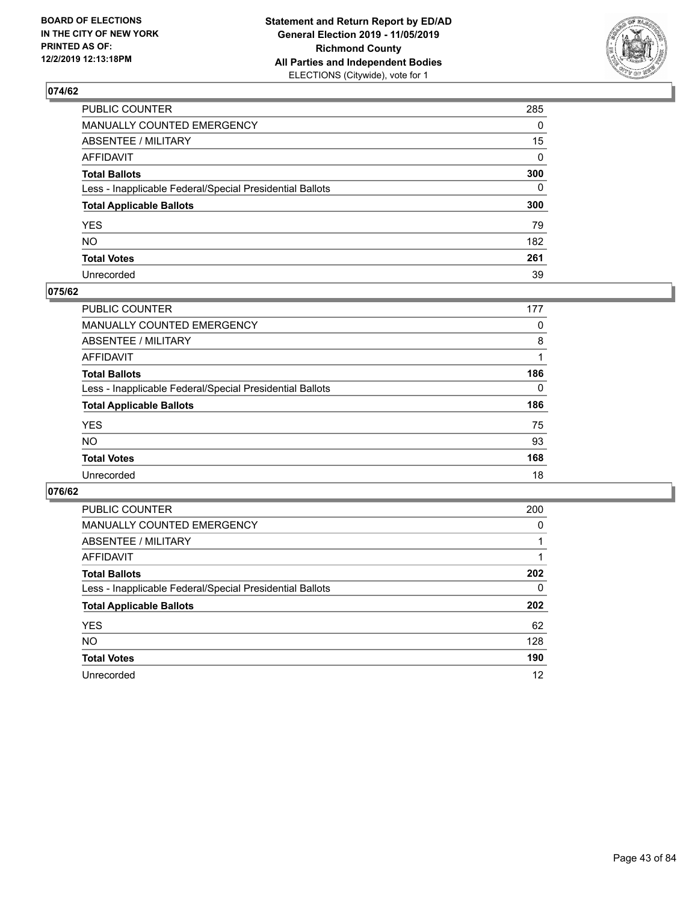## 074/62

| | |
|---|---|
| PUBLIC COUNTER | 285 |
| MANUALLY COUNTED EMERGENCY | 0 |
| ABSENTEE / MILITARY | 15 |
| AFFIDAVIT | 0 |
| **Total Ballots** | **300** |
| Less - Inapplicable Federal/Special Presidential Ballots | 0 |
| **Total Applicable Ballots** | **300** |
| YES | 79 |
| NO | 182 |
| **Total Votes** | **261** |
| Unrecorded | 39 |

## 075/62

| | |
|---|---|
| PUBLIC COUNTER | 177 |
| MANUALLY COUNTED EMERGENCY | 0 |
| ABSENTEE / MILITARY | 8 |
| AFFIDAVIT | 1 |
| **Total Ballots** | **186** |
| Less - Inapplicable Federal/Special Presidential Ballots | 0 |
| **Total Applicable Ballots** | **186** |
| YES | 75 |
| NO | 93 |
| **Total Votes** | **168** |
| Unrecorded | 18 |

## 076/62

| | |
|---|---|
| PUBLIC COUNTER | 200 |
| MANUALLY COUNTED EMERGENCY | 0 |
| ABSENTEE / MILITARY | 1 |
| AFFIDAVIT | 1 |
| **Total Ballots** | **202** |
| Less - Inapplicable Federal/Special Presidential Ballots | 0 |
| **Total Applicable Ballots** | **202** |
| YES | 62 |
| NO | 128 |
| **Total Votes** | **190** |
| Unrecorded | 12 |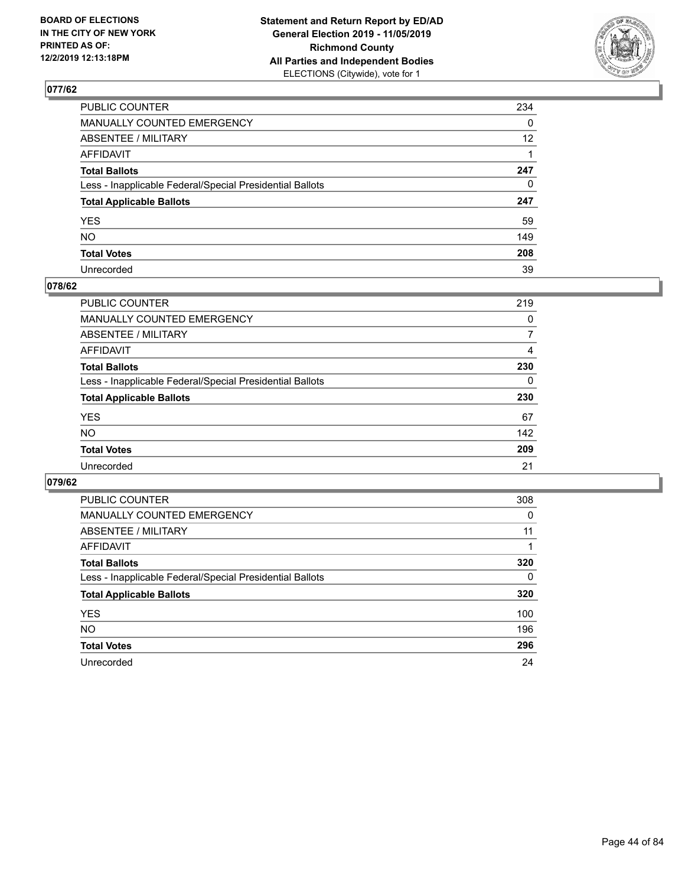BOARD OF ELECTIONS
IN THE CITY OF NEW YORK
PRINTED AS OF:
12/2/2019 12:13:18PM

**Statement and Return Report by ED/AD**
**General Election 2019 - 11/05/2019**
**Richmond County**
**All Parties and Independent Bodies**
ELECTIONS (Citywide), vote for 1

### 077/62

| | |
|---|---|
| PUBLIC COUNTER | 234 |
| MANUALLY COUNTED EMERGENCY | 0 |
| ABSENTEE / MILITARY | 12 |
| AFFIDAVIT | 1 |
| **Total Ballots** | **247** |
| Less - Inapplicable Federal/Special Presidential Ballots | 0 |
| **Total Applicable Ballots** | **247** |
| YES | 59 |
| NO | 149 |
| **Total Votes** | **208** |
| Unrecorded | 39 |

### 078/62

| | |
|---|---|
| PUBLIC COUNTER | 219 |
| MANUALLY COUNTED EMERGENCY | 0 |
| ABSENTEE / MILITARY | 7 |
| AFFIDAVIT | 4 |
| **Total Ballots** | **230** |
| Less - Inapplicable Federal/Special Presidential Ballots | 0 |
| **Total Applicable Ballots** | **230** |
| YES | 67 |
| NO | 142 |
| **Total Votes** | **209** |
| Unrecorded | 21 |

### 079/62

| | |
|---|---|
| PUBLIC COUNTER | 308 |
| MANUALLY COUNTED EMERGENCY | 0 |
| ABSENTEE / MILITARY | 11 |
| AFFIDAVIT | 1 |
| **Total Ballots** | **320** |
| Less - Inapplicable Federal/Special Presidential Ballots | 0 |
| **Total Applicable Ballots** | **320** |
| YES | 100 |
| NO | 196 |
| **Total Votes** | **296** |
| Unrecorded | 24 |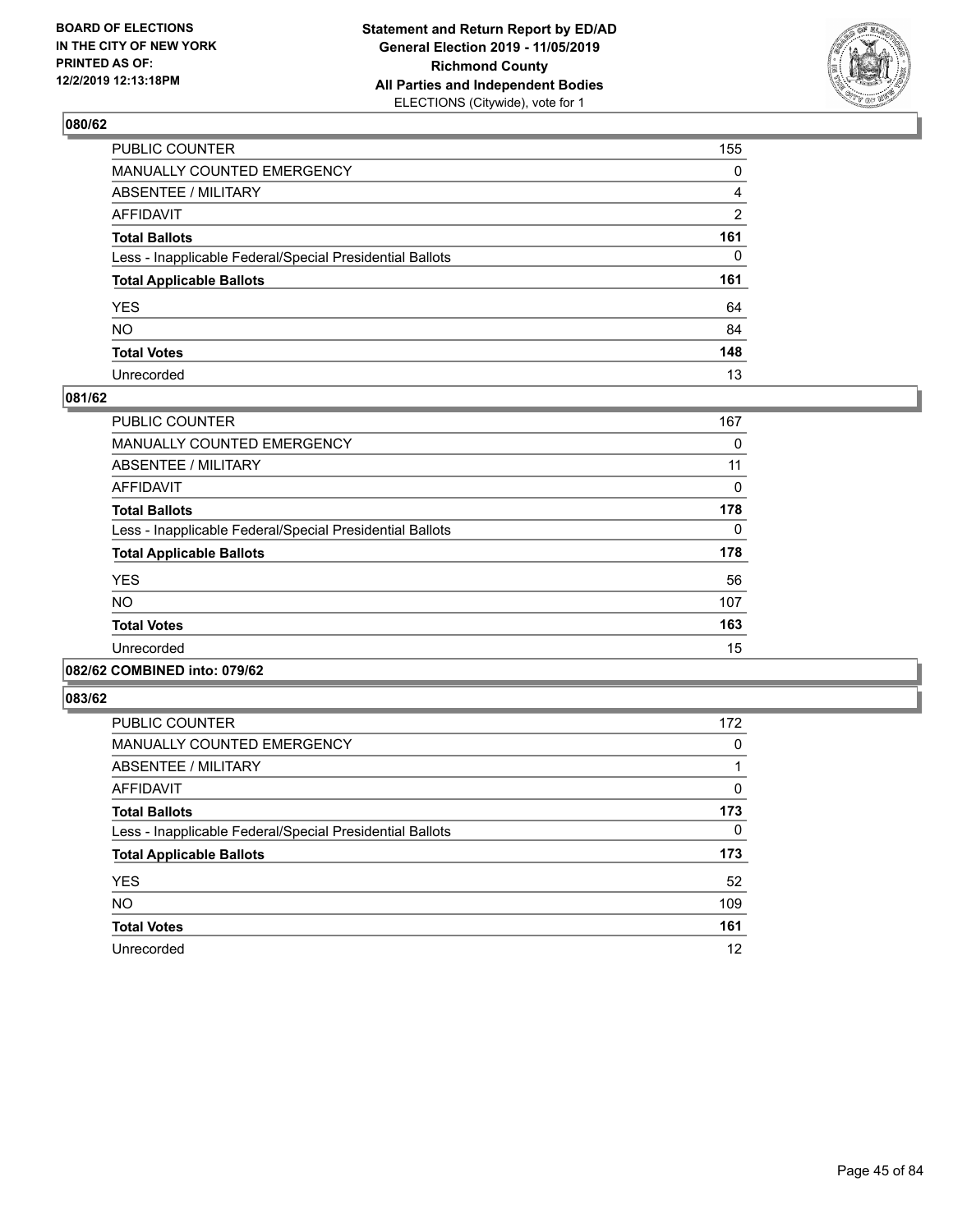**BOARD OF ELECTIONS IN THE CITY OF NEW YORK PRINTED AS OF: 12/2/2019 12:13:18PM**

**Statement and Return Report by ED/AD General Election 2019 - 11/05/2019 Richmond County All Parties and Independent Bodies**
ELECTIONS (Citywide), vote for 1

## 080/62

| | |
|---|---|
| PUBLIC COUNTER | 155 |
| MANUALLY COUNTED EMERGENCY | 0 |
| ABSENTEE / MILITARY | 4 |
| AFFIDAVIT | 2 |
| **Total Ballots** | **161** |
| Less - Inapplicable Federal/Special Presidential Ballots | 0 |
| **Total Applicable Ballots** | **161** |
| YES | 64 |
| NO | 84 |
| **Total Votes** | **148** |
| Unrecorded | 13 |

## 081/62

| | |
|---|---|
| PUBLIC COUNTER | 167 |
| MANUALLY COUNTED EMERGENCY | 0 |
| ABSENTEE / MILITARY | 11 |
| AFFIDAVIT | 0 |
| **Total Ballots** | **178** |
| Less - Inapplicable Federal/Special Presidential Ballots | 0 |
| **Total Applicable Ballots** | **178** |
| YES | 56 |
| NO | 107 |
| **Total Votes** | **163** |
| Unrecorded | 15 |

## 082/62 COMBINED into: 079/62

## 083/62

| | |
|---|---|
| PUBLIC COUNTER | 172 |
| MANUALLY COUNTED EMERGENCY | 0 |
| ABSENTEE / MILITARY | 1 |
| AFFIDAVIT | 0 |
| **Total Ballots** | **173** |
| Less - Inapplicable Federal/Special Presidential Ballots | 0 |
| **Total Applicable Ballots** | **173** |
| YES | 52 |
| NO | 109 |
| **Total Votes** | **161** |
| Unrecorded | 12 |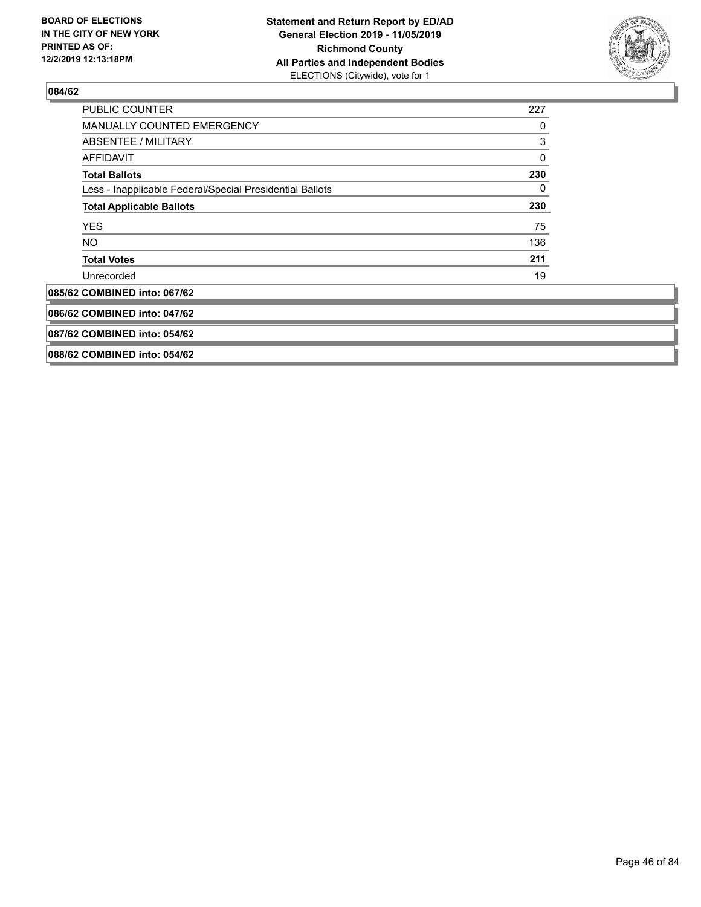**084/62**

| | |
|---|---|
| PUBLIC COUNTER | 227 |
| MANUALLY COUNTED EMERGENCY | 0 |
| ABSENTEE / MILITARY | 3 |
| AFFIDAVIT | 0 |
| **Total Ballots** | **230** |
| Less - Inapplicable Federal/Special Presidential Ballots | 0 |
| **Total Applicable Ballots** | **230** |
| YES | 75 |
| NO | 136 |
| **Total Votes** | **211** |
| Unrecorded | 19 |

**085/62 COMBINED into: 067/62**

**086/62 COMBINED into: 047/62**

**087/62 COMBINED into: 054/62**

**088/62 COMBINED into: 054/62**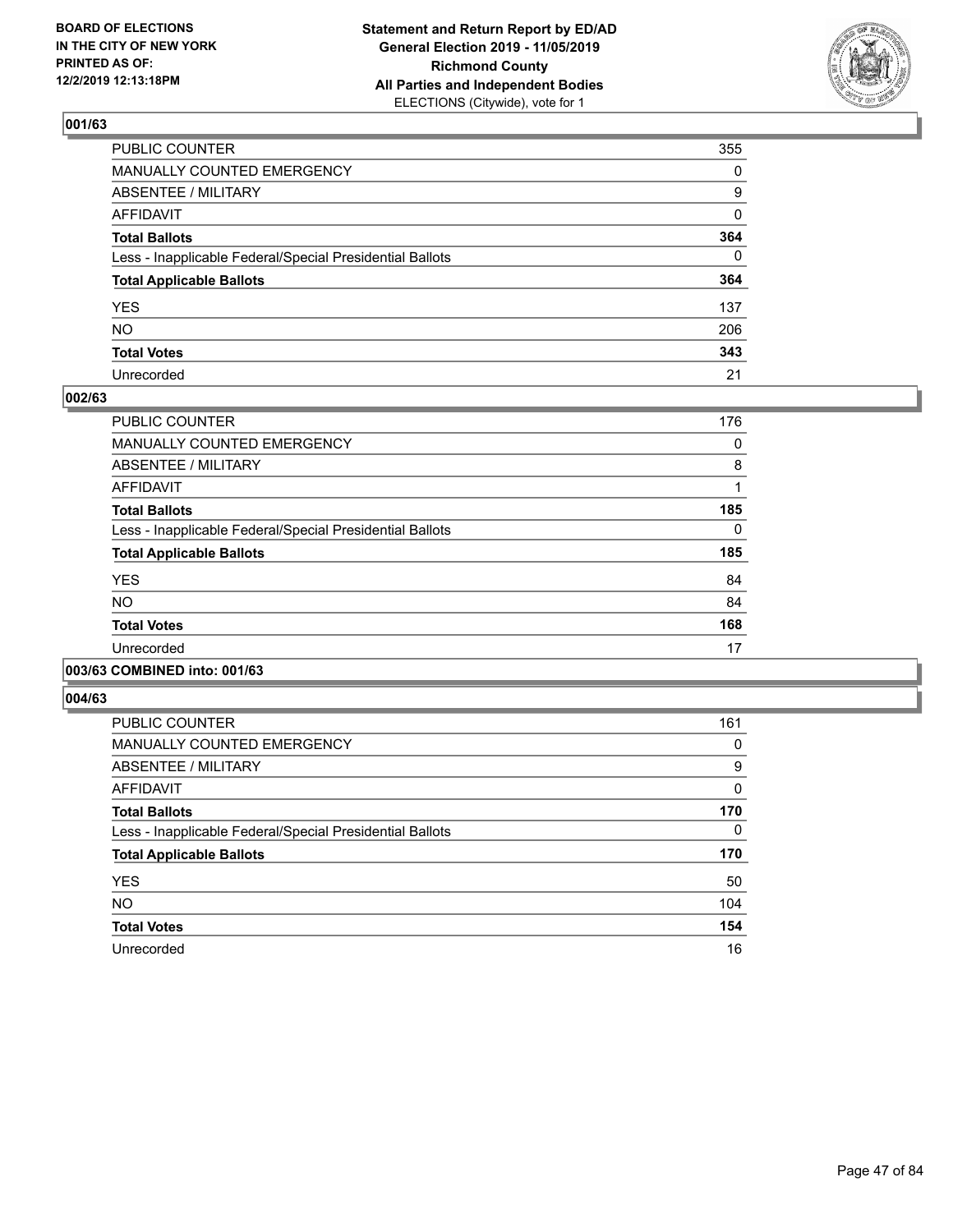**BOARD OF ELECTIONS IN THE CITY OF NEW YORK PRINTED AS OF: 12/2/2019 12:13:18PM**

**Statement and Return Report by ED/AD General Election 2019 - 11/05/2019 Richmond County All Parties and Independent Bodies** ELECTIONS (Citywide), vote for 1

## 001/63

| | |
|---|---|
| PUBLIC COUNTER | 355 |
| MANUALLY COUNTED EMERGENCY | 0 |
| ABSENTEE / MILITARY | 9 |
| AFFIDAVIT | 0 |
| **Total Ballots** | **364** |
| Less - Inapplicable Federal/Special Presidential Ballots | 0 |
| **Total Applicable Ballots** | **364** |
| YES | 137 |
| NO | 206 |
| **Total Votes** | **343** |
| Unrecorded | 21 |

## 002/63

| | |
|---|---|
| PUBLIC COUNTER | 176 |
| MANUALLY COUNTED EMERGENCY | 0 |
| ABSENTEE / MILITARY | 8 |
| AFFIDAVIT | 1 |
| **Total Ballots** | **185** |
| Less - Inapplicable Federal/Special Presidential Ballots | 0 |
| **Total Applicable Ballots** | **185** |
| YES | 84 |
| NO | 84 |
| **Total Votes** | **168** |
| Unrecorded | 17 |

## 003/63 COMBINED into: 001/63

## 004/63

| | |
|---|---|
| PUBLIC COUNTER | 161 |
| MANUALLY COUNTED EMERGENCY | 0 |
| ABSENTEE / MILITARY | 9 |
| AFFIDAVIT | 0 |
| **Total Ballots** | **170** |
| Less - Inapplicable Federal/Special Presidential Ballots | 0 |
| **Total Applicable Ballots** | **170** |
| YES | 50 |
| NO | 104 |
| **Total Votes** | **154** |
| Unrecorded | 16 |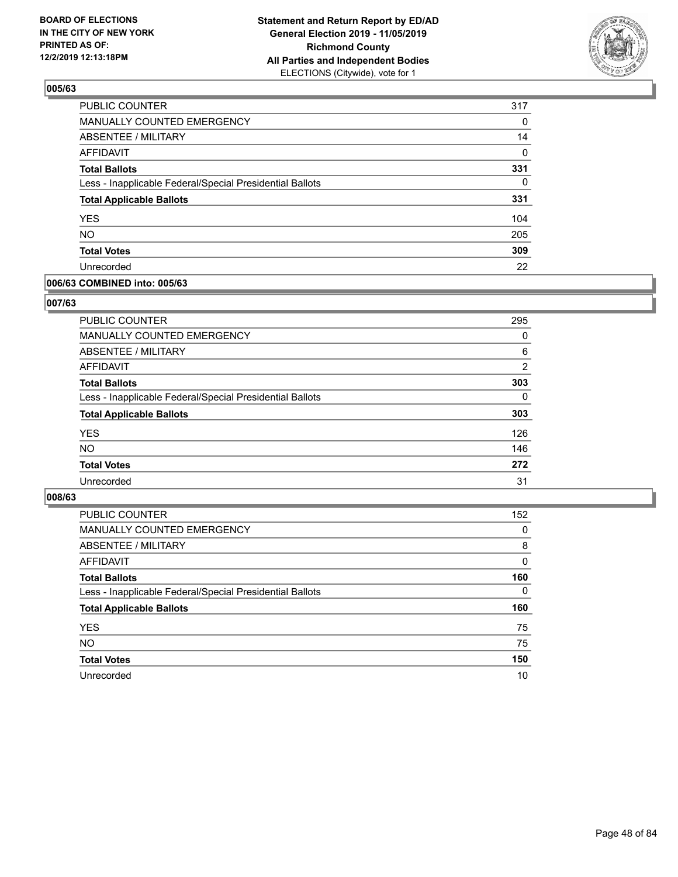BOARD OF ELECTIONS
IN THE CITY OF NEW YORK
PRINTED AS OF:
12/2/2019 12:13:18PM

**Statement and Return Report by ED/AD**
**General Election 2019 - 11/05/2019**
**Richmond County**
**All Parties and Independent Bodies**
ELECTIONS (Citywide), vote for 1

### 005/63

| | |
|---|---|
| PUBLIC COUNTER | 317 |
| MANUALLY COUNTED EMERGENCY | 0 |
| ABSENTEE / MILITARY | 14 |
| AFFIDAVIT | 0 |
| **Total Ballots** | **331** |
| Less - Inapplicable Federal/Special Presidential Ballots | 0 |
| **Total Applicable Ballots** | **331** |
| YES | 104 |
| NO | 205 |
| **Total Votes** | **309** |
| Unrecorded | 22 |

### 006/63 COMBINED into: 005/63

### 007/63

| | |
|---|---|
| PUBLIC COUNTER | 295 |
| MANUALLY COUNTED EMERGENCY | 0 |
| ABSENTEE / MILITARY | 6 |
| AFFIDAVIT | 2 |
| **Total Ballots** | **303** |
| Less - Inapplicable Federal/Special Presidential Ballots | 0 |
| **Total Applicable Ballots** | **303** |
| YES | 126 |
| NO | 146 |
| **Total Votes** | **272** |
| Unrecorded | 31 |

### 008/63

| | |
|---|---|
| PUBLIC COUNTER | 152 |
| MANUALLY COUNTED EMERGENCY | 0 |
| ABSENTEE / MILITARY | 8 |
| AFFIDAVIT | 0 |
| **Total Ballots** | **160** |
| Less - Inapplicable Federal/Special Presidential Ballots | 0 |
| **Total Applicable Ballots** | **160** |
| YES | 75 |
| NO | 75 |
| **Total Votes** | **150** |
| Unrecorded | 10 |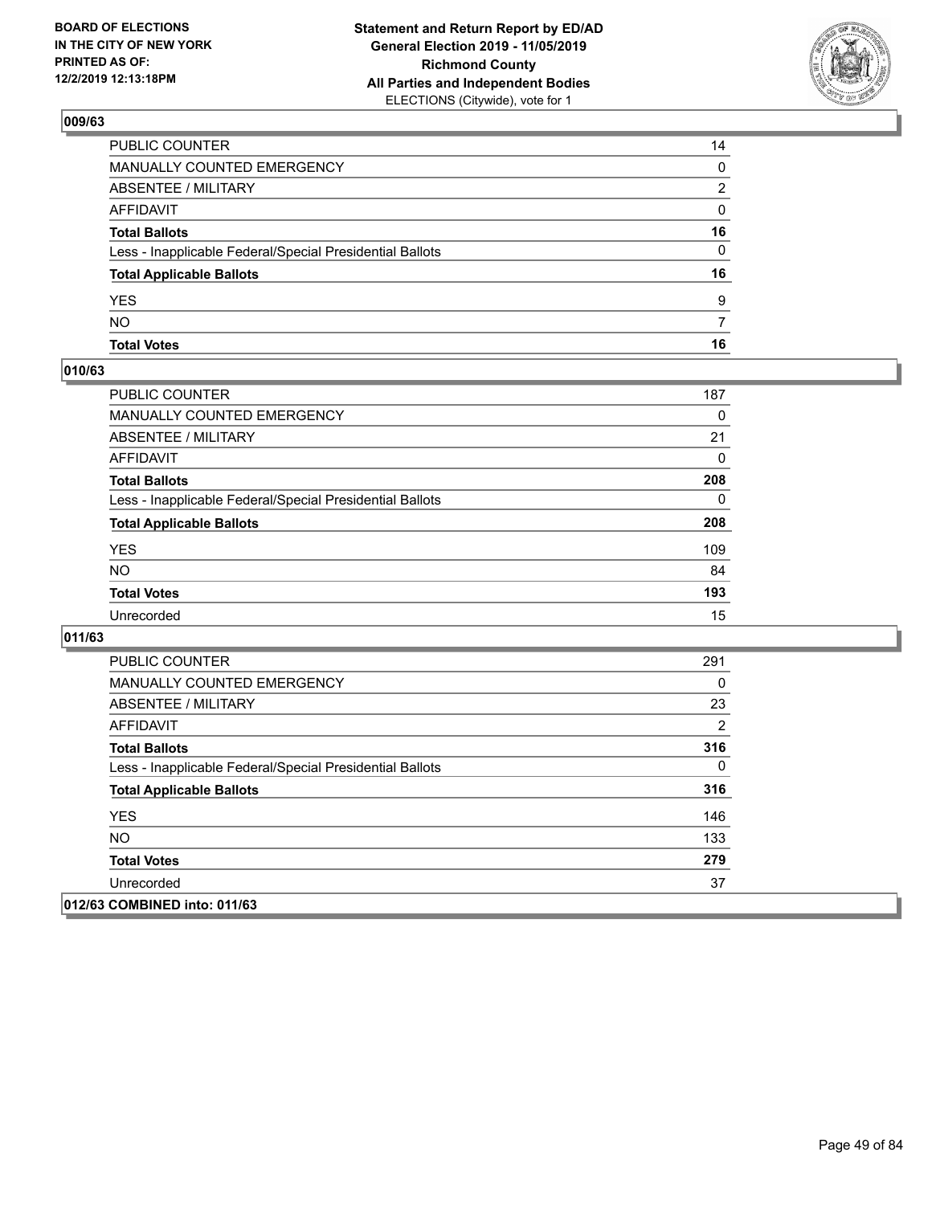## 009/63

| | |
|---|---|
| PUBLIC COUNTER | 14 |
| MANUALLY COUNTED EMERGENCY | 0 |
| ABSENTEE / MILITARY | 2 |
| AFFIDAVIT | 0 |
| **Total Ballots** | **16** |
| Less - Inapplicable Federal/Special Presidential Ballots | 0 |
| **Total Applicable Ballots** | **16** |
| YES | 9 |
| NO | 7 |
| **Total Votes** | **16** |

## 010/63

| | |
|---|---|
| PUBLIC COUNTER | 187 |
| MANUALLY COUNTED EMERGENCY | 0 |
| ABSENTEE / MILITARY | 21 |
| AFFIDAVIT | 0 |
| **Total Ballots** | **208** |
| Less - Inapplicable Federal/Special Presidential Ballots | 0 |
| **Total Applicable Ballots** | **208** |
| YES | 109 |
| NO | 84 |
| **Total Votes** | **193** |
| Unrecorded | 15 |

## 011/63

| | |
|---|---|
| PUBLIC COUNTER | 291 |
| MANUALLY COUNTED EMERGENCY | 0 |
| ABSENTEE / MILITARY | 23 |
| AFFIDAVIT | 2 |
| **Total Ballots** | **316** |
| Less - Inapplicable Federal/Special Presidential Ballots | 0 |
| **Total Applicable Ballots** | **316** |
| YES | 146 |
| NO | 133 |
| **Total Votes** | **279** |
| Unrecorded | 37 |

## 012/63 COMBINED into: 011/63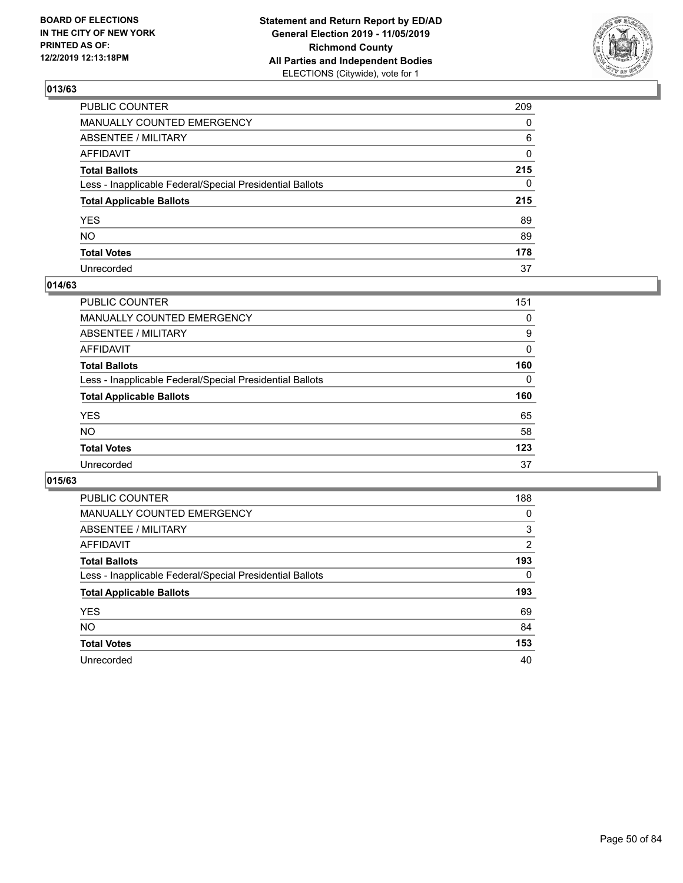## 013/63

| | |
|---|---|
| PUBLIC COUNTER | 209 |
| MANUALLY COUNTED EMERGENCY | 0 |
| ABSENTEE / MILITARY | 6 |
| AFFIDAVIT | 0 |
| **Total Ballots** | **215** |
| Less - Inapplicable Federal/Special Presidential Ballots | 0 |
| **Total Applicable Ballots** | **215** |
| YES | 89 |
| NO | 89 |
| **Total Votes** | **178** |
| Unrecorded | 37 |

## 014/63

| | |
|---|---|
| PUBLIC COUNTER | 151 |
| MANUALLY COUNTED EMERGENCY | 0 |
| ABSENTEE / MILITARY | 9 |
| AFFIDAVIT | 0 |
| **Total Ballots** | **160** |
| Less - Inapplicable Federal/Special Presidential Ballots | 0 |
| **Total Applicable Ballots** | **160** |
| YES | 65 |
| NO | 58 |
| **Total Votes** | **123** |
| Unrecorded | 37 |

## 015/63

| | |
|---|---|
| PUBLIC COUNTER | 188 |
| MANUALLY COUNTED EMERGENCY | 0 |
| ABSENTEE / MILITARY | 3 |
| AFFIDAVIT | 2 |
| **Total Ballots** | **193** |
| Less - Inapplicable Federal/Special Presidential Ballots | 0 |
| **Total Applicable Ballots** | **193** |
| YES | 69 |
| NO | 84 |
| **Total Votes** | **153** |
| Unrecorded | 40 |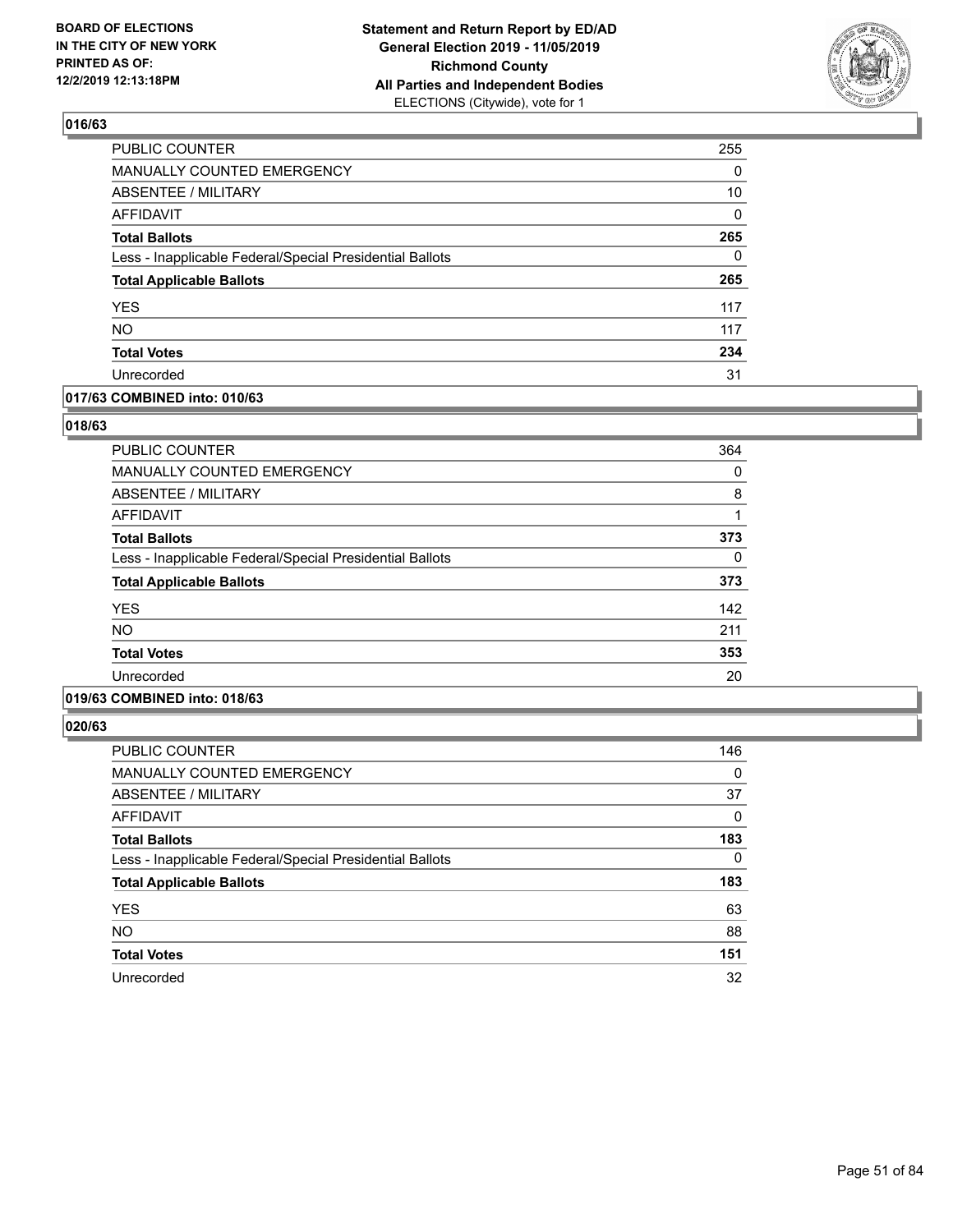## 016/63

| | |
|---|---|
| PUBLIC COUNTER | 255 |
| MANUALLY COUNTED EMERGENCY | 0 |
| ABSENTEE / MILITARY | 10 |
| AFFIDAVIT | 0 |
| **Total Ballots** | **265** |
| Less - Inapplicable Federal/Special Presidential Ballots | 0 |
| **Total Applicable Ballots** | **265** |
| YES | 117 |
| NO | 117 |
| **Total Votes** | **234** |
| Unrecorded | 31 |

## 017/63 COMBINED into: 010/63

## 018/63

| | |
|---|---|
| PUBLIC COUNTER | 364 |
| MANUALLY COUNTED EMERGENCY | 0 |
| ABSENTEE / MILITARY | 8 |
| AFFIDAVIT | 1 |
| **Total Ballots** | **373** |
| Less - Inapplicable Federal/Special Presidential Ballots | 0 |
| **Total Applicable Ballots** | **373** |
| YES | 142 |
| NO | 211 |
| **Total Votes** | **353** |
| Unrecorded | 20 |

## 019/63 COMBINED into: 018/63

## 020/63

| | |
|---|---|
| PUBLIC COUNTER | 146 |
| MANUALLY COUNTED EMERGENCY | 0 |
| ABSENTEE / MILITARY | 37 |
| AFFIDAVIT | 0 |
| **Total Ballots** | **183** |
| Less - Inapplicable Federal/Special Presidential Ballots | 0 |
| **Total Applicable Ballots** | **183** |
| YES | 63 |
| NO | 88 |
| **Total Votes** | **151** |
| Unrecorded | 32 |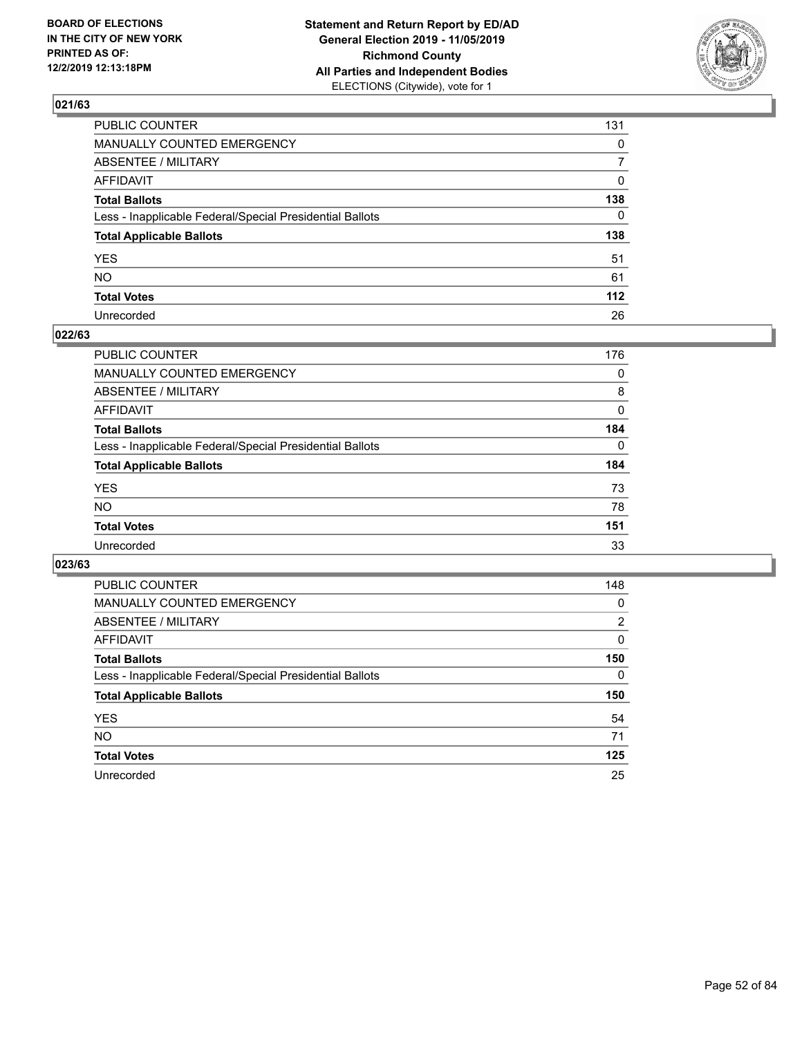BOARD OF ELECTIONS
IN THE CITY OF NEW YORK
PRINTED AS OF:
12/2/2019 12:13:18PM

**Statement and Return Report by ED/AD**
**General Election 2019 - 11/05/2019**
**Richmond County**
**All Parties and Independent Bodies**
ELECTIONS (Citywide), vote for 1

## 021/63

| | |
|---|---|
| PUBLIC COUNTER | 131 |
| MANUALLY COUNTED EMERGENCY | 0 |
| ABSENTEE / MILITARY | 7 |
| AFFIDAVIT | 0 |
| **Total Ballots** | **138** |
| Less - Inapplicable Federal/Special Presidential Ballots | 0 |
| **Total Applicable Ballots** | **138** |
| YES | 51 |
| NO | 61 |
| **Total Votes** | **112** |
| Unrecorded | 26 |

## 022/63

| | |
|---|---|
| PUBLIC COUNTER | 176 |
| MANUALLY COUNTED EMERGENCY | 0 |
| ABSENTEE / MILITARY | 8 |
| AFFIDAVIT | 0 |
| **Total Ballots** | **184** |
| Less - Inapplicable Federal/Special Presidential Ballots | 0 |
| **Total Applicable Ballots** | **184** |
| YES | 73 |
| NO | 78 |
| **Total Votes** | **151** |
| Unrecorded | 33 |

## 023/63

| | |
|---|---|
| PUBLIC COUNTER | 148 |
| MANUALLY COUNTED EMERGENCY | 0 |
| ABSENTEE / MILITARY | 2 |
| AFFIDAVIT | 0 |
| **Total Ballots** | **150** |
| Less - Inapplicable Federal/Special Presidential Ballots | 0 |
| **Total Applicable Ballots** | **150** |
| YES | 54 |
| NO | 71 |
| **Total Votes** | **125** |
| Unrecorded | 25 |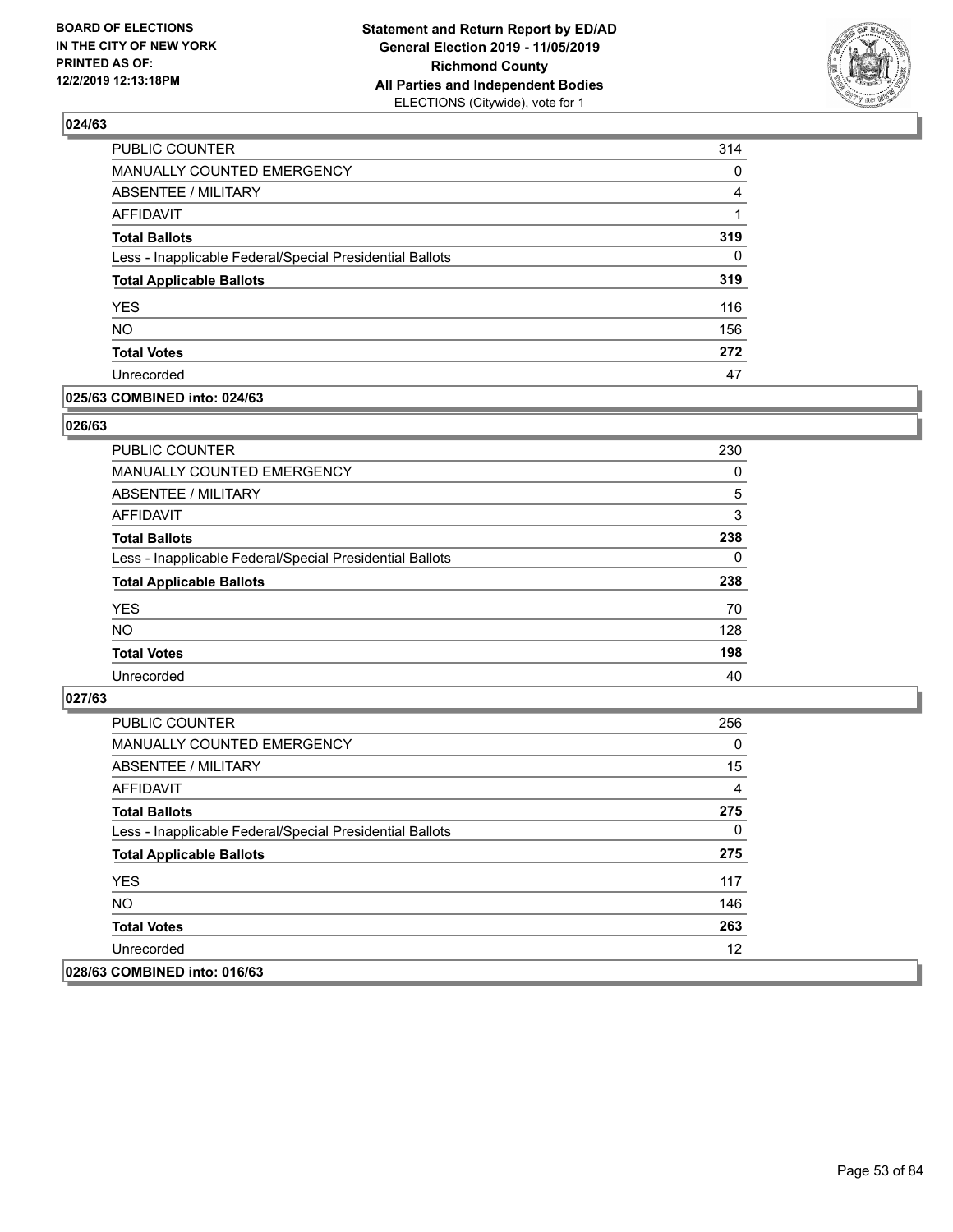**BOARD OF ELECTIONS IN THE CITY OF NEW YORK PRINTED AS OF: 12/2/2019 12:13:18PM**

**Statement and Return Report by ED/AD General Election 2019 - 11/05/2019 Richmond County All Parties and Independent Bodies**
ELECTIONS (Citywide), vote for 1

### 024/63

| | |
|---|---|
| PUBLIC COUNTER | 314 |
| MANUALLY COUNTED EMERGENCY | 0 |
| ABSENTEE / MILITARY | 4 |
| AFFIDAVIT | 1 |
| **Total Ballots** | **319** |
| Less - Inapplicable Federal/Special Presidential Ballots | 0 |
| **Total Applicable Ballots** | **319** |
| YES | 116 |
| NO | 156 |
| **Total Votes** | **272** |
| Unrecorded | 47 |

### 025/63 COMBINED into: 024/63

### 026/63

| | |
|---|---|
| PUBLIC COUNTER | 230 |
| MANUALLY COUNTED EMERGENCY | 0 |
| ABSENTEE / MILITARY | 5 |
| AFFIDAVIT | 3 |
| **Total Ballots** | **238** |
| Less - Inapplicable Federal/Special Presidential Ballots | 0 |
| **Total Applicable Ballots** | **238** |
| YES | 70 |
| NO | 128 |
| **Total Votes** | **198** |
| Unrecorded | 40 |

### 027/63

| | |
|---|---|
| PUBLIC COUNTER | 256 |
| MANUALLY COUNTED EMERGENCY | 0 |
| ABSENTEE / MILITARY | 15 |
| AFFIDAVIT | 4 |
| **Total Ballots** | **275** |
| Less - Inapplicable Federal/Special Presidential Ballots | 0 |
| **Total Applicable Ballots** | **275** |
| YES | 117 |
| NO | 146 |
| **Total Votes** | **263** |
| Unrecorded | 12 |

### 028/63 COMBINED into: 016/63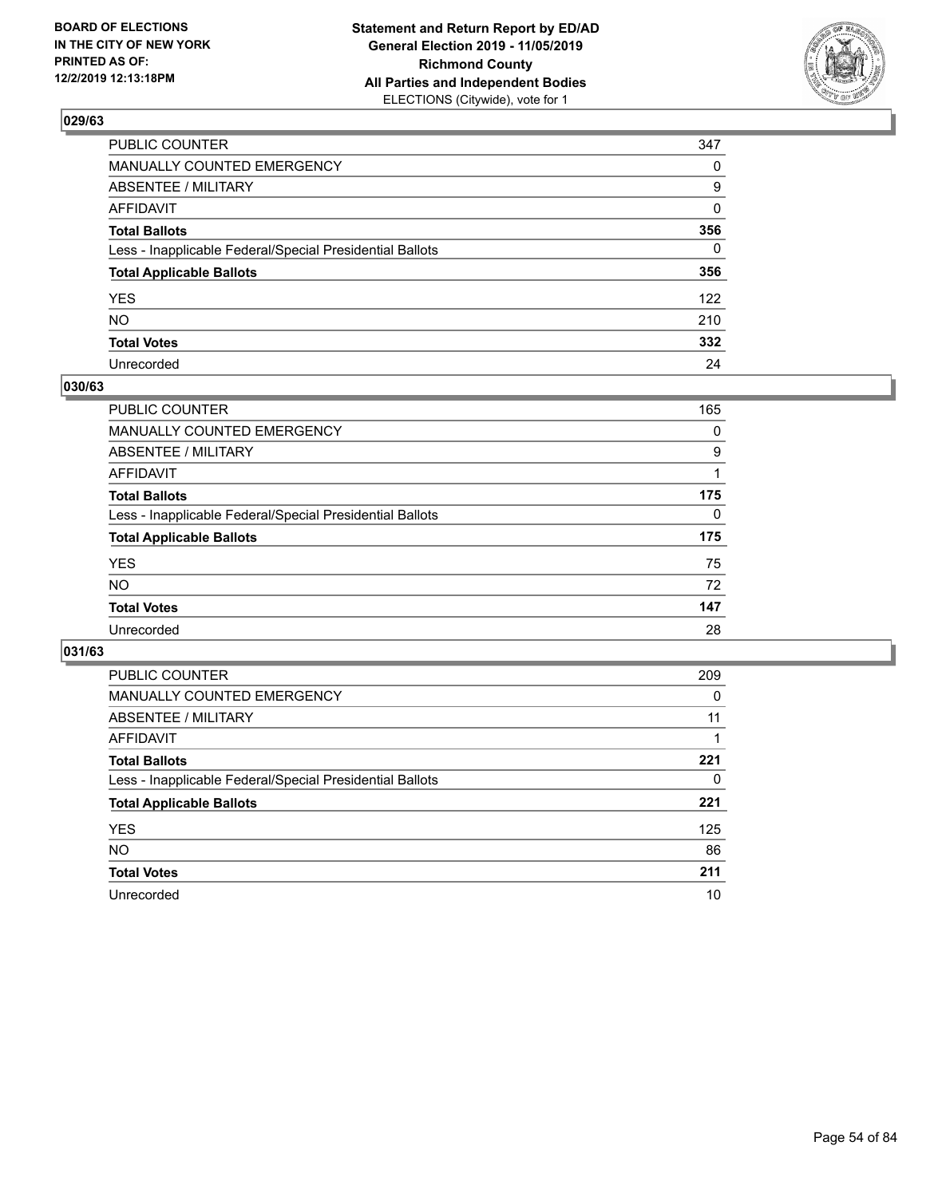**BOARD OF ELECTIONS IN THE CITY OF NEW YORK PRINTED AS OF: 12/2/2019 12:13:18PM**

**Statement and Return Report by ED/AD General Election 2019 - 11/05/2019 Richmond County All Parties and Independent Bodies** ELECTIONS (Citywide), vote for 1

## 029/63

| | |
|---|---|
| PUBLIC COUNTER | 347 |
| MANUALLY COUNTED EMERGENCY | 0 |
| ABSENTEE / MILITARY | 9 |
| AFFIDAVIT | 0 |
| **Total Ballots** | **356** |
| Less - Inapplicable Federal/Special Presidential Ballots | 0 |
| **Total Applicable Ballots** | **356** |
| YES | 122 |
| NO | 210 |
| **Total Votes** | **332** |
| Unrecorded | 24 |

## 030/63

| | |
|---|---|
| PUBLIC COUNTER | 165 |
| MANUALLY COUNTED EMERGENCY | 0 |
| ABSENTEE / MILITARY | 9 |
| AFFIDAVIT | 1 |
| **Total Ballots** | **175** |
| Less - Inapplicable Federal/Special Presidential Ballots | 0 |
| **Total Applicable Ballots** | **175** |
| YES | 75 |
| NO | 72 |
| **Total Votes** | **147** |
| Unrecorded | 28 |

## 031/63

| | |
|---|---|
| PUBLIC COUNTER | 209 |
| MANUALLY COUNTED EMERGENCY | 0 |
| ABSENTEE / MILITARY | 11 |
| AFFIDAVIT | 1 |
| **Total Ballots** | **221** |
| Less - Inapplicable Federal/Special Presidential Ballots | 0 |
| **Total Applicable Ballots** | **221** |
| YES | 125 |
| NO | 86 |
| **Total Votes** | **211** |
| Unrecorded | 10 |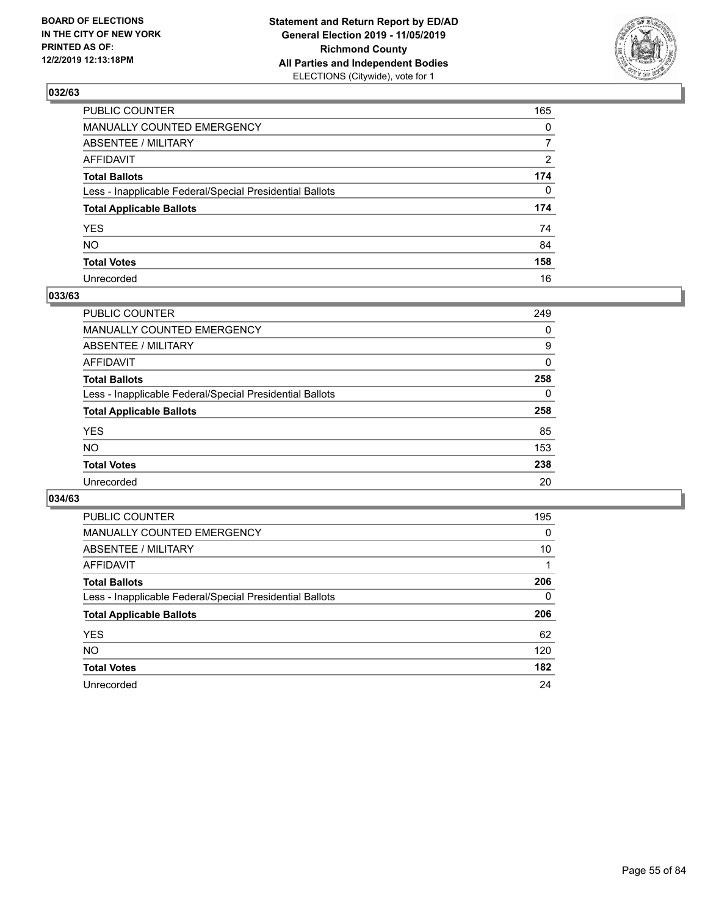**BOARD OF ELECTIONS IN THE CITY OF NEW YORK PRINTED AS OF: 12/2/2019 12:13:18PM**

**Statement and Return Report by ED/AD General Election 2019 - 11/05/2019 Richmond County All Parties and Independent Bodies**
ELECTIONS (Citywide), vote for 1

## 032/63

| | |
|---|---|
| PUBLIC COUNTER | 165 |
| MANUALLY COUNTED EMERGENCY | 0 |
| ABSENTEE / MILITARY | 7 |
| AFFIDAVIT | 2 |
| **Total Ballots** | **174** |
| Less - Inapplicable Federal/Special Presidential Ballots | 0 |
| **Total Applicable Ballots** | **174** |
| YES | 74 |
| NO | 84 |
| **Total Votes** | **158** |
| Unrecorded | 16 |

## 033/63

| | |
|---|---|
| PUBLIC COUNTER | 249 |
| MANUALLY COUNTED EMERGENCY | 0 |
| ABSENTEE / MILITARY | 9 |
| AFFIDAVIT | 0 |
| **Total Ballots** | **258** |
| Less - Inapplicable Federal/Special Presidential Ballots | 0 |
| **Total Applicable Ballots** | **258** |
| YES | 85 |
| NO | 153 |
| **Total Votes** | **238** |
| Unrecorded | 20 |

## 034/63

| | |
|---|---|
| PUBLIC COUNTER | 195 |
| MANUALLY COUNTED EMERGENCY | 0 |
| ABSENTEE / MILITARY | 10 |
| AFFIDAVIT | 1 |
| **Total Ballots** | **206** |
| Less - Inapplicable Federal/Special Presidential Ballots | 0 |
| **Total Applicable Ballots** | **206** |
| YES | 62 |
| NO | 120 |
| **Total Votes** | **182** |
| Unrecorded | 24 |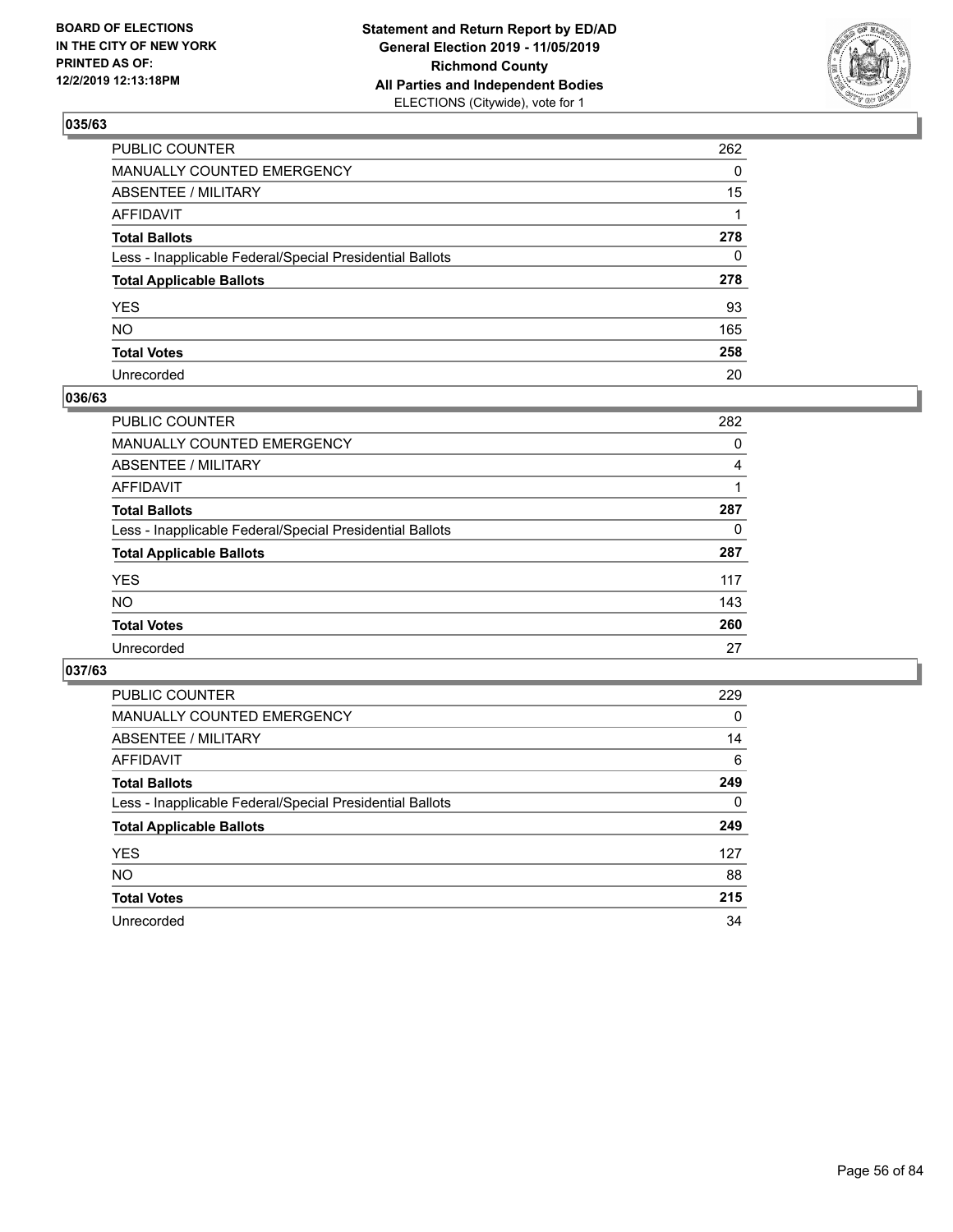BOARD OF ELECTIONS
IN THE CITY OF NEW YORK
PRINTED AS OF:
12/2/2019 12:13:18PM

**Statement and Return Report by ED/AD**
**General Election 2019 - 11/05/2019**
**Richmond County**
**All Parties and Independent Bodies**
ELECTIONS (Citywide), vote for 1

## 035/63

| | |
|---|---|
| PUBLIC COUNTER | 262 |
| MANUALLY COUNTED EMERGENCY | 0 |
| ABSENTEE / MILITARY | 15 |
| AFFIDAVIT | 1 |
| **Total Ballots** | **278** |
| Less - Inapplicable Federal/Special Presidential Ballots | 0 |
| **Total Applicable Ballots** | **278** |
| YES | 93 |
| NO | 165 |
| **Total Votes** | **258** |
| Unrecorded | 20 |

## 036/63

| | |
|---|---|
| PUBLIC COUNTER | 282 |
| MANUALLY COUNTED EMERGENCY | 0 |
| ABSENTEE / MILITARY | 4 |
| AFFIDAVIT | 1 |
| **Total Ballots** | **287** |
| Less - Inapplicable Federal/Special Presidential Ballots | 0 |
| **Total Applicable Ballots** | **287** |
| YES | 117 |
| NO | 143 |
| **Total Votes** | **260** |
| Unrecorded | 27 |

## 037/63

| | |
|---|---|
| PUBLIC COUNTER | 229 |
| MANUALLY COUNTED EMERGENCY | 0 |
| ABSENTEE / MILITARY | 14 |
| AFFIDAVIT | 6 |
| **Total Ballots** | **249** |
| Less - Inapplicable Federal/Special Presidential Ballots | 0 |
| **Total Applicable Ballots** | **249** |
| YES | 127 |
| NO | 88 |
| **Total Votes** | **215** |
| Unrecorded | 34 |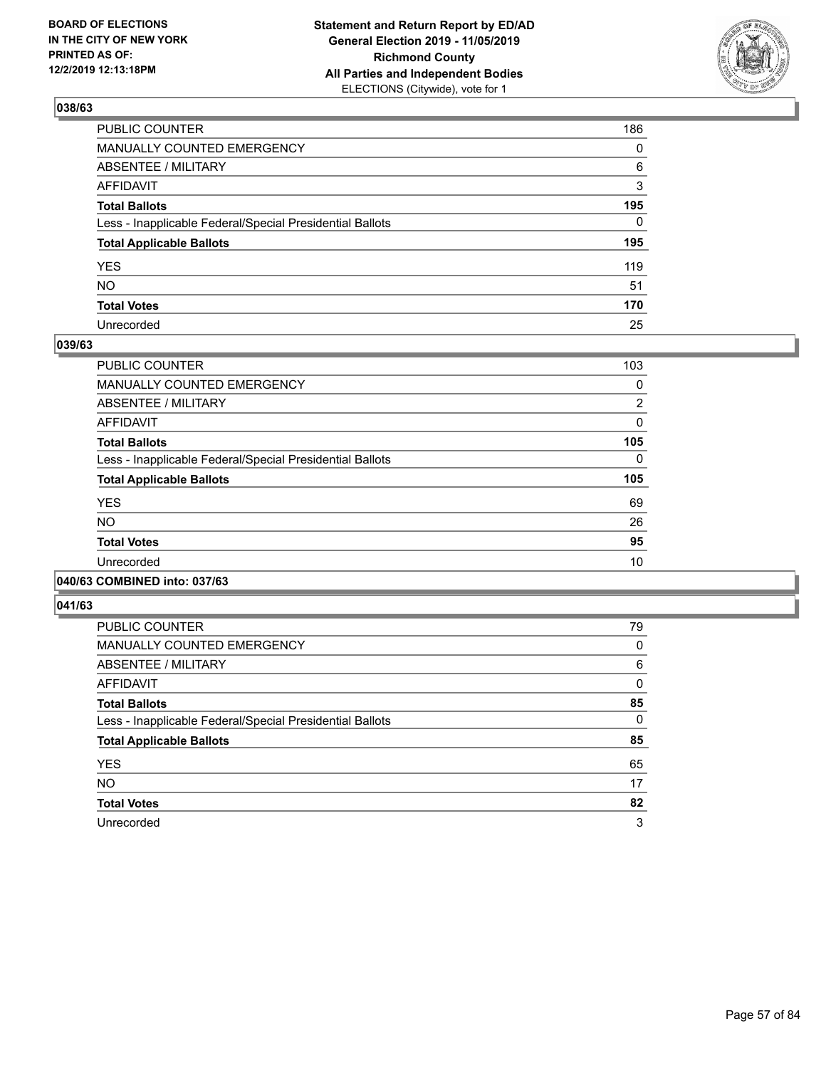**BOARD OF ELECTIONS IN THE CITY OF NEW YORK PRINTED AS OF: 12/2/2019 12:13:18PM**

**Statement and Return Report by ED/AD General Election 2019 - 11/05/2019 Richmond County All Parties and Independent Bodies**
ELECTIONS (Citywide), vote for 1

## 038/63

| | |
|---|---|
| PUBLIC COUNTER | 186 |
| MANUALLY COUNTED EMERGENCY | 0 |
| ABSENTEE / MILITARY | 6 |
| AFFIDAVIT | 3 |
| **Total Ballots** | **195** |
| Less - Inapplicable Federal/Special Presidential Ballots | 0 |
| **Total Applicable Ballots** | **195** |
| YES | 119 |
| NO | 51 |
| **Total Votes** | **170** |
| Unrecorded | 25 |

## 039/63

| | |
|---|---|
| PUBLIC COUNTER | 103 |
| MANUALLY COUNTED EMERGENCY | 0 |
| ABSENTEE / MILITARY | 2 |
| AFFIDAVIT | 0 |
| **Total Ballots** | **105** |
| Less - Inapplicable Federal/Special Presidential Ballots | 0 |
| **Total Applicable Ballots** | **105** |
| YES | 69 |
| NO | 26 |
| **Total Votes** | **95** |
| Unrecorded | 10 |

## 040/63 COMBINED into: 037/63

## 041/63

| | |
|---|---|
| PUBLIC COUNTER | 79 |
| MANUALLY COUNTED EMERGENCY | 0 |
| ABSENTEE / MILITARY | 6 |
| AFFIDAVIT | 0 |
| **Total Ballots** | **85** |
| Less - Inapplicable Federal/Special Presidential Ballots | 0 |
| **Total Applicable Ballots** | **85** |
| YES | 65 |
| NO | 17 |
| **Total Votes** | **82** |
| Unrecorded | 3 |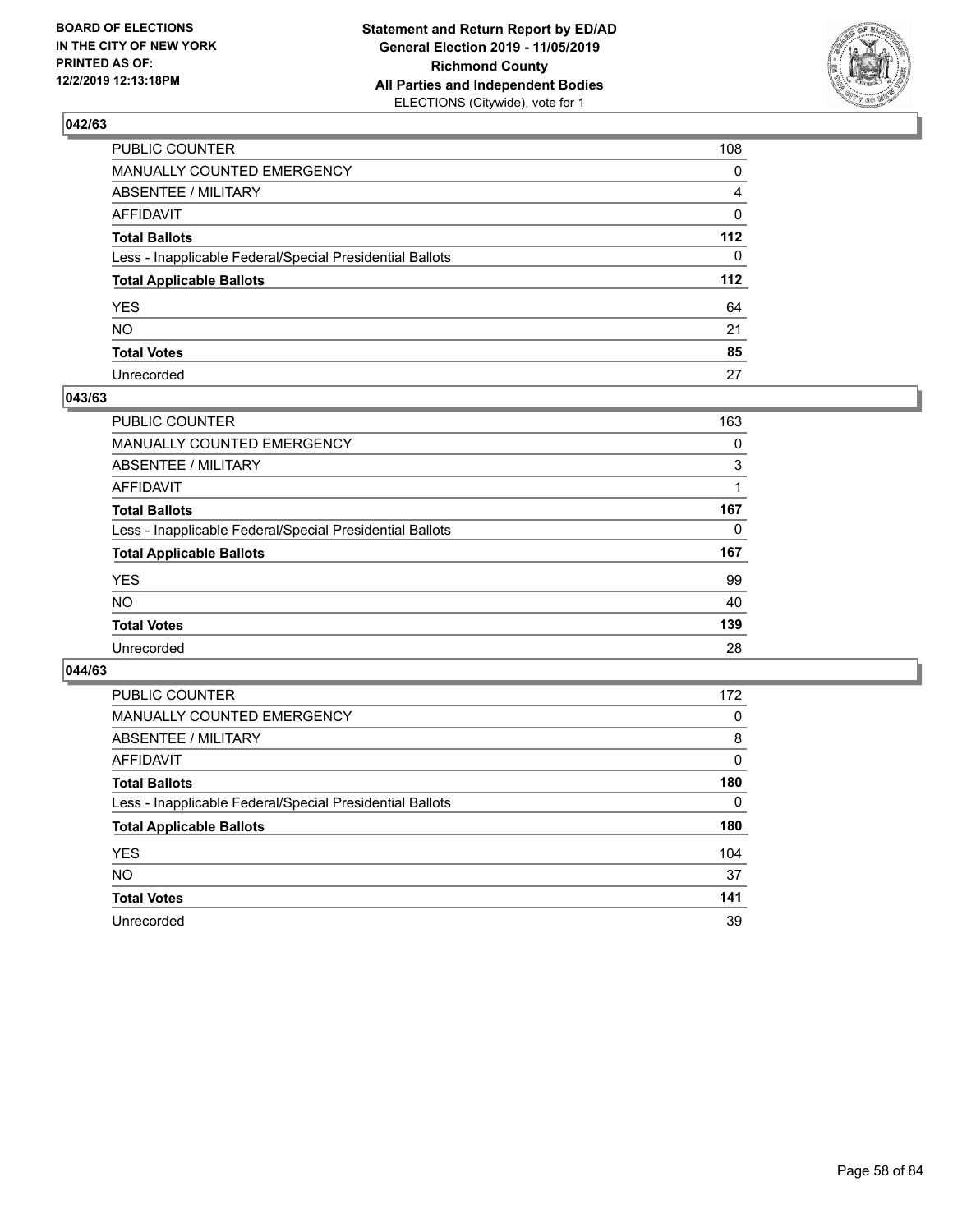BOARD OF ELECTIONS
IN THE CITY OF NEW YORK
PRINTED AS OF:
12/2/2019 12:13:18PM

**Statement and Return Report by ED/AD**
**General Election 2019 - 11/05/2019**
**Richmond County**
**All Parties and Independent Bodies**
ELECTIONS (Citywide), vote for 1

### 042/63

| | |
|---|---|
| PUBLIC COUNTER | 108 |
| MANUALLY COUNTED EMERGENCY | 0 |
| ABSENTEE / MILITARY | 4 |
| AFFIDAVIT | 0 |
| **Total Ballots** | **112** |
| Less - Inapplicable Federal/Special Presidential Ballots | 0 |
| **Total Applicable Ballots** | **112** |
| YES | 64 |
| NO | 21 |
| **Total Votes** | **85** |
| Unrecorded | 27 |

### 043/63

| | |
|---|---|
| PUBLIC COUNTER | 163 |
| MANUALLY COUNTED EMERGENCY | 0 |
| ABSENTEE / MILITARY | 3 |
| AFFIDAVIT | 1 |
| **Total Ballots** | **167** |
| Less - Inapplicable Federal/Special Presidential Ballots | 0 |
| **Total Applicable Ballots** | **167** |
| YES | 99 |
| NO | 40 |
| **Total Votes** | **139** |
| Unrecorded | 28 |

### 044/63

| | |
|---|---|
| PUBLIC COUNTER | 172 |
| MANUALLY COUNTED EMERGENCY | 0 |
| ABSENTEE / MILITARY | 8 |
| AFFIDAVIT | 0 |
| **Total Ballots** | **180** |
| Less - Inapplicable Federal/Special Presidential Ballots | 0 |
| **Total Applicable Ballots** | **180** |
| YES | 104 |
| NO | 37 |
| **Total Votes** | **141** |
| Unrecorded | 39 |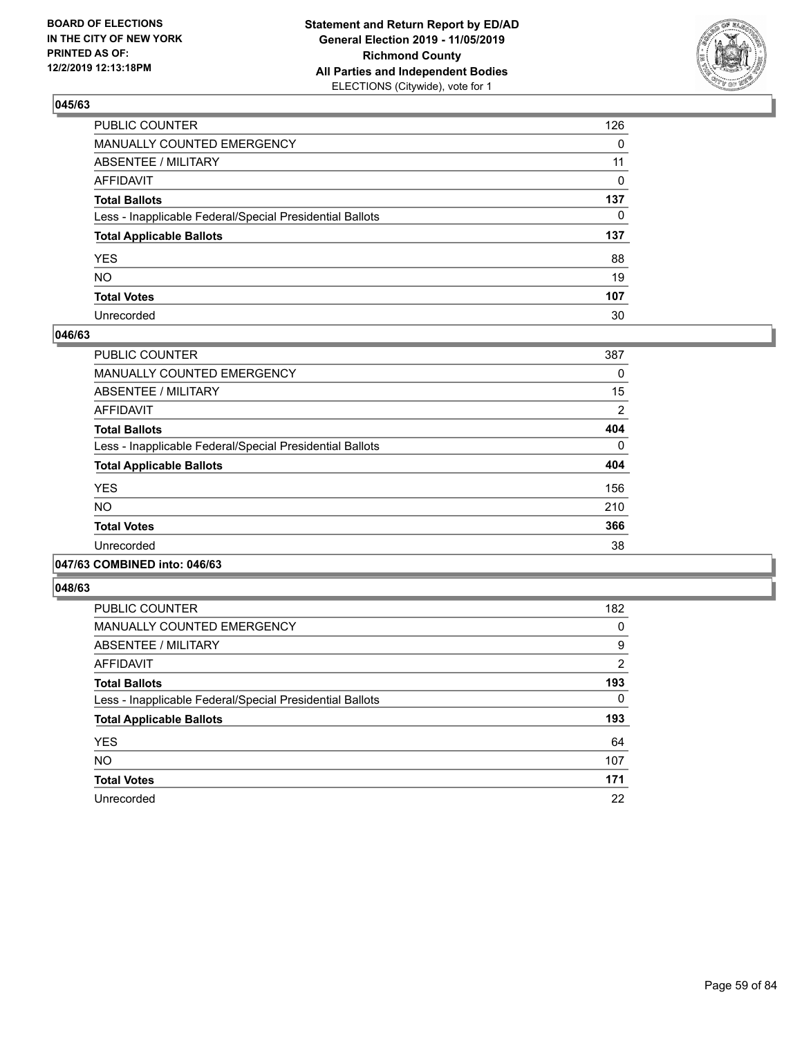**BOARD OF ELECTIONS IN THE CITY OF NEW YORK PRINTED AS OF: 12/2/2019 12:13:18PM**

**Statement and Return Report by ED/AD General Election 2019 - 11/05/2019 Richmond County All Parties and Independent Bodies** ELECTIONS (Citywide), vote for 1

### 045/63

| | |
|---|---|
| PUBLIC COUNTER | 126 |
| MANUALLY COUNTED EMERGENCY | 0 |
| ABSENTEE / MILITARY | 11 |
| AFFIDAVIT | 0 |
| **Total Ballots** | **137** |
| Less - Inapplicable Federal/Special Presidential Ballots | 0 |
| **Total Applicable Ballots** | **137** |
| YES | 88 |
| NO | 19 |
| **Total Votes** | **107** |
| Unrecorded | 30 |

### 046/63

| | |
|---|---|
| PUBLIC COUNTER | 387 |
| MANUALLY COUNTED EMERGENCY | 0 |
| ABSENTEE / MILITARY | 15 |
| AFFIDAVIT | 2 |
| **Total Ballots** | **404** |
| Less - Inapplicable Federal/Special Presidential Ballots | 0 |
| **Total Applicable Ballots** | **404** |
| YES | 156 |
| NO | 210 |
| **Total Votes** | **366** |
| Unrecorded | 38 |

### 047/63 COMBINED into: 046/63

### 048/63

| | |
|---|---|
| PUBLIC COUNTER | 182 |
| MANUALLY COUNTED EMERGENCY | 0 |
| ABSENTEE / MILITARY | 9 |
| AFFIDAVIT | 2 |
| **Total Ballots** | **193** |
| Less - Inapplicable Federal/Special Presidential Ballots | 0 |
| **Total Applicable Ballots** | **193** |
| YES | 64 |
| NO | 107 |
| **Total Votes** | **171** |
| Unrecorded | 22 |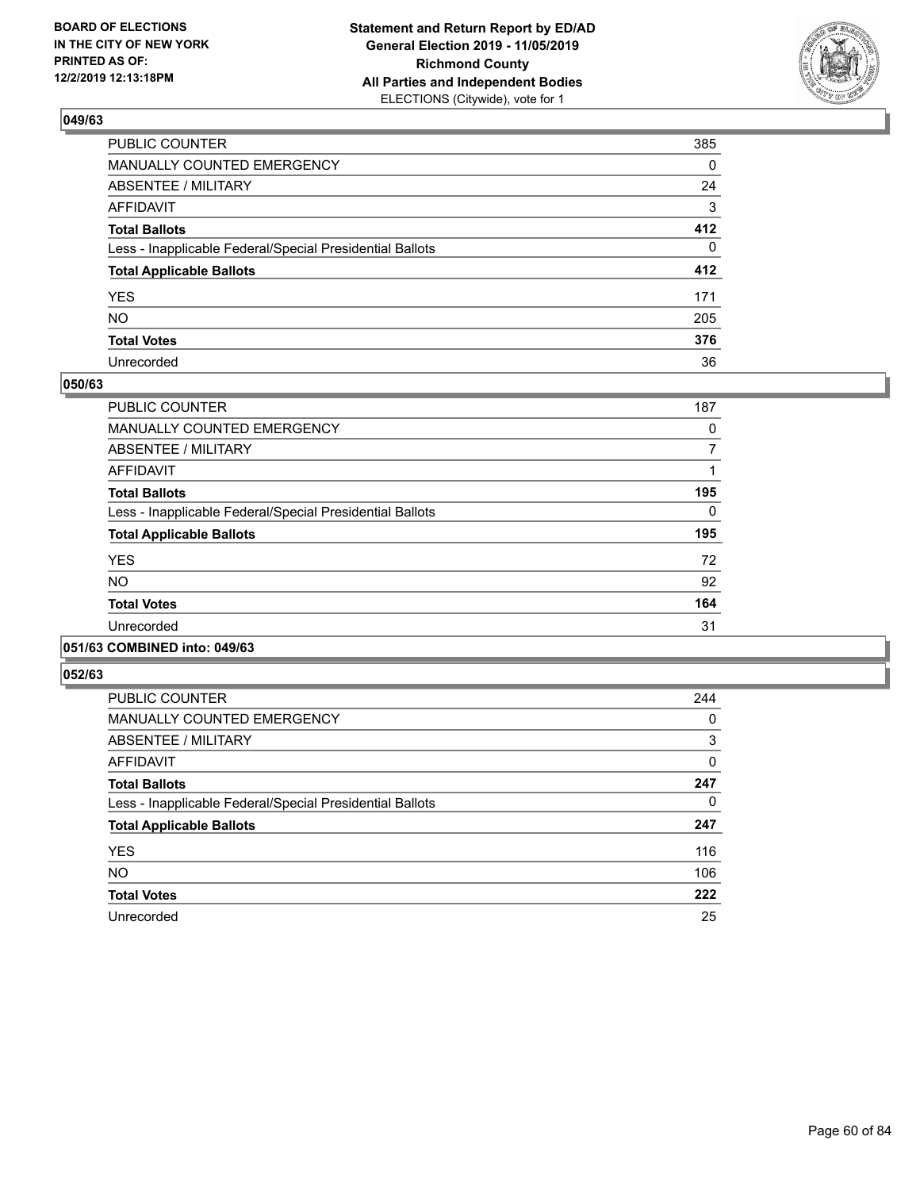**BOARD OF ELECTIONS IN THE CITY OF NEW YORK PRINTED AS OF: 12/2/2019 12:13:18PM**

**Statement and Return Report by ED/AD General Election 2019 - 11/05/2019 Richmond County All Parties and Independent Bodies** ELECTIONS (Citywide), vote for 1

### 049/63

| | |
|---|---|
| PUBLIC COUNTER | 385 |
| MANUALLY COUNTED EMERGENCY | 0 |
| ABSENTEE / MILITARY | 24 |
| AFFIDAVIT | 3 |
| **Total Ballots** | **412** |
| Less - Inapplicable Federal/Special Presidential Ballots | 0 |
| **Total Applicable Ballots** | **412** |
| YES | 171 |
| NO | 205 |
| **Total Votes** | **376** |
| Unrecorded | 36 |

### 050/63

| | |
|---|---|
| PUBLIC COUNTER | 187 |
| MANUALLY COUNTED EMERGENCY | 0 |
| ABSENTEE / MILITARY | 7 |
| AFFIDAVIT | 1 |
| **Total Ballots** | **195** |
| Less - Inapplicable Federal/Special Presidential Ballots | 0 |
| **Total Applicable Ballots** | **195** |
| YES | 72 |
| NO | 92 |
| **Total Votes** | **164** |
| Unrecorded | 31 |

### 051/63 COMBINED into: 049/63

### 052/63

| | |
|---|---|
| PUBLIC COUNTER | 244 |
| MANUALLY COUNTED EMERGENCY | 0 |
| ABSENTEE / MILITARY | 3 |
| AFFIDAVIT | 0 |
| **Total Ballots** | **247** |
| Less - Inapplicable Federal/Special Presidential Ballots | 0 |
| **Total Applicable Ballots** | **247** |
| YES | 116 |
| NO | 106 |
| **Total Votes** | **222** |
| Unrecorded | 25 |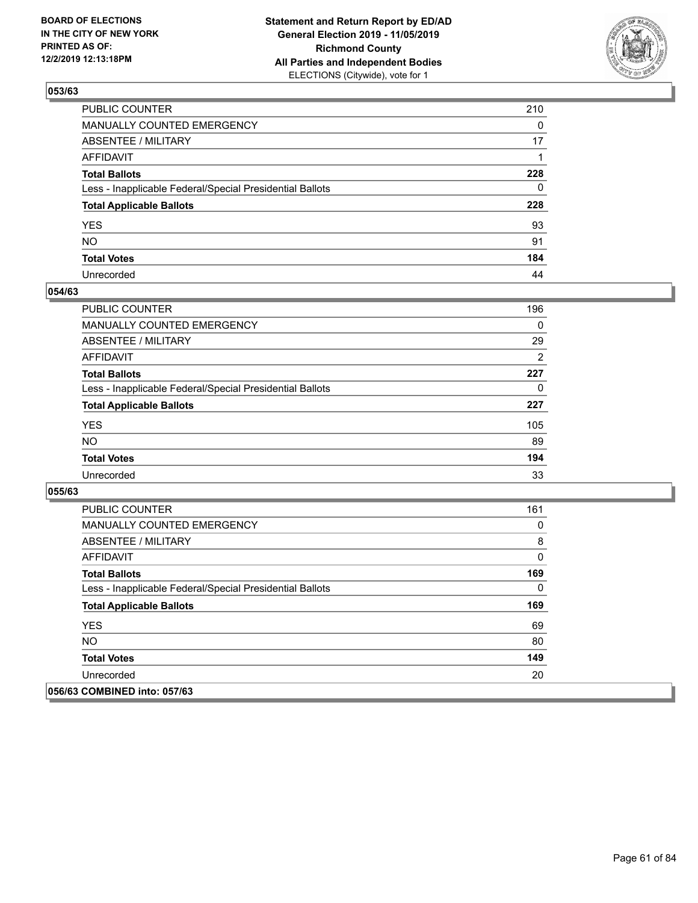## 053/63

| | |
|---|---|
| PUBLIC COUNTER | 210 |
| MANUALLY COUNTED EMERGENCY | 0 |
| ABSENTEE / MILITARY | 17 |
| AFFIDAVIT | 1 |
| **Total Ballots** | **228** |
| Less - Inapplicable Federal/Special Presidential Ballots | 0 |
| **Total Applicable Ballots** | **228** |
| YES | 93 |
| NO | 91 |
| **Total Votes** | **184** |
| Unrecorded | 44 |

## 054/63

| | |
|---|---|
| PUBLIC COUNTER | 196 |
| MANUALLY COUNTED EMERGENCY | 0 |
| ABSENTEE / MILITARY | 29 |
| AFFIDAVIT | 2 |
| **Total Ballots** | **227** |
| Less - Inapplicable Federal/Special Presidential Ballots | 0 |
| **Total Applicable Ballots** | **227** |
| YES | 105 |
| NO | 89 |
| **Total Votes** | **194** |
| Unrecorded | 33 |

## 055/63

| | |
|---|---|
| PUBLIC COUNTER | 161 |
| MANUALLY COUNTED EMERGENCY | 0 |
| ABSENTEE / MILITARY | 8 |
| AFFIDAVIT | 0 |
| **Total Ballots** | **169** |
| Less - Inapplicable Federal/Special Presidential Ballots | 0 |
| **Total Applicable Ballots** | **169** |
| YES | 69 |
| NO | 80 |
| **Total Votes** | **149** |
| Unrecorded | 20 |

## 056/63 COMBINED into: 057/63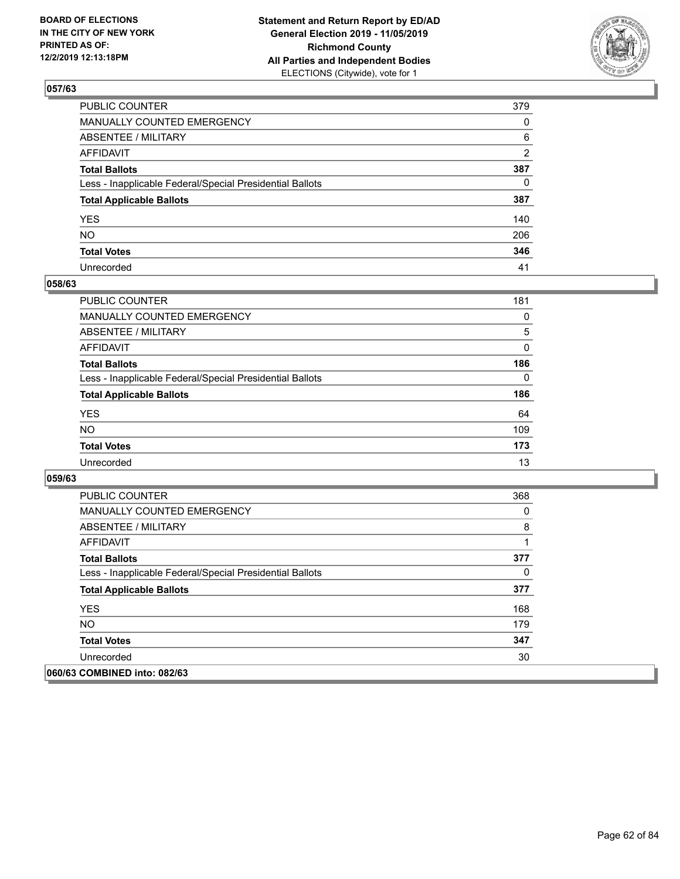## 057/63

| | |
|---|---|
| PUBLIC COUNTER | 379 |
| MANUALLY COUNTED EMERGENCY | 0 |
| ABSENTEE / MILITARY | 6 |
| AFFIDAVIT | 2 |
| **Total Ballots** | **387** |
| Less - Inapplicable Federal/Special Presidential Ballots | 0 |
| **Total Applicable Ballots** | **387** |
| YES | 140 |
| NO | 206 |
| **Total Votes** | **346** |
| Unrecorded | 41 |

## 058/63

| | |
|---|---|
| PUBLIC COUNTER | 181 |
| MANUALLY COUNTED EMERGENCY | 0 |
| ABSENTEE / MILITARY | 5 |
| AFFIDAVIT | 0 |
| **Total Ballots** | **186** |
| Less - Inapplicable Federal/Special Presidential Ballots | 0 |
| **Total Applicable Ballots** | **186** |
| YES | 64 |
| NO | 109 |
| **Total Votes** | **173** |
| Unrecorded | 13 |

## 059/63

| | |
|---|---|
| PUBLIC COUNTER | 368 |
| MANUALLY COUNTED EMERGENCY | 0 |
| ABSENTEE / MILITARY | 8 |
| AFFIDAVIT | 1 |
| **Total Ballots** | **377** |
| Less - Inapplicable Federal/Special Presidential Ballots | 0 |
| **Total Applicable Ballots** | **377** |
| YES | 168 |
| NO | 179 |
| **Total Votes** | **347** |
| Unrecorded | 30 |

## 060/63 COMBINED into: 082/63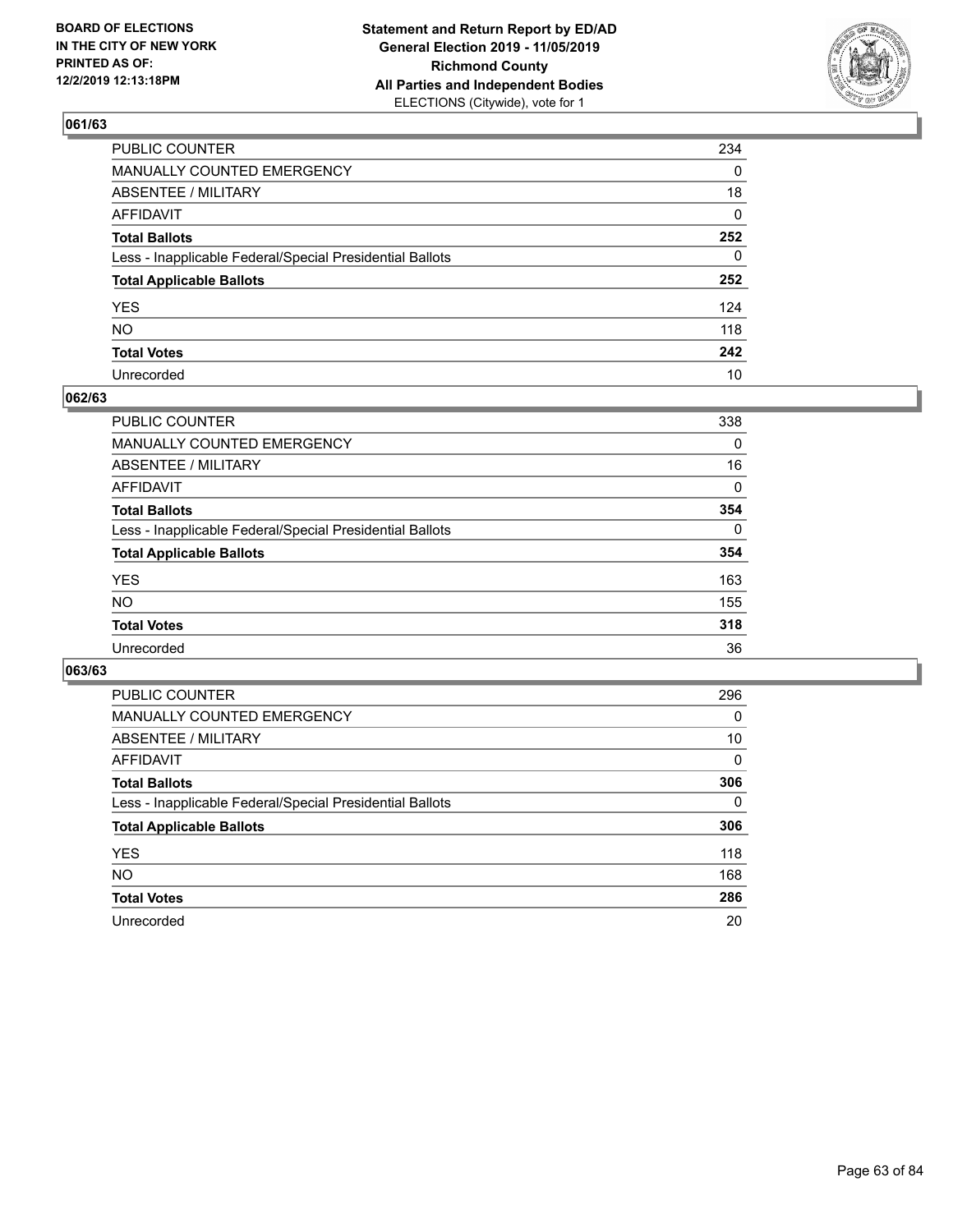BOARD OF ELECTIONS
IN THE CITY OF NEW YORK
PRINTED AS OF:
12/2/2019 12:13:18PM

**Statement and Return Report by ED/AD**
**General Election 2019 - 11/05/2019**
**Richmond County**
**All Parties and Independent Bodies**
ELECTIONS (Citywide), vote for 1

### 061/63

| | |
|---|---|
| PUBLIC COUNTER | 234 |
| MANUALLY COUNTED EMERGENCY | 0 |
| ABSENTEE / MILITARY | 18 |
| AFFIDAVIT | 0 |
| **Total Ballots** | **252** |
| Less - Inapplicable Federal/Special Presidential Ballots | 0 |
| **Total Applicable Ballots** | **252** |
| YES | 124 |
| NO | 118 |
| **Total Votes** | **242** |
| Unrecorded | 10 |

### 062/63

| | |
|---|---|
| PUBLIC COUNTER | 338 |
| MANUALLY COUNTED EMERGENCY | 0 |
| ABSENTEE / MILITARY | 16 |
| AFFIDAVIT | 0 |
| **Total Ballots** | **354** |
| Less - Inapplicable Federal/Special Presidential Ballots | 0 |
| **Total Applicable Ballots** | **354** |
| YES | 163 |
| NO | 155 |
| **Total Votes** | **318** |
| Unrecorded | 36 |

### 063/63

| | |
|---|---|
| PUBLIC COUNTER | 296 |
| MANUALLY COUNTED EMERGENCY | 0 |
| ABSENTEE / MILITARY | 10 |
| AFFIDAVIT | 0 |
| **Total Ballots** | **306** |
| Less - Inapplicable Federal/Special Presidential Ballots | 0 |
| **Total Applicable Ballots** | **306** |
| YES | 118 |
| NO | 168 |
| **Total Votes** | **286** |
| Unrecorded | 20 |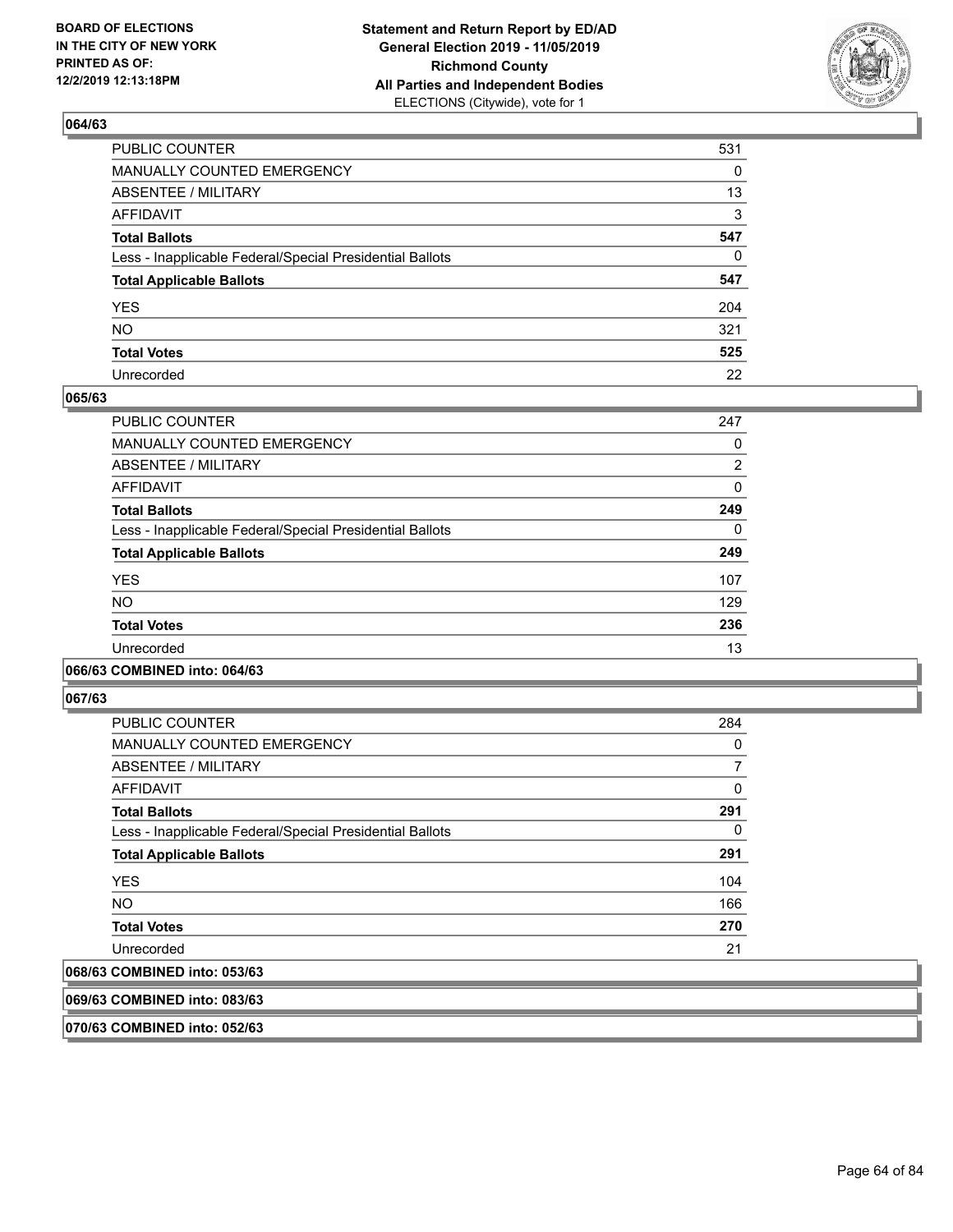## 064/63

| | |
|---|---|
| PUBLIC COUNTER | 531 |
| MANUALLY COUNTED EMERGENCY | 0 |
| ABSENTEE / MILITARY | 13 |
| AFFIDAVIT | 3 |
| **Total Ballots** | **547** |
| Less - Inapplicable Federal/Special Presidential Ballots | 0 |
| **Total Applicable Ballots** | **547** |
| YES | 204 |
| NO | 321 |
| **Total Votes** | **525** |
| Unrecorded | 22 |

## 065/63

| | |
|---|---|
| PUBLIC COUNTER | 247 |
| MANUALLY COUNTED EMERGENCY | 0 |
| ABSENTEE / MILITARY | 2 |
| AFFIDAVIT | 0 |
| **Total Ballots** | **249** |
| Less - Inapplicable Federal/Special Presidential Ballots | 0 |
| **Total Applicable Ballots** | **249** |
| YES | 107 |
| NO | 129 |
| **Total Votes** | **236** |
| Unrecorded | 13 |

## 066/63 COMBINED into: 064/63

## 067/63

| | |
|---|---|
| PUBLIC COUNTER | 284 |
| MANUALLY COUNTED EMERGENCY | 0 |
| ABSENTEE / MILITARY | 7 |
| AFFIDAVIT | 0 |
| **Total Ballots** | **291** |
| Less - Inapplicable Federal/Special Presidential Ballots | 0 |
| **Total Applicable Ballots** | **291** |
| YES | 104 |
| NO | 166 |
| **Total Votes** | **270** |
| Unrecorded | 21 |

## 068/63 COMBINED into: 053/63

## 069/63 COMBINED into: 083/63

## 070/63 COMBINED into: 052/63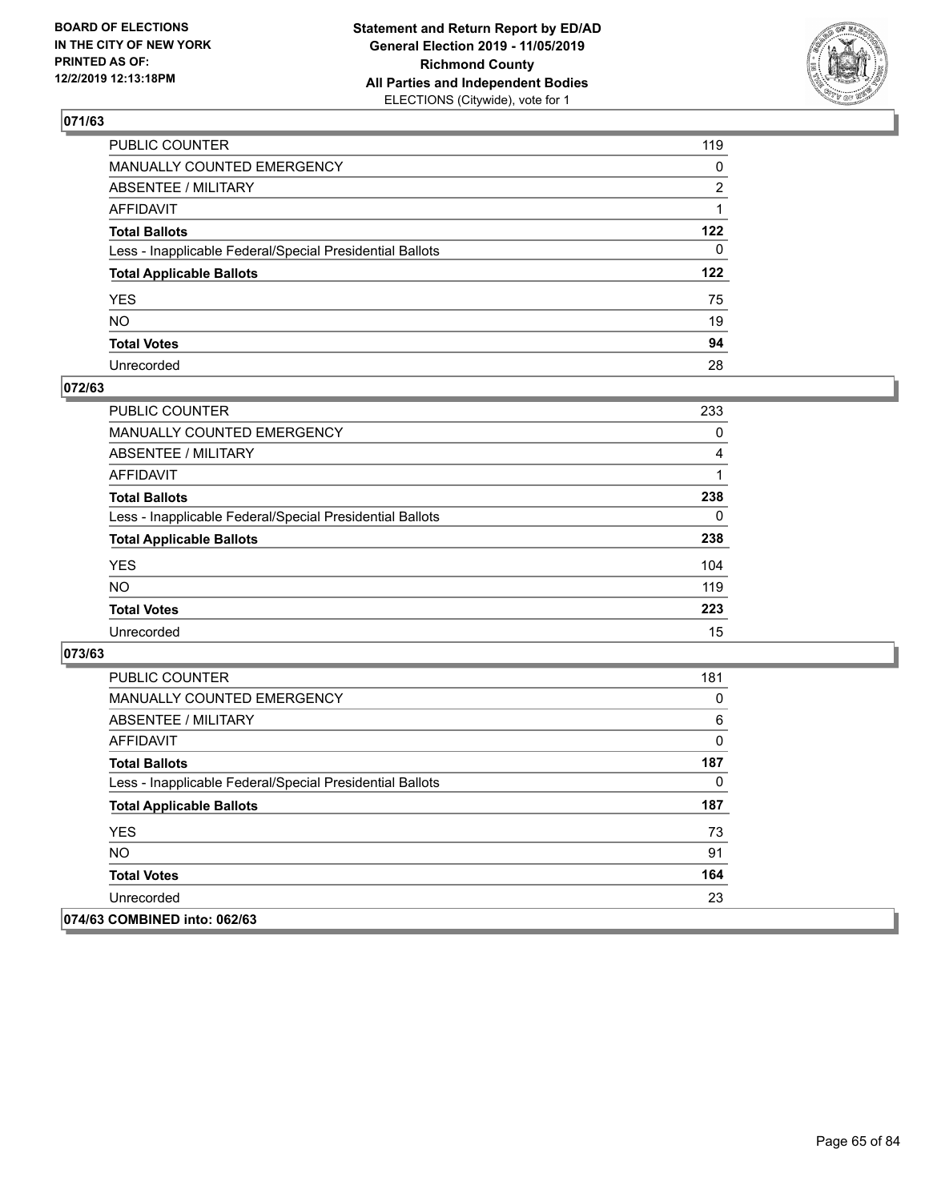BOARD OF ELECTIONS
IN THE CITY OF NEW YORK
PRINTED AS OF:
12/2/2019 12:13:18PM

**Statement and Return Report by ED/AD**
**General Election 2019 - 11/05/2019**
**Richmond County**
**All Parties and Independent Bodies**
ELECTIONS (Citywide), vote for 1

## 071/63

| | |
|---|---|
| PUBLIC COUNTER | 119 |
| MANUALLY COUNTED EMERGENCY | 0 |
| ABSENTEE / MILITARY | 2 |
| AFFIDAVIT | 1 |
| **Total Ballots** | **122** |
| Less - Inapplicable Federal/Special Presidential Ballots | 0 |
| **Total Applicable Ballots** | **122** |
| YES | 75 |
| NO | 19 |
| **Total Votes** | **94** |
| Unrecorded | 28 |

## 072/63

| | |
|---|---|
| PUBLIC COUNTER | 233 |
| MANUALLY COUNTED EMERGENCY | 0 |
| ABSENTEE / MILITARY | 4 |
| AFFIDAVIT | 1 |
| **Total Ballots** | **238** |
| Less - Inapplicable Federal/Special Presidential Ballots | 0 |
| **Total Applicable Ballots** | **238** |
| YES | 104 |
| NO | 119 |
| **Total Votes** | **223** |
| Unrecorded | 15 |

## 073/63

| | |
|---|---|
| PUBLIC COUNTER | 181 |
| MANUALLY COUNTED EMERGENCY | 0 |
| ABSENTEE / MILITARY | 6 |
| AFFIDAVIT | 0 |
| **Total Ballots** | **187** |
| Less - Inapplicable Federal/Special Presidential Ballots | 0 |
| **Total Applicable Ballots** | **187** |
| YES | 73 |
| NO | 91 |
| **Total Votes** | **164** |
| Unrecorded | 23 |

## 074/63 COMBINED into: 062/63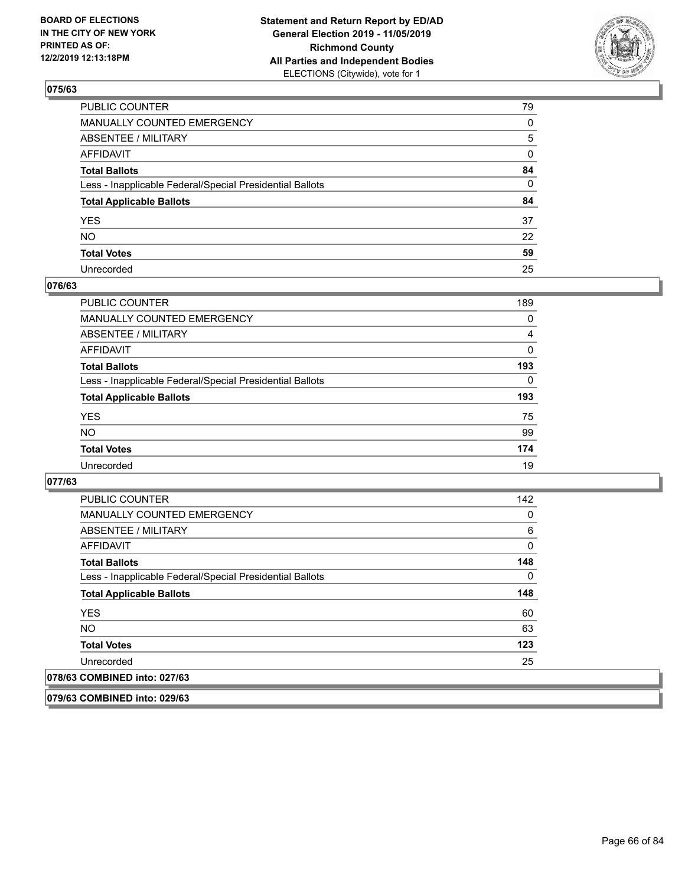## 075/63

| | |
|---|---|
| PUBLIC COUNTER | 79 |
| MANUALLY COUNTED EMERGENCY | 0 |
| ABSENTEE / MILITARY | 5 |
| AFFIDAVIT | 0 |
| **Total Ballots** | **84** |
| Less - Inapplicable Federal/Special Presidential Ballots | 0 |
| **Total Applicable Ballots** | **84** |
| YES | 37 |
| NO | 22 |
| **Total Votes** | **59** |
| Unrecorded | 25 |

## 076/63

| | |
|---|---|
| PUBLIC COUNTER | 189 |
| MANUALLY COUNTED EMERGENCY | 0 |
| ABSENTEE / MILITARY | 4 |
| AFFIDAVIT | 0 |
| **Total Ballots** | **193** |
| Less - Inapplicable Federal/Special Presidential Ballots | 0 |
| **Total Applicable Ballots** | **193** |
| YES | 75 |
| NO | 99 |
| **Total Votes** | **174** |
| Unrecorded | 19 |

## 077/63

| | |
|---|---|
| PUBLIC COUNTER | 142 |
| MANUALLY COUNTED EMERGENCY | 0 |
| ABSENTEE / MILITARY | 6 |
| AFFIDAVIT | 0 |
| **Total Ballots** | **148** |
| Less - Inapplicable Federal/Special Presidential Ballots | 0 |
| **Total Applicable Ballots** | **148** |
| YES | 60 |
| NO | 63 |
| **Total Votes** | **123** |
| Unrecorded | 25 |

## 078/63 COMBINED into: 027/63

## 079/63 COMBINED into: 029/63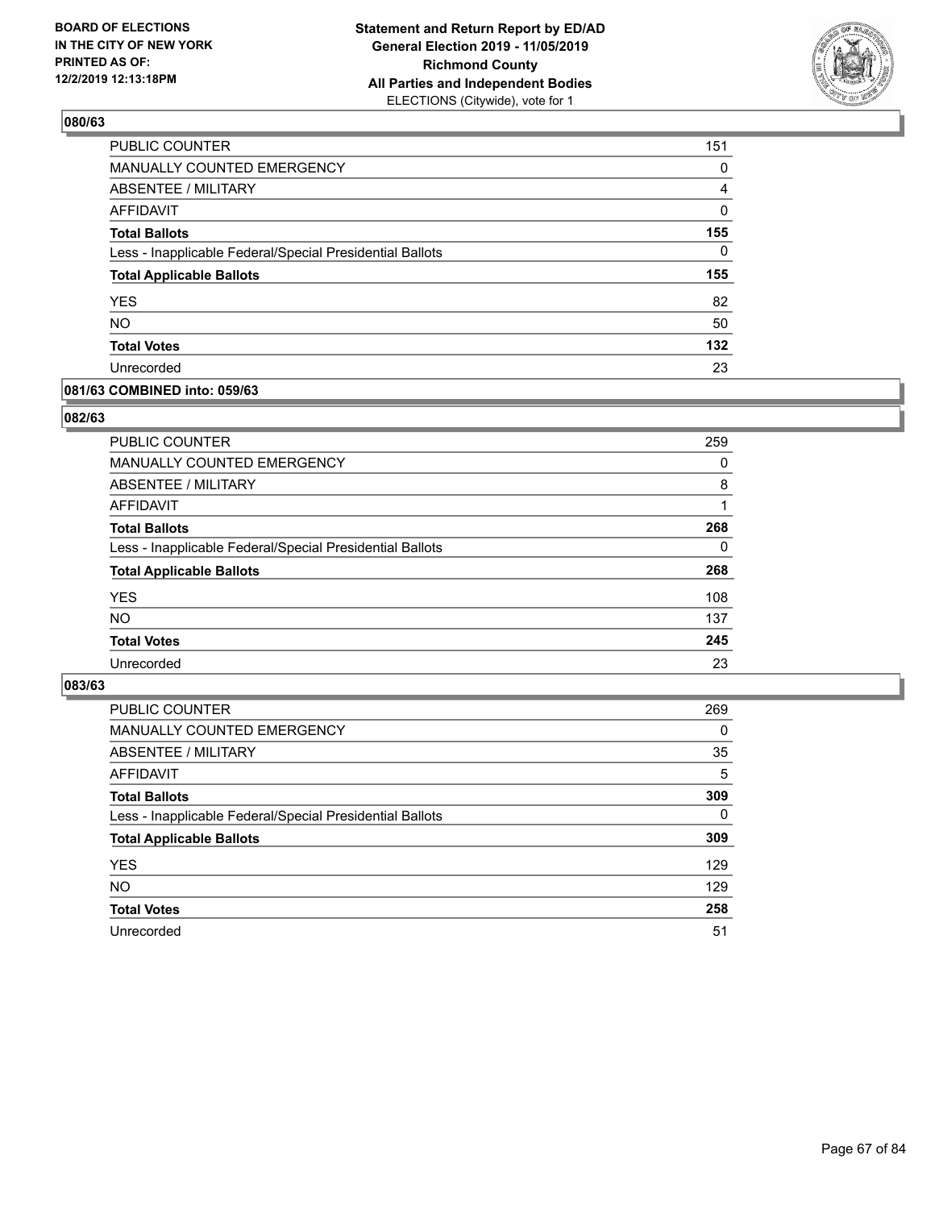**BOARD OF ELECTIONS IN THE CITY OF NEW YORK PRINTED AS OF: 12/2/2019 12:13:18PM**

**Statement and Return Report by ED/AD General Election 2019 - 11/05/2019 Richmond County All Parties and Independent Bodies** ELECTIONS (Citywide), vote for 1

## 080/63

| | |
|---|---|
| PUBLIC COUNTER | 151 |
| MANUALLY COUNTED EMERGENCY | 0 |
| ABSENTEE / MILITARY | 4 |
| AFFIDAVIT | 0 |
| **Total Ballots** | **155** |
| Less - Inapplicable Federal/Special Presidential Ballots | 0 |
| **Total Applicable Ballots** | **155** |
| YES | 82 |
| NO | 50 |
| **Total Votes** | **132** |
| Unrecorded | 23 |

## 081/63 COMBINED into: 059/63

## 082/63

| | |
|---|---|
| PUBLIC COUNTER | 259 |
| MANUALLY COUNTED EMERGENCY | 0 |
| ABSENTEE / MILITARY | 8 |
| AFFIDAVIT | 1 |
| **Total Ballots** | **268** |
| Less - Inapplicable Federal/Special Presidential Ballots | 0 |
| **Total Applicable Ballots** | **268** |
| YES | 108 |
| NO | 137 |
| **Total Votes** | **245** |
| Unrecorded | 23 |

## 083/63

| | |
|---|---|
| PUBLIC COUNTER | 269 |
| MANUALLY COUNTED EMERGENCY | 0 |
| ABSENTEE / MILITARY | 35 |
| AFFIDAVIT | 5 |
| **Total Ballots** | **309** |
| Less - Inapplicable Federal/Special Presidential Ballots | 0 |
| **Total Applicable Ballots** | **309** |
| YES | 129 |
| NO | 129 |
| **Total Votes** | **258** |
| Unrecorded | 51 |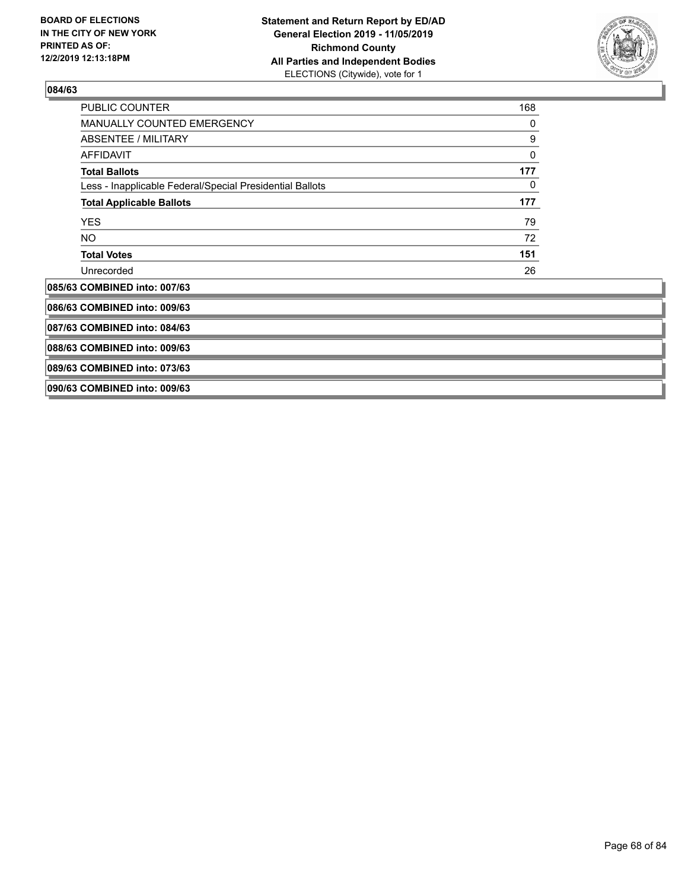**084/63**

| | |
|---|---|
| PUBLIC COUNTER | 168 |
| MANUALLY COUNTED EMERGENCY | 0 |
| ABSENTEE / MILITARY | 9 |
| AFFIDAVIT | 0 |
| **Total Ballots** | **177** |
| Less - Inapplicable Federal/Special Presidential Ballots | 0 |
| **Total Applicable Ballots** | **177** |
| YES | 79 |
| NO | 72 |
| **Total Votes** | **151** |
| Unrecorded | 26 |

**085/63 COMBINED into: 007/63**

**086/63 COMBINED into: 009/63**

**087/63 COMBINED into: 084/63**

**088/63 COMBINED into: 009/63**

**089/63 COMBINED into: 073/63**

**090/63 COMBINED into: 009/63**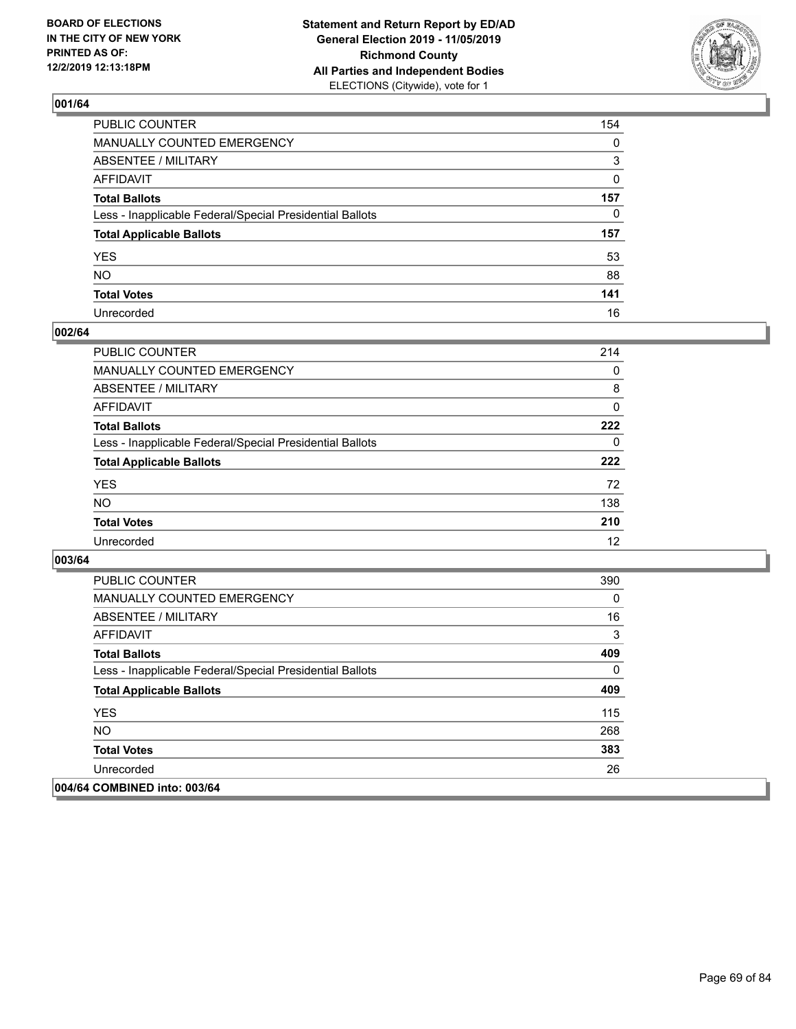BOARD OF ELECTIONS
IN THE CITY OF NEW YORK
PRINTED AS OF:
12/2/2019 12:13:18PM

**Statement and Return Report by ED/AD**
**General Election 2019 - 11/05/2019**
**Richmond County**
**All Parties and Independent Bodies**
ELECTIONS (Citywide), vote for 1

### 001/64

| | |
|---|---|
| PUBLIC COUNTER | 154 |
| MANUALLY COUNTED EMERGENCY | 0 |
| ABSENTEE / MILITARY | 3 |
| AFFIDAVIT | 0 |
| **Total Ballots** | **157** |
| Less - Inapplicable Federal/Special Presidential Ballots | 0 |
| **Total Applicable Ballots** | **157** |
| YES | 53 |
| NO | 88 |
| **Total Votes** | **141** |
| Unrecorded | 16 |

### 002/64

| | |
|---|---|
| PUBLIC COUNTER | 214 |
| MANUALLY COUNTED EMERGENCY | 0 |
| ABSENTEE / MILITARY | 8 |
| AFFIDAVIT | 0 |
| **Total Ballots** | **222** |
| Less - Inapplicable Federal/Special Presidential Ballots | 0 |
| **Total Applicable Ballots** | **222** |
| YES | 72 |
| NO | 138 |
| **Total Votes** | **210** |
| Unrecorded | 12 |

### 003/64

| | |
|---|---|
| PUBLIC COUNTER | 390 |
| MANUALLY COUNTED EMERGENCY | 0 |
| ABSENTEE / MILITARY | 16 |
| AFFIDAVIT | 3 |
| **Total Ballots** | **409** |
| Less - Inapplicable Federal/Special Presidential Ballots | 0 |
| **Total Applicable Ballots** | **409** |
| YES | 115 |
| NO | 268 |
| **Total Votes** | **383** |
| Unrecorded | 26 |

### 004/64 COMBINED into: 003/64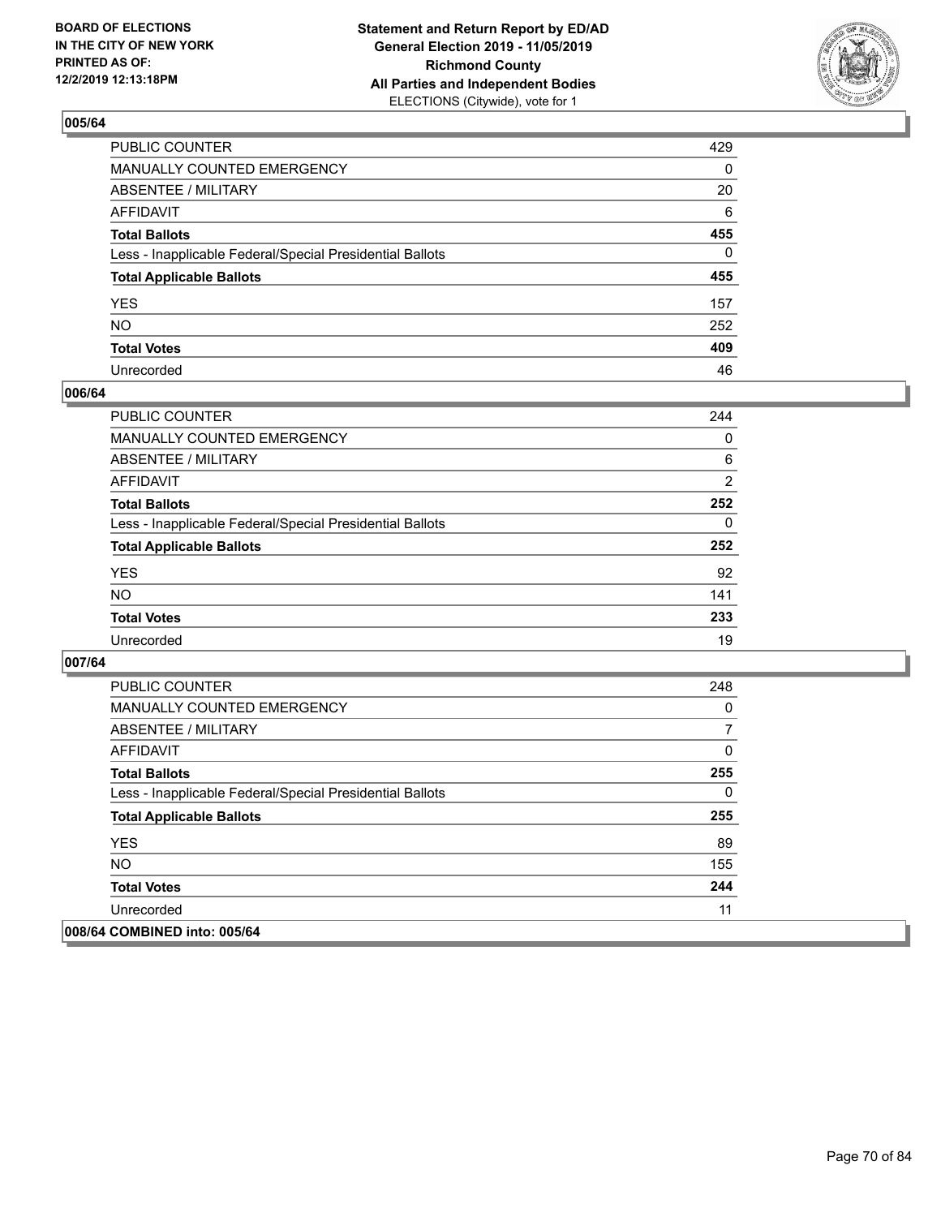**BOARD OF ELECTIONS IN THE CITY OF NEW YORK PRINTED AS OF: 12/2/2019 12:13:18PM**

**Statement and Return Report by ED/AD General Election 2019 - 11/05/2019 Richmond County All Parties and Independent Bodies**
ELECTIONS (Citywide), vote for 1

## 005/64

| | |
|---|---|
| PUBLIC COUNTER | 429 |
| MANUALLY COUNTED EMERGENCY | 0 |
| ABSENTEE / MILITARY | 20 |
| AFFIDAVIT | 6 |
| **Total Ballots** | **455** |
| Less - Inapplicable Federal/Special Presidential Ballots | 0 |
| **Total Applicable Ballots** | **455** |
| YES | 157 |
| NO | 252 |
| **Total Votes** | **409** |
| Unrecorded | 46 |

## 006/64

| | |
|---|---|
| PUBLIC COUNTER | 244 |
| MANUALLY COUNTED EMERGENCY | 0 |
| ABSENTEE / MILITARY | 6 |
| AFFIDAVIT | 2 |
| **Total Ballots** | **252** |
| Less - Inapplicable Federal/Special Presidential Ballots | 0 |
| **Total Applicable Ballots** | **252** |
| YES | 92 |
| NO | 141 |
| **Total Votes** | **233** |
| Unrecorded | 19 |

## 007/64

| | |
|---|---|
| PUBLIC COUNTER | 248 |
| MANUALLY COUNTED EMERGENCY | 0 |
| ABSENTEE / MILITARY | 7 |
| AFFIDAVIT | 0 |
| **Total Ballots** | **255** |
| Less - Inapplicable Federal/Special Presidential Ballots | 0 |
| **Total Applicable Ballots** | **255** |
| YES | 89 |
| NO | 155 |
| **Total Votes** | **244** |
| Unrecorded | 11 |

## 008/64 COMBINED into: 005/64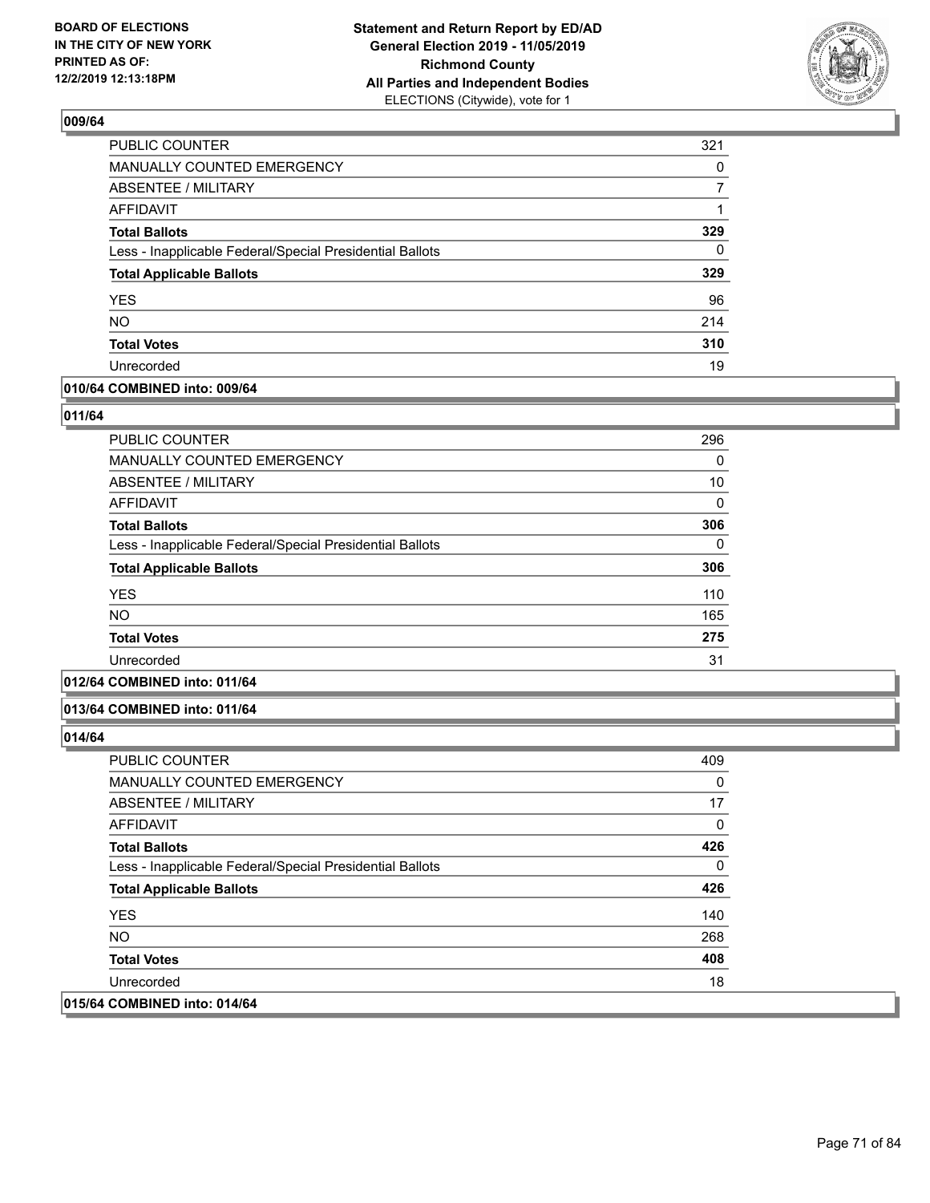## 009/64

| | |
|---|---|
| PUBLIC COUNTER | 321 |
| MANUALLY COUNTED EMERGENCY | 0 |
| ABSENTEE / MILITARY | 7 |
| AFFIDAVIT | 1 |
| **Total Ballots** | **329** |
| Less - Inapplicable Federal/Special Presidential Ballots | 0 |
| **Total Applicable Ballots** | **329** |
| YES | 96 |
| NO | 214 |
| **Total Votes** | **310** |
| Unrecorded | 19 |

## 010/64 COMBINED into: 009/64

## 011/64

| | |
|---|---|
| PUBLIC COUNTER | 296 |
| MANUALLY COUNTED EMERGENCY | 0 |
| ABSENTEE / MILITARY | 10 |
| AFFIDAVIT | 0 |
| **Total Ballots** | **306** |
| Less - Inapplicable Federal/Special Presidential Ballots | 0 |
| **Total Applicable Ballots** | **306** |
| YES | 110 |
| NO | 165 |
| **Total Votes** | **275** |
| Unrecorded | 31 |

## 012/64 COMBINED into: 011/64

## 013/64 COMBINED into: 011/64

## 014/64

| | |
|---|---|
| PUBLIC COUNTER | 409 |
| MANUALLY COUNTED EMERGENCY | 0 |
| ABSENTEE / MILITARY | 17 |
| AFFIDAVIT | 0 |
| **Total Ballots** | **426** |
| Less - Inapplicable Federal/Special Presidential Ballots | 0 |
| **Total Applicable Ballots** | **426** |
| YES | 140 |
| NO | 268 |
| **Total Votes** | **408** |
| Unrecorded | 18 |

## 015/64 COMBINED into: 014/64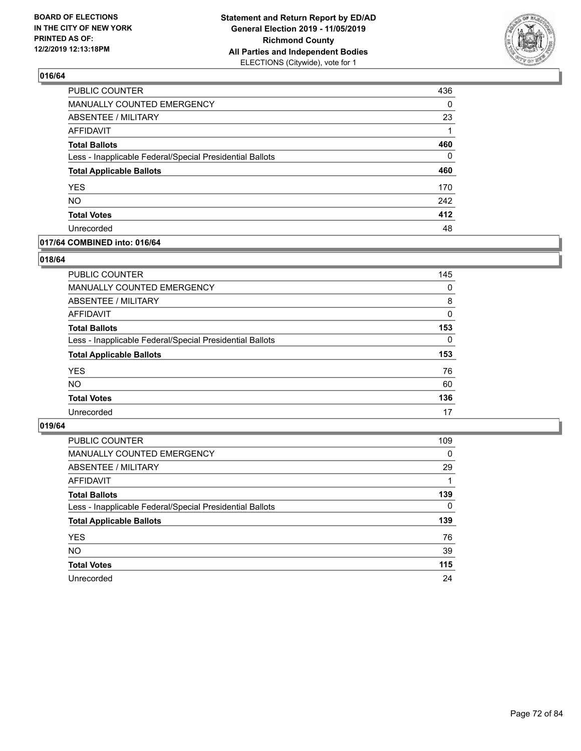**BOARD OF ELECTIONS IN THE CITY OF NEW YORK PRINTED AS OF: 12/2/2019 12:13:18PM**

**Statement and Return Report by ED/AD General Election 2019 - 11/05/2019 Richmond County All Parties and Independent Bodies** ELECTIONS (Citywide), vote for 1

## 016/64

| | |
|---|---|
| PUBLIC COUNTER | 436 |
| MANUALLY COUNTED EMERGENCY | 0 |
| ABSENTEE / MILITARY | 23 |
| AFFIDAVIT | 1 |
| **Total Ballots** | **460** |
| Less - Inapplicable Federal/Special Presidential Ballots | 0 |
| **Total Applicable Ballots** | **460** |
| YES | 170 |
| NO | 242 |
| **Total Votes** | **412** |
| Unrecorded | 48 |

## 017/64 COMBINED into: 016/64

## 018/64

| | |
|---|---|
| PUBLIC COUNTER | 145 |
| MANUALLY COUNTED EMERGENCY | 0 |
| ABSENTEE / MILITARY | 8 |
| AFFIDAVIT | 0 |
| **Total Ballots** | **153** |
| Less - Inapplicable Federal/Special Presidential Ballots | 0 |
| **Total Applicable Ballots** | **153** |
| YES | 76 |
| NO | 60 |
| **Total Votes** | **136** |
| Unrecorded | 17 |

## 019/64

| | |
|---|---|
| PUBLIC COUNTER | 109 |
| MANUALLY COUNTED EMERGENCY | 0 |
| ABSENTEE / MILITARY | 29 |
| AFFIDAVIT | 1 |
| **Total Ballots** | **139** |
| Less - Inapplicable Federal/Special Presidential Ballots | 0 |
| **Total Applicable Ballots** | **139** |
| YES | 76 |
| NO | 39 |
| **Total Votes** | **115** |
| Unrecorded | 24 |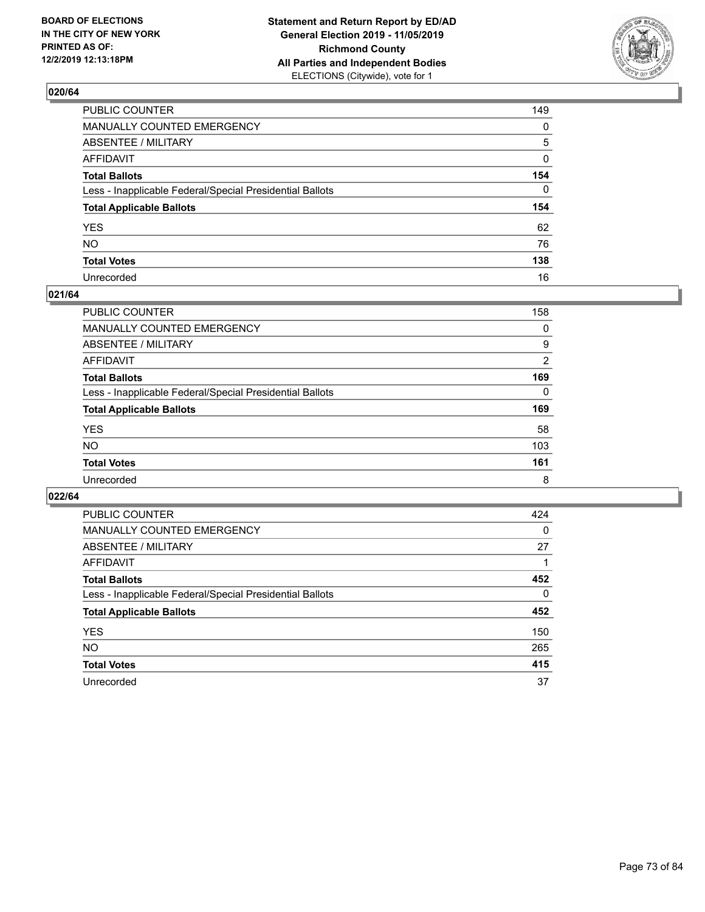**BOARD OF ELECTIONS IN THE CITY OF NEW YORK PRINTED AS OF: 12/2/2019 12:13:18PM**

**Statement and Return Report by ED/AD General Election 2019 - 11/05/2019 Richmond County All Parties and Independent Bodies**
ELECTIONS (Citywide), vote for 1

## 020/64

| | |
|---|---|
| PUBLIC COUNTER | 149 |
| MANUALLY COUNTED EMERGENCY | 0 |
| ABSENTEE / MILITARY | 5 |
| AFFIDAVIT | 0 |
| **Total Ballots** | **154** |
| Less - Inapplicable Federal/Special Presidential Ballots | 0 |
| **Total Applicable Ballots** | **154** |
| YES | 62 |
| NO | 76 |
| **Total Votes** | **138** |
| Unrecorded | 16 |

## 021/64

| | |
|---|---|
| PUBLIC COUNTER | 158 |
| MANUALLY COUNTED EMERGENCY | 0 |
| ABSENTEE / MILITARY | 9 |
| AFFIDAVIT | 2 |
| **Total Ballots** | **169** |
| Less - Inapplicable Federal/Special Presidential Ballots | 0 |
| **Total Applicable Ballots** | **169** |
| YES | 58 |
| NO | 103 |
| **Total Votes** | **161** |
| Unrecorded | 8 |

## 022/64

| | |
|---|---|
| PUBLIC COUNTER | 424 |
| MANUALLY COUNTED EMERGENCY | 0 |
| ABSENTEE / MILITARY | 27 |
| AFFIDAVIT | 1 |
| **Total Ballots** | **452** |
| Less - Inapplicable Federal/Special Presidential Ballots | 0 |
| **Total Applicable Ballots** | **452** |
| YES | 150 |
| NO | 265 |
| **Total Votes** | **415** |
| Unrecorded | 37 |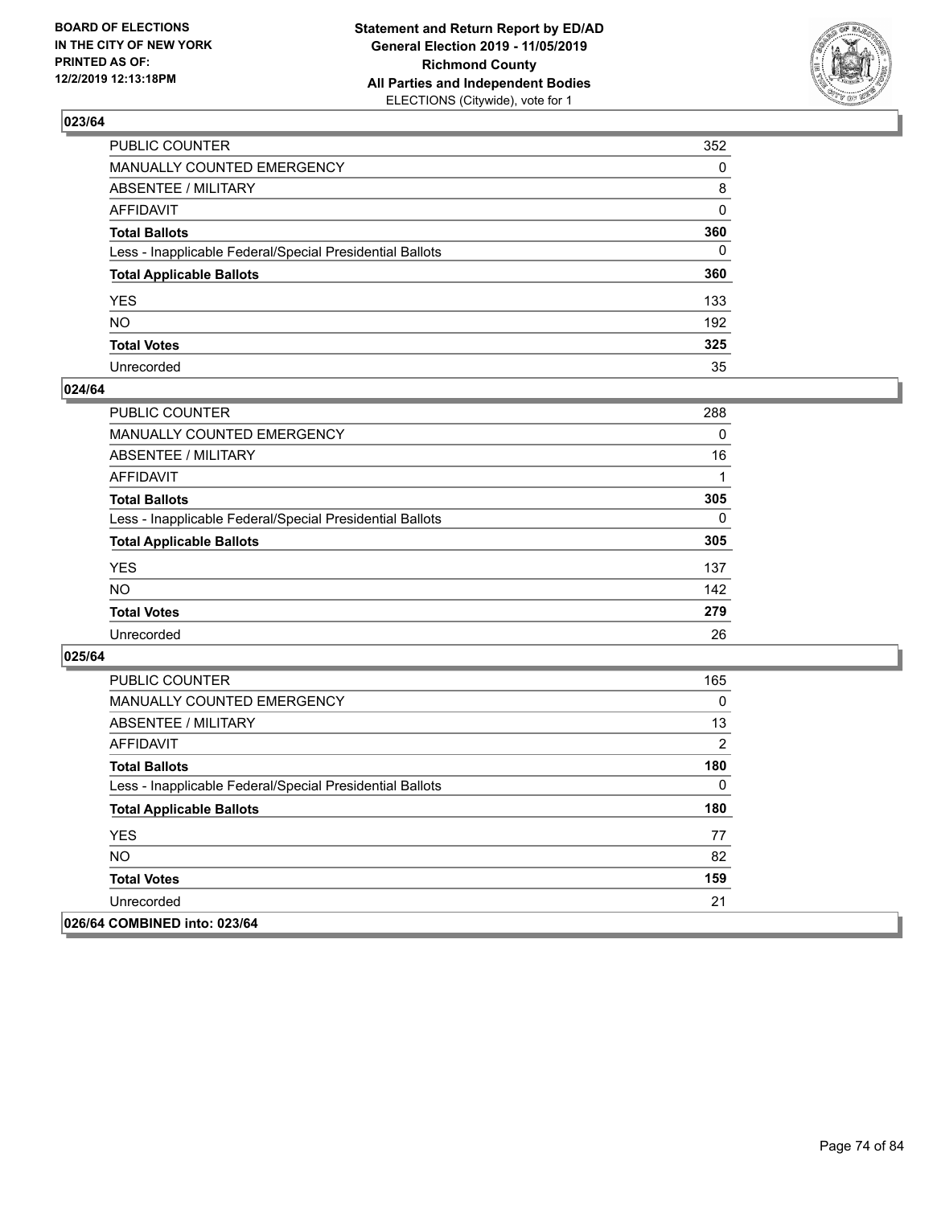## 023/64

| | |
|---|---|
| PUBLIC COUNTER | 352 |
| MANUALLY COUNTED EMERGENCY | 0 |
| ABSENTEE / MILITARY | 8 |
| AFFIDAVIT | 0 |
| **Total Ballots** | **360** |
| Less - Inapplicable Federal/Special Presidential Ballots | 0 |
| **Total Applicable Ballots** | **360** |
| YES | 133 |
| NO | 192 |
| **Total Votes** | **325** |
| Unrecorded | 35 |

## 024/64

| | |
|---|---|
| PUBLIC COUNTER | 288 |
| MANUALLY COUNTED EMERGENCY | 0 |
| ABSENTEE / MILITARY | 16 |
| AFFIDAVIT | 1 |
| **Total Ballots** | **305** |
| Less - Inapplicable Federal/Special Presidential Ballots | 0 |
| **Total Applicable Ballots** | **305** |
| YES | 137 |
| NO | 142 |
| **Total Votes** | **279** |
| Unrecorded | 26 |

## 025/64

| | |
|---|---|
| PUBLIC COUNTER | 165 |
| MANUALLY COUNTED EMERGENCY | 0 |
| ABSENTEE / MILITARY | 13 |
| AFFIDAVIT | 2 |
| **Total Ballots** | **180** |
| Less - Inapplicable Federal/Special Presidential Ballots | 0 |
| **Total Applicable Ballots** | **180** |
| YES | 77 |
| NO | 82 |
| **Total Votes** | **159** |
| Unrecorded | 21 |

## 026/64 COMBINED into: 023/64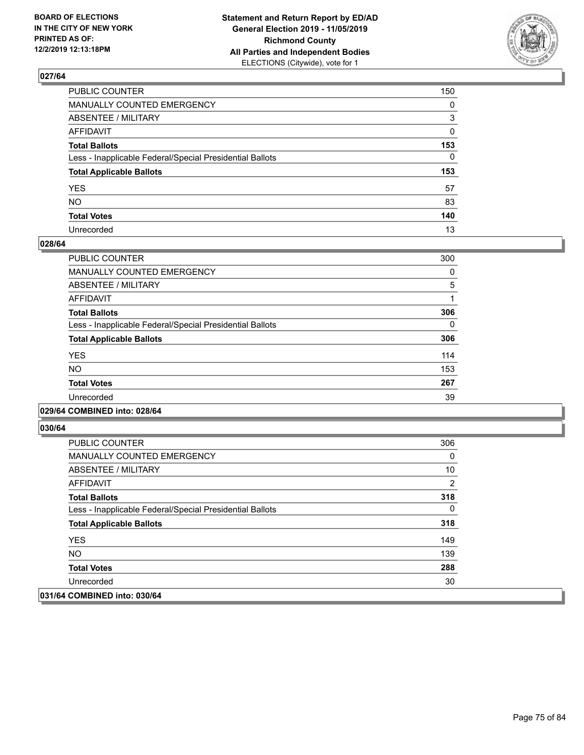**BOARD OF ELECTIONS IN THE CITY OF NEW YORK PRINTED AS OF: 12/2/2019 12:13:18PM**

**Statement and Return Report by ED/AD General Election 2019 - 11/05/2019 Richmond County All Parties and Independent Bodies** ELECTIONS (Citywide), vote for 1

### 027/64

| | |
|---|---|
| PUBLIC COUNTER | 150 |
| MANUALLY COUNTED EMERGENCY | 0 |
| ABSENTEE / MILITARY | 3 |
| AFFIDAVIT | 0 |
| **Total Ballots** | **153** |
| Less - Inapplicable Federal/Special Presidential Ballots | 0 |
| **Total Applicable Ballots** | **153** |
| YES | 57 |
| NO | 83 |
| **Total Votes** | **140** |
| Unrecorded | 13 |

### 028/64

| | |
|---|---|
| PUBLIC COUNTER | 300 |
| MANUALLY COUNTED EMERGENCY | 0 |
| ABSENTEE / MILITARY | 5 |
| AFFIDAVIT | 1 |
| **Total Ballots** | **306** |
| Less - Inapplicable Federal/Special Presidential Ballots | 0 |
| **Total Applicable Ballots** | **306** |
| YES | 114 |
| NO | 153 |
| **Total Votes** | **267** |
| Unrecorded | 39 |

### 029/64 COMBINED into: 028/64

### 030/64

| | |
|---|---|
| PUBLIC COUNTER | 306 |
| MANUALLY COUNTED EMERGENCY | 0 |
| ABSENTEE / MILITARY | 10 |
| AFFIDAVIT | 2 |
| **Total Ballots** | **318** |
| Less - Inapplicable Federal/Special Presidential Ballots | 0 |
| **Total Applicable Ballots** | **318** |
| YES | 149 |
| NO | 139 |
| **Total Votes** | **288** |
| Unrecorded | 30 |

### 031/64 COMBINED into: 030/64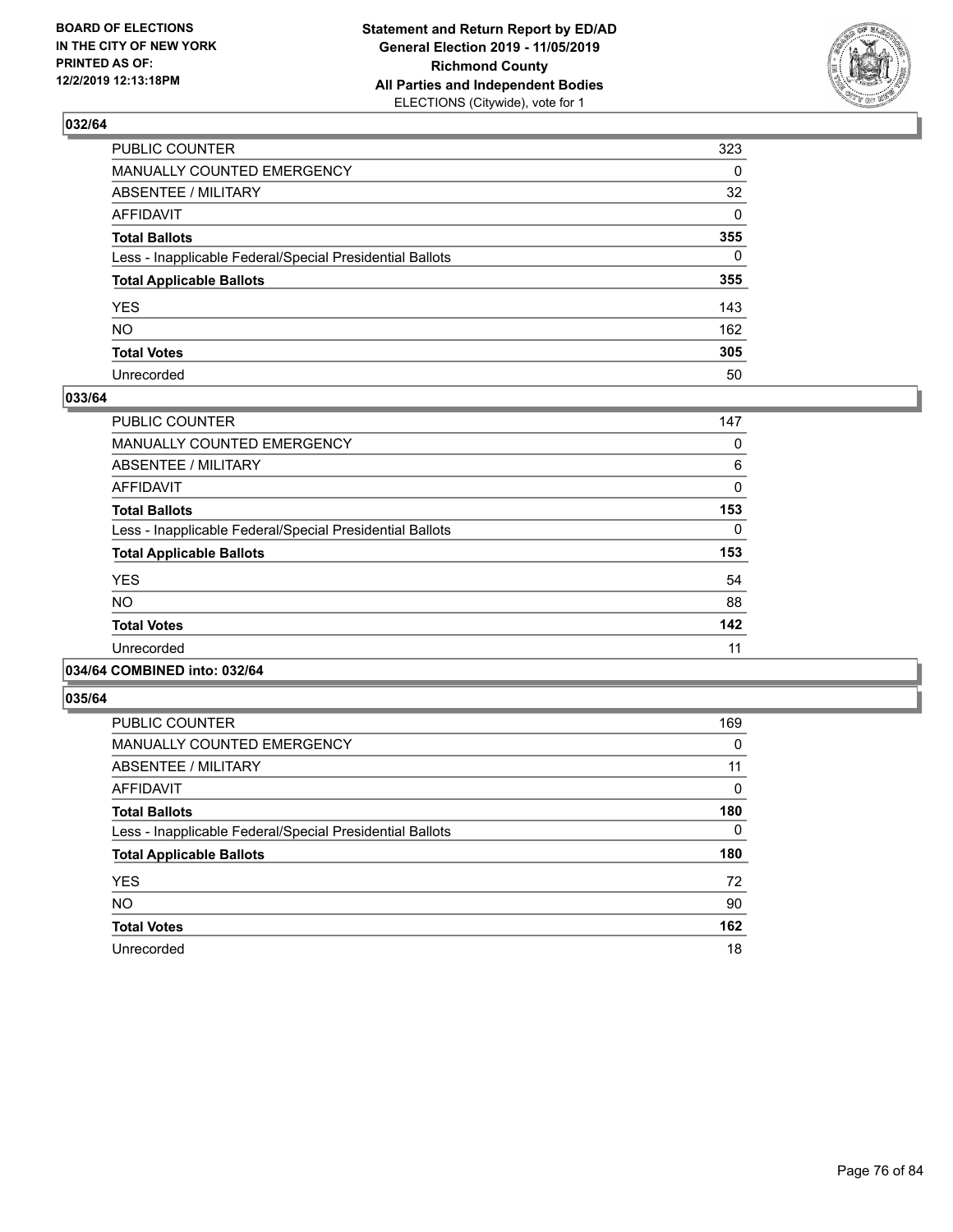## 032/64

| | |
|---|---|
| PUBLIC COUNTER | 323 |
| MANUALLY COUNTED EMERGENCY | 0 |
| ABSENTEE / MILITARY | 32 |
| AFFIDAVIT | 0 |
| **Total Ballots** | **355** |
| Less - Inapplicable Federal/Special Presidential Ballots | 0 |
| **Total Applicable Ballots** | **355** |
| YES | 143 |
| NO | 162 |
| **Total Votes** | **305** |
| Unrecorded | 50 |

## 033/64

| | |
|---|---|
| PUBLIC COUNTER | 147 |
| MANUALLY COUNTED EMERGENCY | 0 |
| ABSENTEE / MILITARY | 6 |
| AFFIDAVIT | 0 |
| **Total Ballots** | **153** |
| Less - Inapplicable Federal/Special Presidential Ballots | 0 |
| **Total Applicable Ballots** | **153** |
| YES | 54 |
| NO | 88 |
| **Total Votes** | **142** |
| Unrecorded | 11 |

## 034/64 COMBINED into: 032/64

## 035/64

| | |
|---|---|
| PUBLIC COUNTER | 169 |
| MANUALLY COUNTED EMERGENCY | 0 |
| ABSENTEE / MILITARY | 11 |
| AFFIDAVIT | 0 |
| **Total Ballots** | **180** |
| Less - Inapplicable Federal/Special Presidential Ballots | 0 |
| **Total Applicable Ballots** | **180** |
| YES | 72 |
| NO | 90 |
| **Total Votes** | **162** |
| Unrecorded | 18 |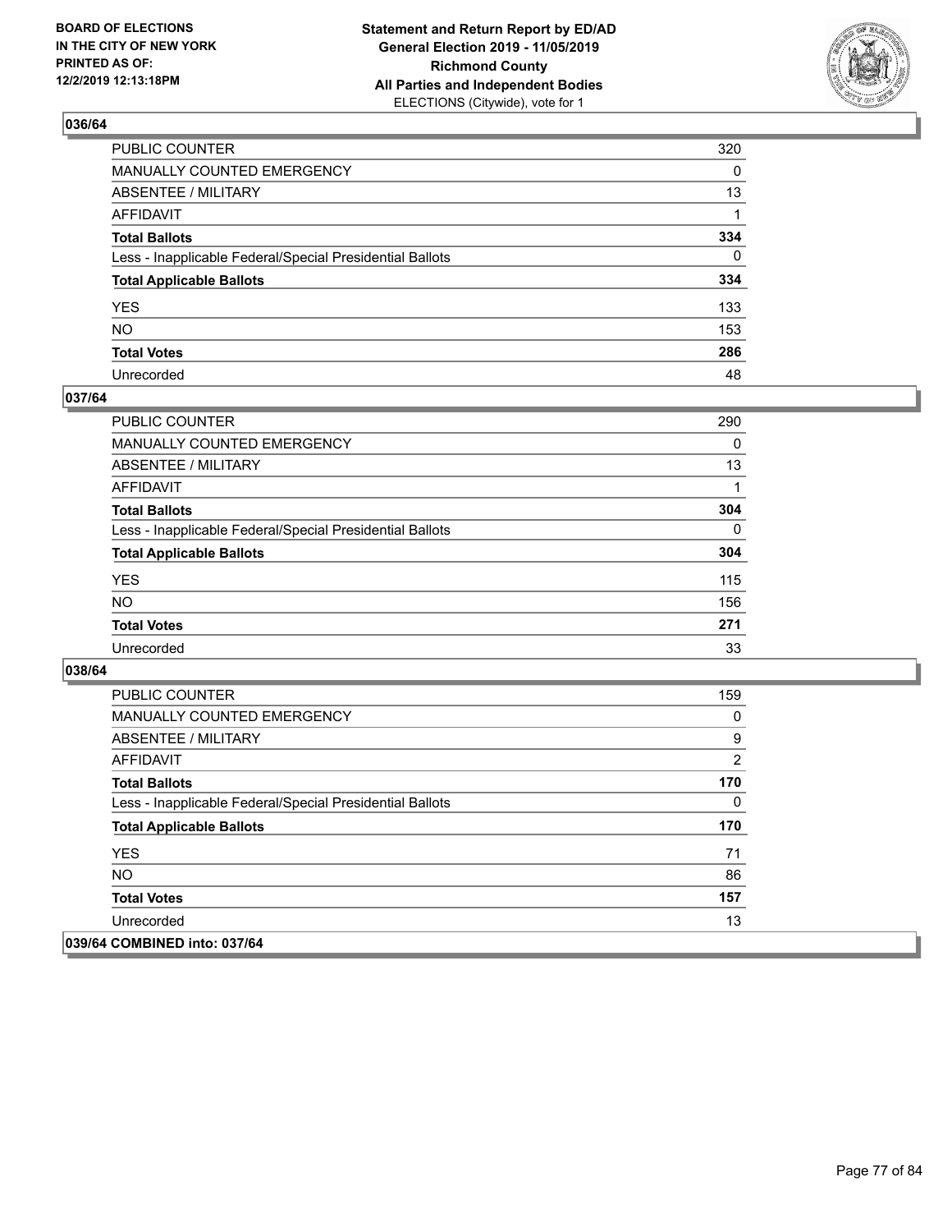## 036/64

| | |
|---|---|
| PUBLIC COUNTER | 320 |
| MANUALLY COUNTED EMERGENCY | 0 |
| ABSENTEE / MILITARY | 13 |
| AFFIDAVIT | 1 |
| **Total Ballots** | **334** |
| Less - Inapplicable Federal/Special Presidential Ballots | 0 |
| **Total Applicable Ballots** | **334** |
| YES | 133 |
| NO | 153 |
| **Total Votes** | **286** |
| Unrecorded | 48 |

## 037/64

| | |
|---|---|
| PUBLIC COUNTER | 290 |
| MANUALLY COUNTED EMERGENCY | 0 |
| ABSENTEE / MILITARY | 13 |
| AFFIDAVIT | 1 |
| **Total Ballots** | **304** |
| Less - Inapplicable Federal/Special Presidential Ballots | 0 |
| **Total Applicable Ballots** | **304** |
| YES | 115 |
| NO | 156 |
| **Total Votes** | **271** |
| Unrecorded | 33 |

## 038/64

| | |
|---|---|
| PUBLIC COUNTER | 159 |
| MANUALLY COUNTED EMERGENCY | 0 |
| ABSENTEE / MILITARY | 9 |
| AFFIDAVIT | 2 |
| **Total Ballots** | **170** |
| Less - Inapplicable Federal/Special Presidential Ballots | 0 |
| **Total Applicable Ballots** | **170** |
| YES | 71 |
| NO | 86 |
| **Total Votes** | **157** |
| Unrecorded | 13 |

## 039/64 COMBINED into: 037/64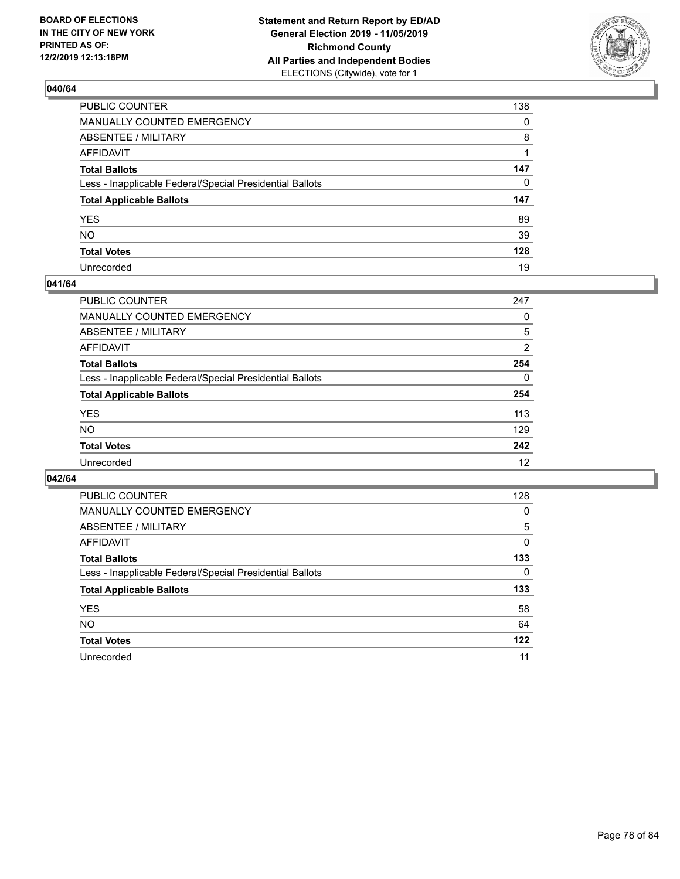BOARD OF ELECTIONS
IN THE CITY OF NEW YORK
PRINTED AS OF:
12/2/2019 12:13:18PM

**Statement and Return Report by ED/AD**
**General Election 2019 - 11/05/2019**
**Richmond County**
**All Parties and Independent Bodies**
ELECTIONS (Citywide), vote for 1

### 040/64

| | |
|---|---|
| PUBLIC COUNTER | 138 |
| MANUALLY COUNTED EMERGENCY | 0 |
| ABSENTEE / MILITARY | 8 |
| AFFIDAVIT | 1 |
| **Total Ballots** | **147** |
| Less - Inapplicable Federal/Special Presidential Ballots | 0 |
| **Total Applicable Ballots** | **147** |
| YES | 89 |
| NO | 39 |
| **Total Votes** | **128** |
| Unrecorded | 19 |

### 041/64

| | |
|---|---|
| PUBLIC COUNTER | 247 |
| MANUALLY COUNTED EMERGENCY | 0 |
| ABSENTEE / MILITARY | 5 |
| AFFIDAVIT | 2 |
| **Total Ballots** | **254** |
| Less - Inapplicable Federal/Special Presidential Ballots | 0 |
| **Total Applicable Ballots** | **254** |
| YES | 113 |
| NO | 129 |
| **Total Votes** | **242** |
| Unrecorded | 12 |

### 042/64

| | |
|---|---|
| PUBLIC COUNTER | 128 |
| MANUALLY COUNTED EMERGENCY | 0 |
| ABSENTEE / MILITARY | 5 |
| AFFIDAVIT | 0 |
| **Total Ballots** | **133** |
| Less - Inapplicable Federal/Special Presidential Ballots | 0 |
| **Total Applicable Ballots** | **133** |
| YES | 58 |
| NO | 64 |
| **Total Votes** | **122** |
| Unrecorded | 11 |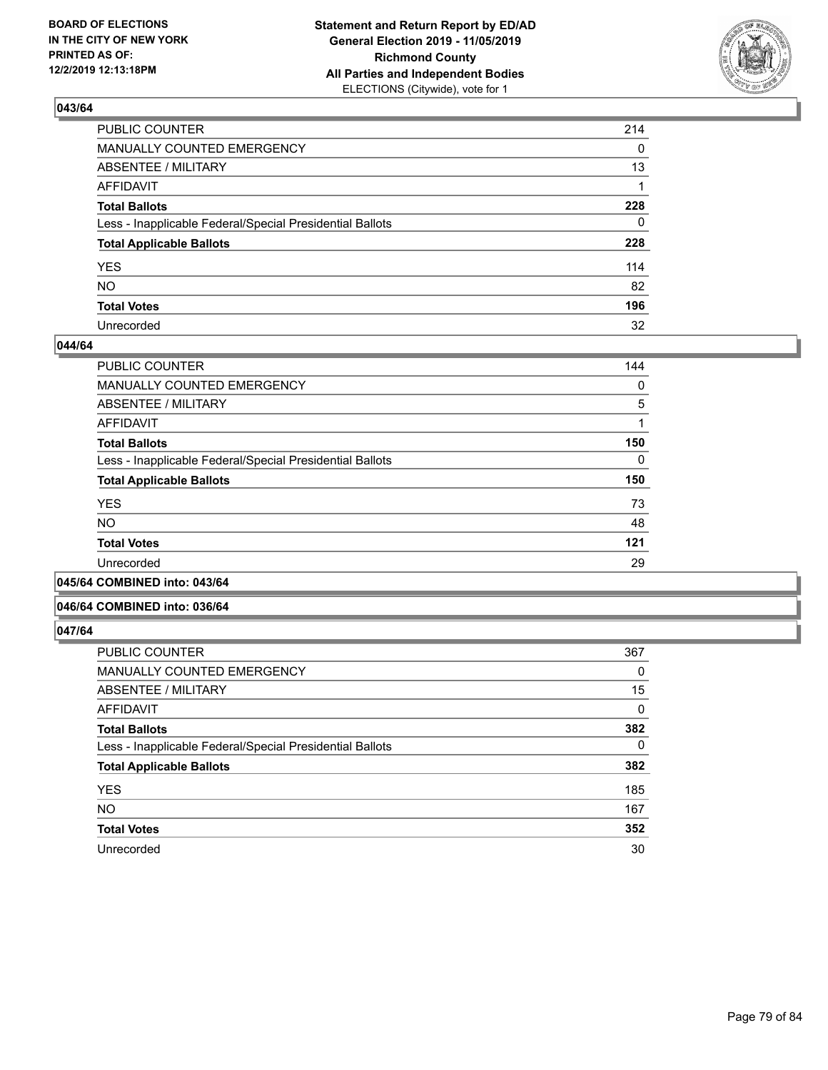**043/64**

| | |
|---|---|
| PUBLIC COUNTER | 214 |
| MANUALLY COUNTED EMERGENCY | 0 |
| ABSENTEE / MILITARY | 13 |
| AFFIDAVIT | 1 |
| **Total Ballots** | **228** |
| Less - Inapplicable Federal/Special Presidential Ballots | 0 |
| **Total Applicable Ballots** | **228** |
| YES | 114 |
| NO | 82 |
| **Total Votes** | **196** |
| Unrecorded | 32 |

**044/64**

| | |
|---|---|
| PUBLIC COUNTER | 144 |
| MANUALLY COUNTED EMERGENCY | 0 |
| ABSENTEE / MILITARY | 5 |
| AFFIDAVIT | 1 |
| **Total Ballots** | **150** |
| Less - Inapplicable Federal/Special Presidential Ballots | 0 |
| **Total Applicable Ballots** | **150** |
| YES | 73 |
| NO | 48 |
| **Total Votes** | **121** |
| Unrecorded | 29 |

**045/64 COMBINED into: 043/64**

**046/64 COMBINED into: 036/64**

**047/64**

| | |
|---|---|
| PUBLIC COUNTER | 367 |
| MANUALLY COUNTED EMERGENCY | 0 |
| ABSENTEE / MILITARY | 15 |
| AFFIDAVIT | 0 |
| **Total Ballots** | **382** |
| Less - Inapplicable Federal/Special Presidential Ballots | 0 |
| **Total Applicable Ballots** | **382** |
| YES | 185 |
| NO | 167 |
| **Total Votes** | **352** |
| Unrecorded | 30 |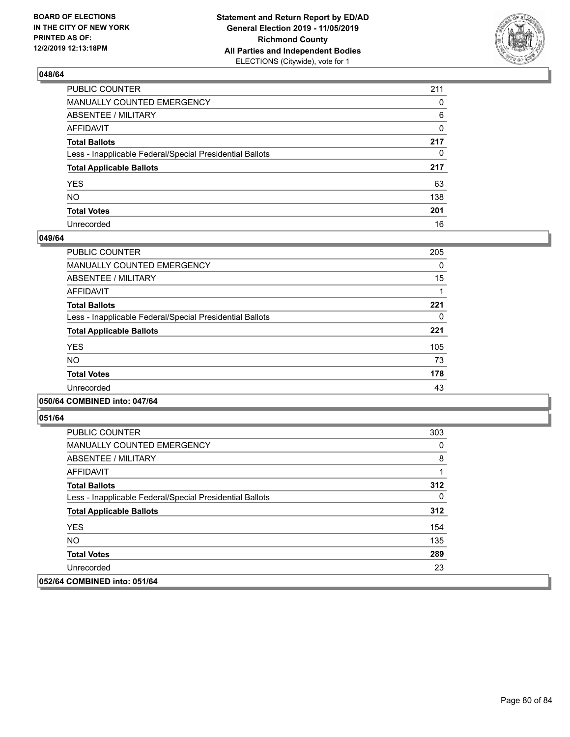**BOARD OF ELECTIONS IN THE CITY OF NEW YORK PRINTED AS OF: 12/2/2019 12:13:18PM**

**Statement and Return Report by ED/AD General Election 2019 - 11/05/2019 Richmond County All Parties and Independent Bodies**
ELECTIONS (Citywide), vote for 1

## 048/64

| | |
|---|---|
| PUBLIC COUNTER | 211 |
| MANUALLY COUNTED EMERGENCY | 0 |
| ABSENTEE / MILITARY | 6 |
| AFFIDAVIT | 0 |
| **Total Ballots** | **217** |
| Less - Inapplicable Federal/Special Presidential Ballots | 0 |
| **Total Applicable Ballots** | **217** |
| YES | 63 |
| NO | 138 |
| **Total Votes** | **201** |
| Unrecorded | 16 |

## 049/64

| | |
|---|---|
| PUBLIC COUNTER | 205 |
| MANUALLY COUNTED EMERGENCY | 0 |
| ABSENTEE / MILITARY | 15 |
| AFFIDAVIT | 1 |
| **Total Ballots** | **221** |
| Less - Inapplicable Federal/Special Presidential Ballots | 0 |
| **Total Applicable Ballots** | **221** |
| YES | 105 |
| NO | 73 |
| **Total Votes** | **178** |
| Unrecorded | 43 |

## 050/64 COMBINED into: 047/64

## 051/64

| | |
|---|---|
| PUBLIC COUNTER | 303 |
| MANUALLY COUNTED EMERGENCY | 0 |
| ABSENTEE / MILITARY | 8 |
| AFFIDAVIT | 1 |
| **Total Ballots** | **312** |
| Less - Inapplicable Federal/Special Presidential Ballots | 0 |
| **Total Applicable Ballots** | **312** |
| YES | 154 |
| NO | 135 |
| **Total Votes** | **289** |
| Unrecorded | 23 |

## 052/64 COMBINED into: 051/64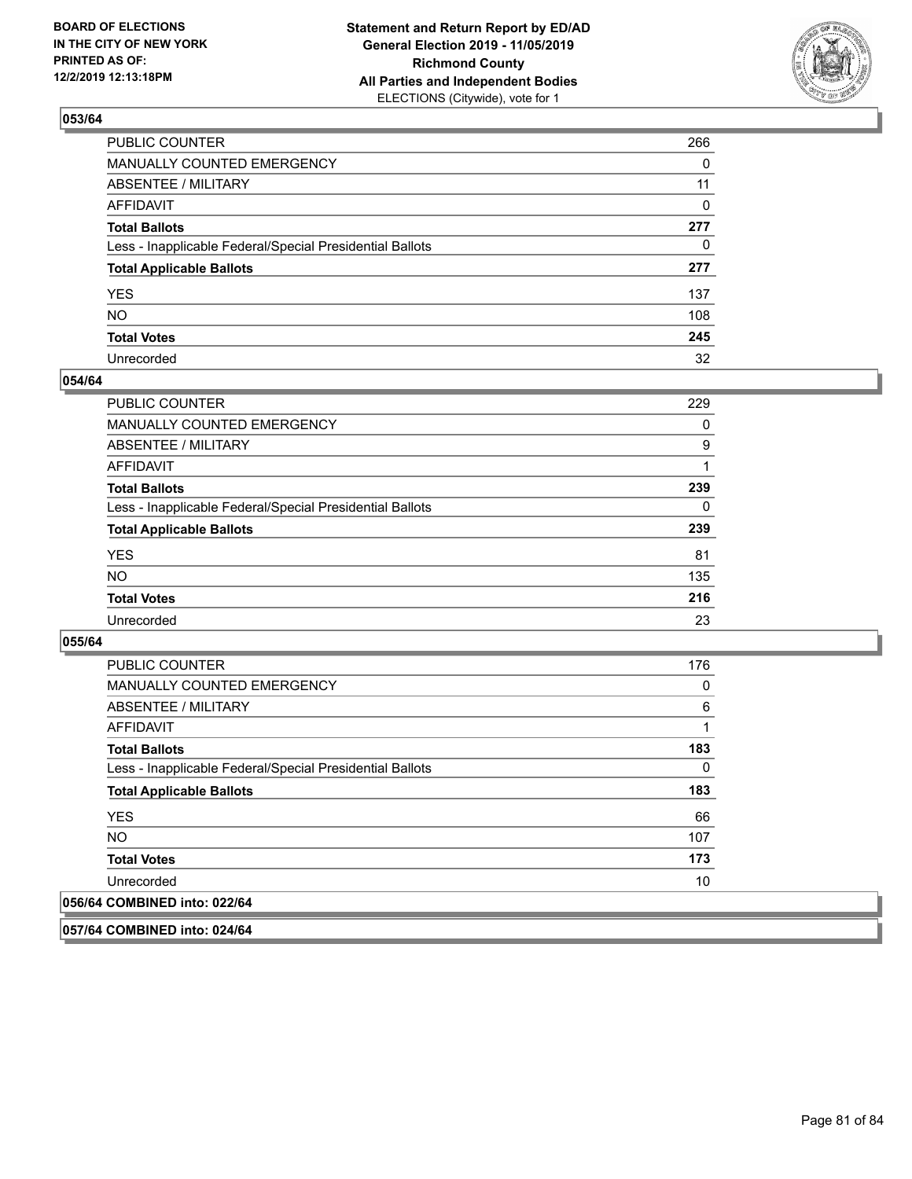### 053/64

| | |
|---|---|
| PUBLIC COUNTER | 266 |
| MANUALLY COUNTED EMERGENCY | 0 |
| ABSENTEE / MILITARY | 11 |
| AFFIDAVIT | 0 |
| **Total Ballots** | **277** |
| Less - Inapplicable Federal/Special Presidential Ballots | 0 |
| **Total Applicable Ballots** | **277** |
| YES | 137 |
| NO | 108 |
| **Total Votes** | **245** |
| Unrecorded | 32 |

### 054/64

| | |
|---|---|
| PUBLIC COUNTER | 229 |
| MANUALLY COUNTED EMERGENCY | 0 |
| ABSENTEE / MILITARY | 9 |
| AFFIDAVIT | 1 |
| **Total Ballots** | **239** |
| Less - Inapplicable Federal/Special Presidential Ballots | 0 |
| **Total Applicable Ballots** | **239** |
| YES | 81 |
| NO | 135 |
| **Total Votes** | **216** |
| Unrecorded | 23 |

### 055/64

| | |
|---|---|
| PUBLIC COUNTER | 176 |
| MANUALLY COUNTED EMERGENCY | 0 |
| ABSENTEE / MILITARY | 6 |
| AFFIDAVIT | 1 |
| **Total Ballots** | **183** |
| Less - Inapplicable Federal/Special Presidential Ballots | 0 |
| **Total Applicable Ballots** | **183** |
| YES | 66 |
| NO | 107 |
| **Total Votes** | **173** |
| Unrecorded | 10 |

### 056/64 COMBINED into: 022/64

### 057/64 COMBINED into: 024/64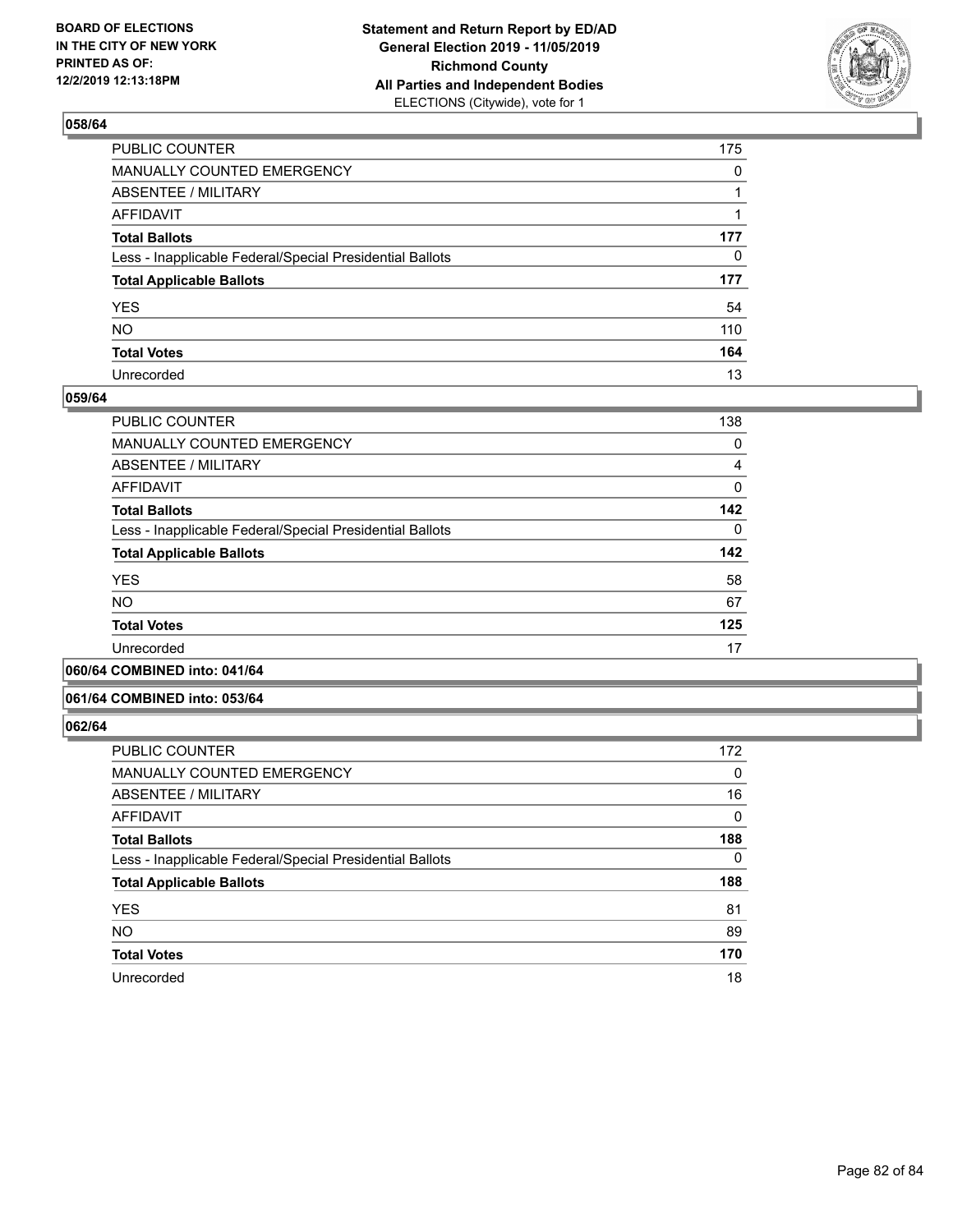### 058/64

| | |
|---|---|
| PUBLIC COUNTER | 175 |
| MANUALLY COUNTED EMERGENCY | 0 |
| ABSENTEE / MILITARY | 1 |
| AFFIDAVIT | 1 |
| **Total Ballots** | **177** |
| Less - Inapplicable Federal/Special Presidential Ballots | 0 |
| **Total Applicable Ballots** | **177** |
| YES | 54 |
| NO | 110 |
| **Total Votes** | **164** |
| Unrecorded | 13 |

### 059/64

| | |
|---|---|
| PUBLIC COUNTER | 138 |
| MANUALLY COUNTED EMERGENCY | 0 |
| ABSENTEE / MILITARY | 4 |
| AFFIDAVIT | 0 |
| **Total Ballots** | **142** |
| Less - Inapplicable Federal/Special Presidential Ballots | 0 |
| **Total Applicable Ballots** | **142** |
| YES | 58 |
| NO | 67 |
| **Total Votes** | **125** |
| Unrecorded | 17 |

### 060/64 COMBINED into: 041/64

### 061/64 COMBINED into: 053/64

### 062/64

| | |
|---|---|
| PUBLIC COUNTER | 172 |
| MANUALLY COUNTED EMERGENCY | 0 |
| ABSENTEE / MILITARY | 16 |
| AFFIDAVIT | 0 |
| **Total Ballots** | **188** |
| Less - Inapplicable Federal/Special Presidential Ballots | 0 |
| **Total Applicable Ballots** | **188** |
| YES | 81 |
| NO | 89 |
| **Total Votes** | **170** |
| Unrecorded | 18 |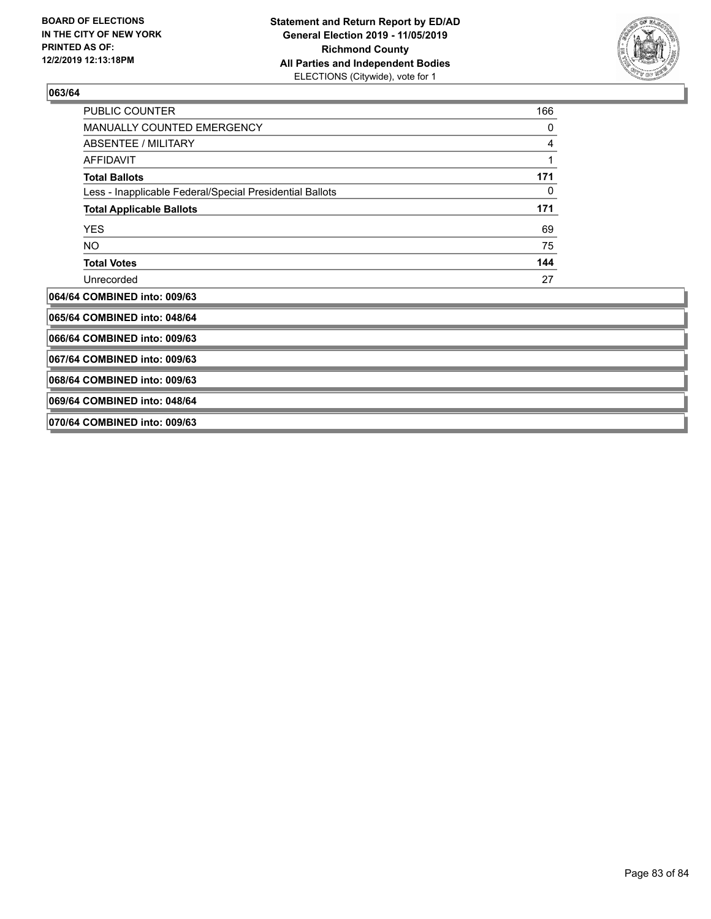## 063/64

| | |
|---|---|
| PUBLIC COUNTER | 166 |
| MANUALLY COUNTED EMERGENCY | 0 |
| ABSENTEE / MILITARY | 4 |
| AFFIDAVIT | 1 |
| **Total Ballots** | **171** |
| Less - Inapplicable Federal/Special Presidential Ballots | 0 |
| **Total Applicable Ballots** | **171** |
| YES | 69 |
| NO | 75 |
| **Total Votes** | **144** |
| Unrecorded | 27 |

## 064/64 COMBINED into: 009/63

## 065/64 COMBINED into: 048/64

## 066/64 COMBINED into: 009/63

## 067/64 COMBINED into: 009/63

## 068/64 COMBINED into: 009/63

## 069/64 COMBINED into: 048/64

## 070/64 COMBINED into: 009/63